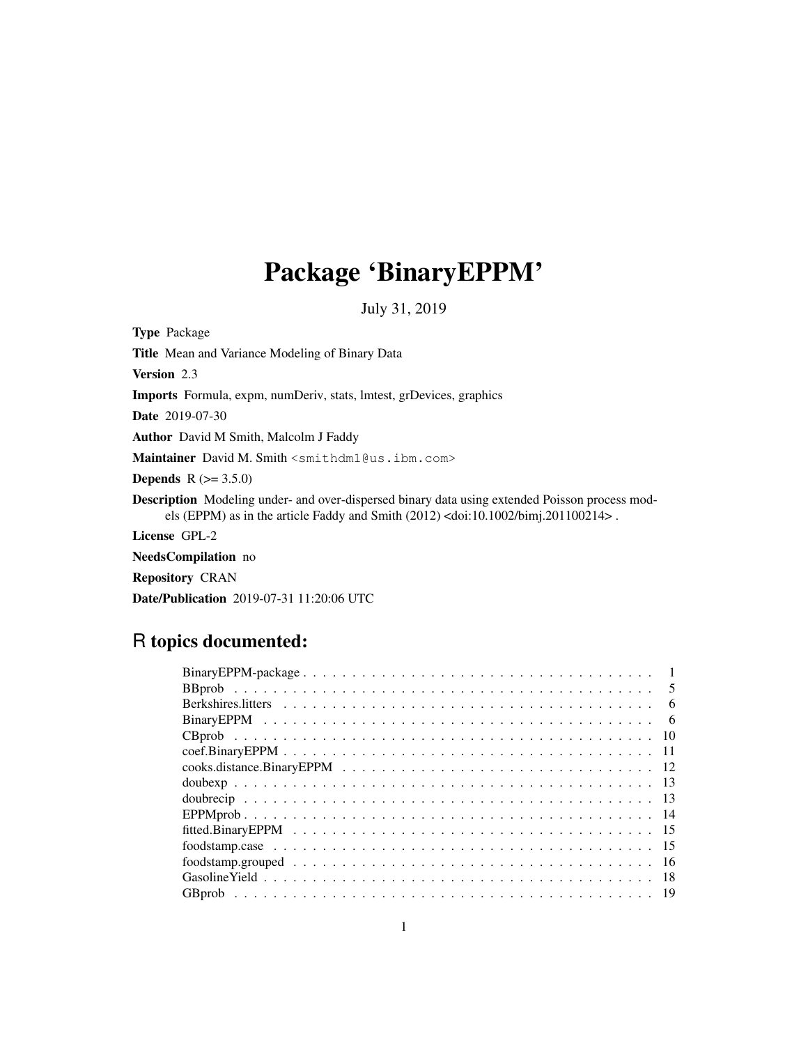# Package 'BinaryEPPM'

July 31, 2019

**Type** Package

**Title** Mean and Variance Modeling of Binary Data

**Version** 2.3

**Imports** Formula, expm, numDeriv, stats, lmtest, grDevices, graphics

**Date** 2019-07-30

**Author** David M Smith, Malcolm J Faddy

**Maintainer** David M. Smith <smithdm1@us.ibm.com>

**Depends** R (>= 3.5.0)

**Description** Modeling under- and over-dispersed binary data using extended Poisson process models (EPPM) as in the article Faddy and Smith (2012) <doi:10.1002/bimj.201100214> .

**License** GPL-2

**NeedsCompilation** no

**Repository** CRAN

**Date/Publication** 2019-07-31 11:20:06 UTC

## R topics documented:

| | |
|---|---|
| BinaryEPPM-package | 1 |
| BBprob | 5 |
| Berkshires.litters | 6 |
| BinaryEPPM | 6 |
| CBprob | 10 |
| coef.BinaryEPPM | 11 |
| cooks.distance.BinaryEPPM | 12 |
| doubexp | 13 |
| doubrecip | 13 |
| EPPMprob | 14 |
| fitted.BinaryEPPM | 15 |
| foodstamp.case | 15 |
| foodstamp.grouped | 16 |
| GasolineYield | 18 |
| GBprob | 19 |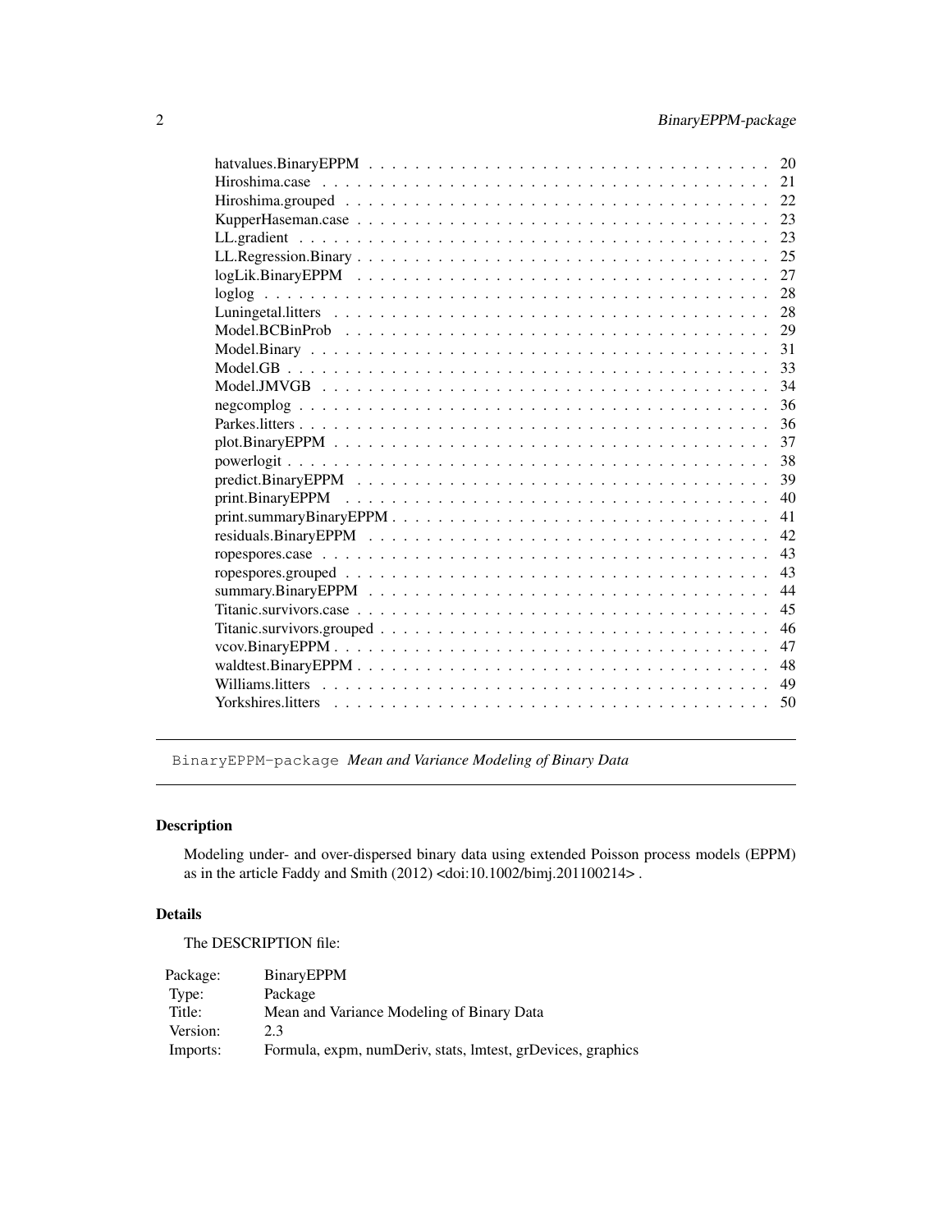| | |
|---|---|
| hatvalues.BinaryEPPM | 20 |
| Hiroshima.case | 21 |
| Hiroshima.grouped | 22 |
| KupperHaseman.case | 23 |
| LL.gradient | 23 |
| LL.Regression.Binary | 25 |
| logLik.BinaryEPPM | 27 |
| loglog | 28 |
| Luningetal.litters | 28 |
| Model.BCBinProb | 29 |
| Model.Binary | 31 |
| Model.GB | 33 |
| Model.JMVGB | 34 |
| negcomplog | 36 |
| Parkes.litters | 36 |
| plot.BinaryEPPM | 37 |
| powerlogit | 38 |
| predict.BinaryEPPM | 39 |
| print.BinaryEPPM | 40 |
| print.summaryBinaryEPPM | 41 |
| residuals.BinaryEPPM | 42 |
| ropespores.case | 43 |
| ropespores.grouped | 43 |
| summary.BinaryEPPM | 44 |
| Titanic.survivors.case | 45 |
| Titanic.survivors.grouped | 46 |
| vcov.BinaryEPPM | 47 |
| waldtest.BinaryEPPM | 48 |
| Williams.litters | 49 |
| Yorkshires.litters | 50 |

---

# BinaryEPPM-package *Mean and Variance Modeling of Binary Data*

## Description

Modeling under- and over-dispersed binary data using extended Poisson process models (EPPM) as in the article Faddy and Smith (2012) <doi:10.1002/bimj.201100214> .

## Details

The DESCRIPTION file:

| | |
|---|---|
| Package: | BinaryEPPM |
| Type: | Package |
| Title: | Mean and Variance Modeling of Binary Data |
| Version: | 2.3 |
| Imports: | Formula, expm, numDeriv, stats, lmtest, grDevices, graphics |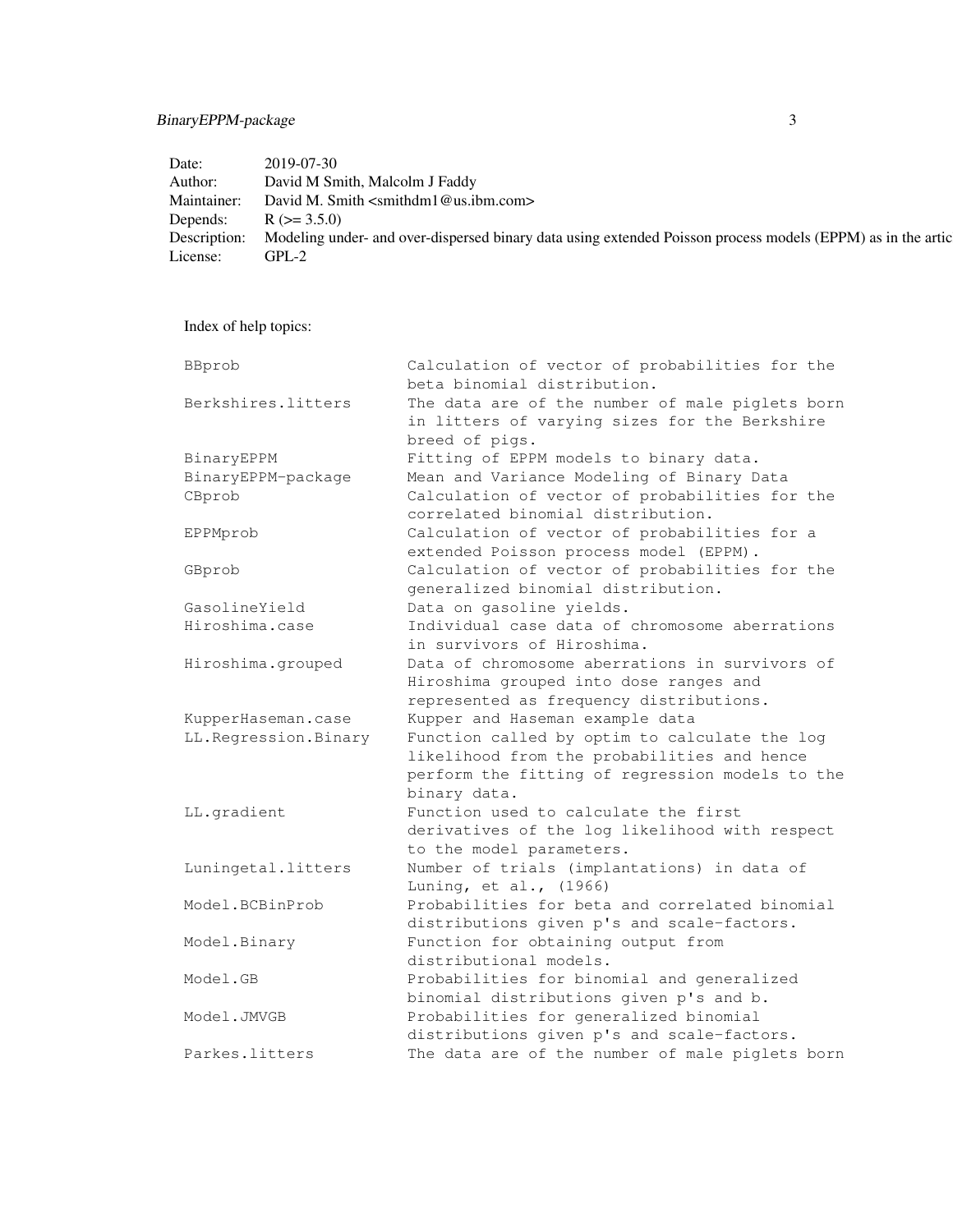| | |
|---|---|
| Date: | 2019-07-30 |
| Author: | David M Smith, Malcolm J Faddy |
| Maintainer: | David M. Smith <smithdm1@us.ibm.com> |
| Depends: | R (>= 3.5.0) |
| Description: | Modeling under- and over-dispersed binary data using extended Poisson process models (EPPM) as in the artic |
| License: | GPL-2 |

Index of help topics:

```
BBprob                  Calculation of vector of probabilities for the
                        beta binomial distribution.
Berkshires.litters      The data are of the number of male piglets born
                        in litters of varying sizes for the Berkshire
                        breed of pigs.
BinaryEPPM              Fitting of EPPM models to binary data.
BinaryEPPM-package      Mean and Variance Modeling of Binary Data
CBprob                  Calculation of vector of probabilities for the
                        correlated binomial distribution.
EPPMprob                Calculation of vector of probabilities for a
                        extended Poisson process model (EPPM).
GBprob                  Calculation of vector of probabilities for the
                        generalized binomial distribution.
GasolineYield           Data on gasoline yields.
Hiroshima.case          Individual case data of chromosome aberrations
                        in survivors of Hiroshima.
Hiroshima.grouped       Data of chromosome aberrations in survivors of
                        Hiroshima grouped into dose ranges and
                        represented as frequency distributions.
KupperHaseman.case      Kupper and Haseman example data
LL.Regression.Binary    Function called by optim to calculate the log
                        likelihood from the probabilities and hence
                        perform the fitting of regression models to the
                        binary data.
LL.gradient             Function used to calculate the first
                        derivatives of the log likelihood with respect
                        to the model parameters.
Luningetal.litters      Number of trials (implantations) in data of
                        Luning, et al., (1966)
Model.BCBinProb         Probabilities for beta and correlated binomial
                        distributions given p's and scale-factors.
Model.Binary            Function for obtaining output from
                        distributional models.
Model.GB                Probabilities for binomial and generalized
                        binomial distributions given p's and b.
Model.JMVGB             Probabilities for generalized binomial
                        distributions given p's and scale-factors.
Parkes.litters          The data are of the number of male piglets born
```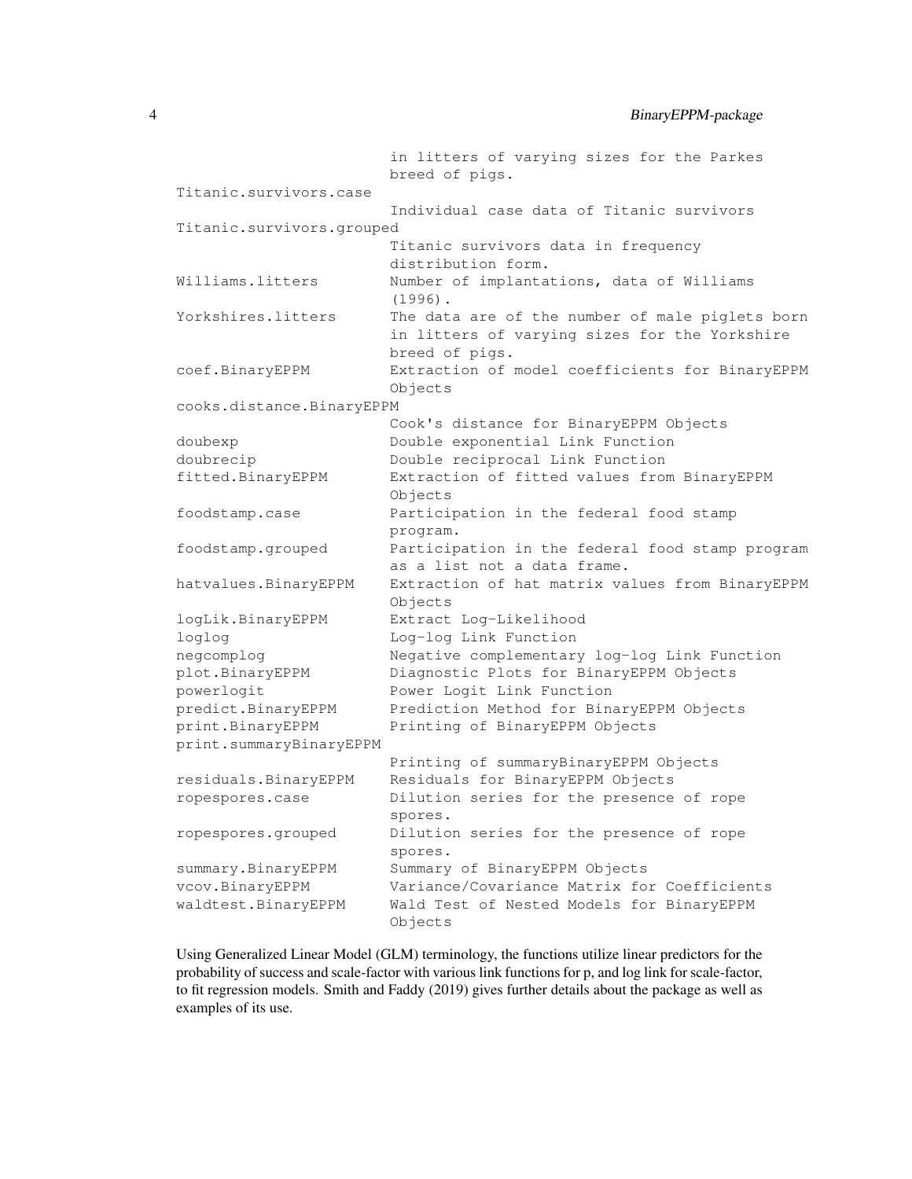```
                        in litters of varying sizes for the Parkes
                        breed of pigs.
Titanic.survivors.case
                        Individual case data of Titanic survivors
Titanic.survivors.grouped
                        Titanic survivors data in frequency
                        distribution form.
Williams.litters        Number of implantations, data of Williams
                        (1996).
Yorkshires.litters      The data are of the number of male piglets born
                        in litters of varying sizes for the Yorkshire
                        breed of pigs.
coef.BinaryEPPM         Extraction of model coefficients for BinaryEPPM
                        Objects
cooks.distance.BinaryEPPM
                        Cook's distance for BinaryEPPM Objects
doubexp                 Double exponential Link Function
doubrecip               Double reciprocal Link Function
fitted.BinaryEPPM       Extraction of fitted values from BinaryEPPM
                        Objects
foodstamp.case          Participation in the federal food stamp
                        program.
foodstamp.grouped       Participation in the federal food stamp program
                        as a list not a data frame.
hatvalues.BinaryEPPM    Extraction of hat matrix values from BinaryEPPM
                        Objects
logLik.BinaryEPPM       Extract Log-Likelihood
loglog                  Log-log Link Function
negcomplog              Negative complementary log-log Link Function
plot.BinaryEPPM         Diagnostic Plots for BinaryEPPM Objects
powerlogit              Power Logit Link Function
predict.BinaryEPPM      Prediction Method for BinaryEPPM Objects
print.BinaryEPPM        Printing of BinaryEPPM Objects
print.summaryBinaryEPPM
                        Printing of summaryBinaryEPPM Objects
residuals.BinaryEPPM    Residuals for BinaryEPPM Objects
ropespores.case         Dilution series for the presence of rope
                        spores.
ropespores.grouped      Dilution series for the presence of rope
                        spores.
summary.BinaryEPPM      Summary of BinaryEPPM Objects
vcov.BinaryEPPM         Variance/Covariance Matrix for Coefficients
waldtest.BinaryEPPM     Wald Test of Nested Models for BinaryEPPM
                        Objects
```

Using Generalized Linear Model (GLM) terminology, the functions utilize linear predictors for the probability of success and scale-factor with various link functions for p, and log link for scale-factor, to fit regression models. Smith and Faddy (2019) gives further details about the package as well as examples of its use.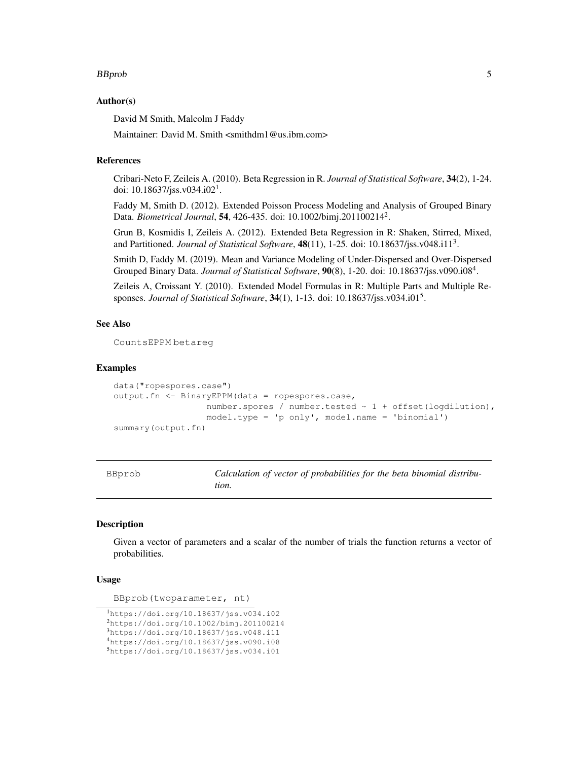### Author(s)

David M Smith, Malcolm J Faddy

Maintainer: David M. Smith <smithdm1@us.ibm.com>

### References

Cribari-Neto F, Zeileis A. (2010). Beta Regression in R. *Journal of Statistical Software*, **34**(2), 1-24. doi: 10.18637/jss.v034.i02[1].

Faddy M, Smith D. (2012). Extended Poisson Process Modeling and Analysis of Grouped Binary Data. *Biometrical Journal*, **54**, 426-435. doi: 10.1002/bimj.201100214[2].

Grun B, Kosmidis I, Zeileis A. (2012). Extended Beta Regression in R: Shaken, Stirred, Mixed, and Partitioned. *Journal of Statistical Software*, **48**(11), 1-25. doi: 10.18637/jss.v048.i11[3].

Smith D, Faddy M. (2019). Mean and Variance Modeling of Under-Dispersed and Over-Dispersed Grouped Binary Data. *Journal of Statistical Software*, **90**(8), 1-20. doi: 10.18637/jss.v090.i08[4].

Zeileis A, Croissant Y. (2010). Extended Model Formulas in R: Multiple Parts and Multiple Responses. *Journal of Statistical Software*, **34**(1), 1-13. doi: 10.18637/jss.v034.i01[5].

### See Also

`CountsEPPM` `betareg`

### Examples

```
data("ropespores.case")
output.fn <- BinaryEPPM(data = ropespores.case,
                  number.spores / number.tested ~ 1 + offset(logdilution),
                  model.type = 'p only', model.name = 'binomial')
summary(output.fn)
```

---

## BBprob — *Calculation of vector of probabilities for the beta binomial distribution.*

---

### Description

Given a vector of parameters and a scalar of the number of trials the function returns a vector of probabilities.

### Usage

```
BBprob(twoparameter, nt)
```

[1] https://doi.org/10.18637/jss.v034.i02
[2] https://doi.org/10.1002/bimj.201100214
[3] https://doi.org/10.18637/jss.v048.i11
[4] https://doi.org/10.18637/jss.v090.i08
[5] https://doi.org/10.18637/jss.v034.i01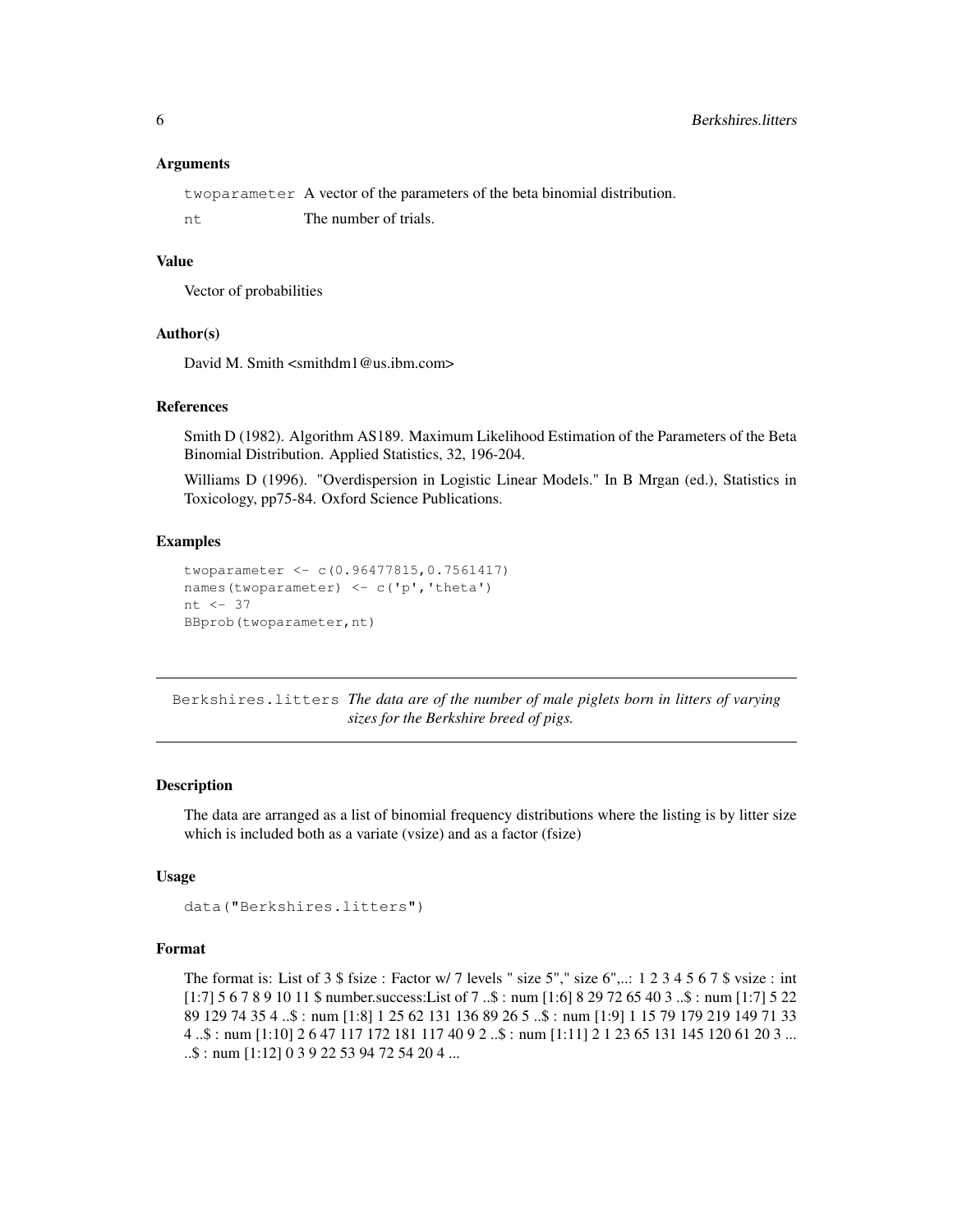### Arguments

| | |
|---|---|
| `twoparameter` | A vector of the parameters of the beta binomial distribution. |
| `nt` | The number of trials. |

### Value

Vector of probabilities

### Author(s)

David M. Smith <smithdm1@us.ibm.com>

### References

Smith D (1982). Algorithm AS189. Maximum Likelihood Estimation of the Parameters of the Beta Binomial Distribution. Applied Statistics, 32, 196-204.

Williams D (1996). "Overdispersion in Logistic Linear Models." In B Mrgan (ed.), Statistics in Toxicology, pp75-84. Oxford Science Publications.

### Examples

```
twoparameter <- c(0.96477815,0.7561417)
names(twoparameter) <- c('p','theta')
nt <- 37
BBprob(twoparameter,nt)
```

---

## Berkshires.litters *The data are of the number of male piglets born in litters of varying sizes for the Berkshire breed of pigs.*

---

### Description

The data are arranged as a list of binomial frequency distributions where the listing is by litter size which is included both as a variate (vsize) and as a factor (fsize)

### Usage

```
data("Berkshires.litters")
```

### Format

The format is: List of 3 $ fsize : Factor w/ 7 levels " size 5"," size 6",..: 1 2 3 4 5 6 7 $ vsize : int [1:7] 5 6 7 8 9 10 11 $ number.success:List of 7 ..$ : num [1:6] 8 29 72 65 40 3 ..$ : num [1:7] 5 22 89 129 74 35 4 ..$ : num [1:8] 1 25 62 131 136 89 26 5 ..$ : num [1:9] 1 15 79 179 219 149 71 33 4 ..$ : num [1:10] 2 6 47 117 172 181 117 40 9 2 ..$ : num [1:11] 2 1 23 65 131 145 120 61 20 3 ... ..$ : num [1:12] 0 3 9 22 53 94 72 54 20 4 ...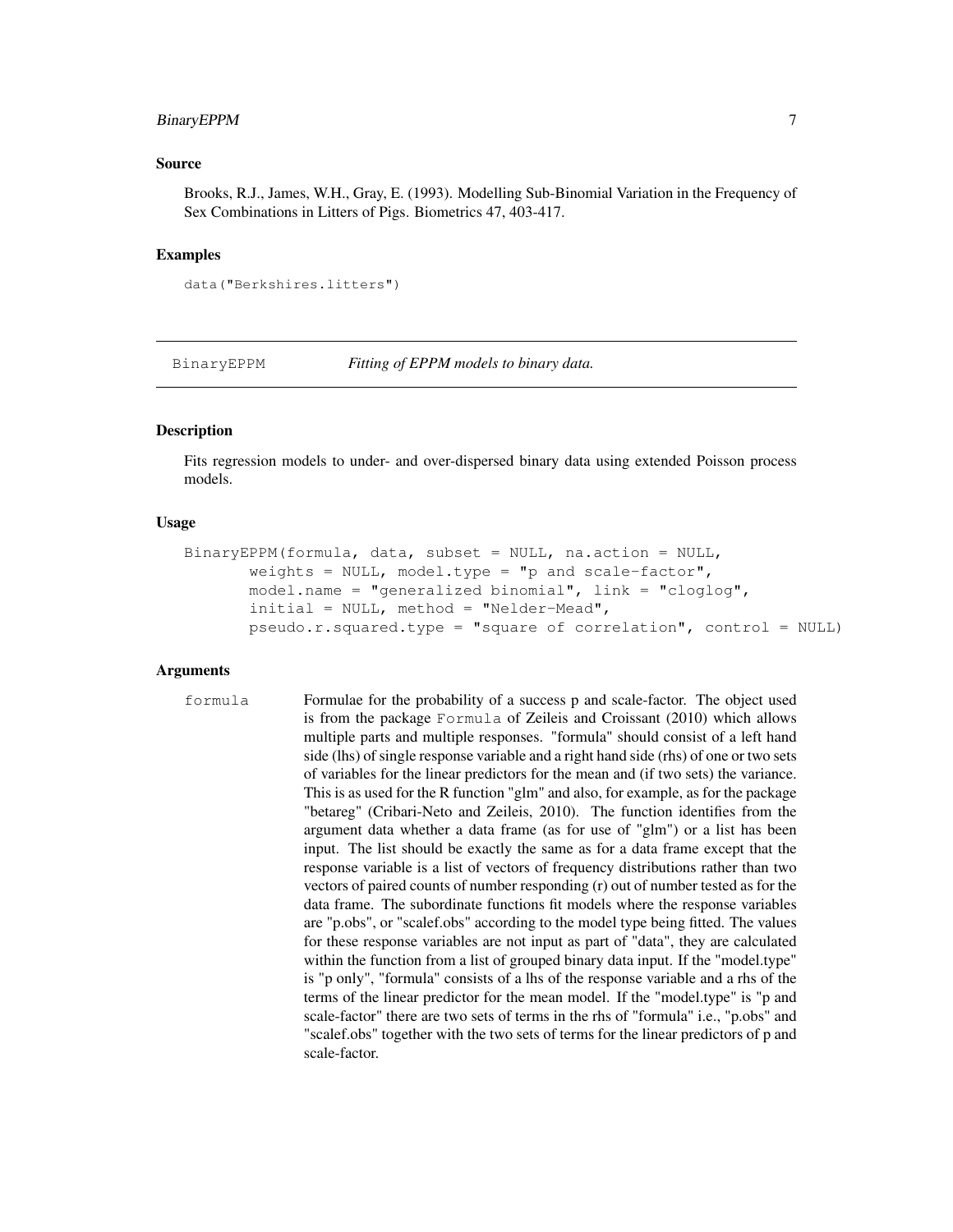## Source

Brooks, R.J., James, W.H., Gray, E. (1993). Modelling Sub-Binomial Variation in the Frequency of Sex Combinations in Litters of Pigs. Biometrics 47, 403-417.

## Examples

```
data("Berkshires.litters")
```

---

# BinaryEPPM — *Fitting of EPPM models to binary data.*

## Description

Fits regression models to under- and over-dispersed binary data using extended Poisson process models.

## Usage

```
BinaryEPPM(formula, data, subset = NULL, na.action = NULL,
       weights = NULL, model.type = "p and scale-factor",
       model.name = "generalized binomial", link = "cloglog",
       initial = NULL, method = "Nelder-Mead",
       pseudo.r.squared.type = "square of correlation", control = NULL)
```

## Arguments

`formula` Formulae for the probability of a success p and scale-factor. The object used is from the package `Formula` of Zeileis and Croissant (2010) which allows multiple parts and multiple responses. "formula" should consist of a left hand side (lhs) of single response variable and a right hand side (rhs) of one or two sets of variables for the linear predictors for the mean and (if two sets) the variance. This is as used for the R function "glm" and also, for example, as for the package "betareg" (Cribari-Neto and Zeileis, 2010). The function identifies from the argument data whether a data frame (as for use of "glm") or a list has been input. The list should be exactly the same as for a data frame except that the response variable is a list of vectors of frequency distributions rather than two vectors of paired counts of number responding (r) out of number tested as for the data frame. The subordinate functions fit models where the response variables are "p.obs", or "scalef.obs" according to the model type being fitted. The values for these response variables are not input as part of "data", they are calculated within the function from a list of grouped binary data input. If the "model.type" is "p only", "formula" consists of a lhs of the response variable and a rhs of the terms of the linear predictor for the mean model. If the "model.type" is "p and scale-factor" there are two sets of terms in the rhs of "formula" i.e., "p.obs" and "scalef.obs" together with the two sets of terms for the linear predictors of p and scale-factor.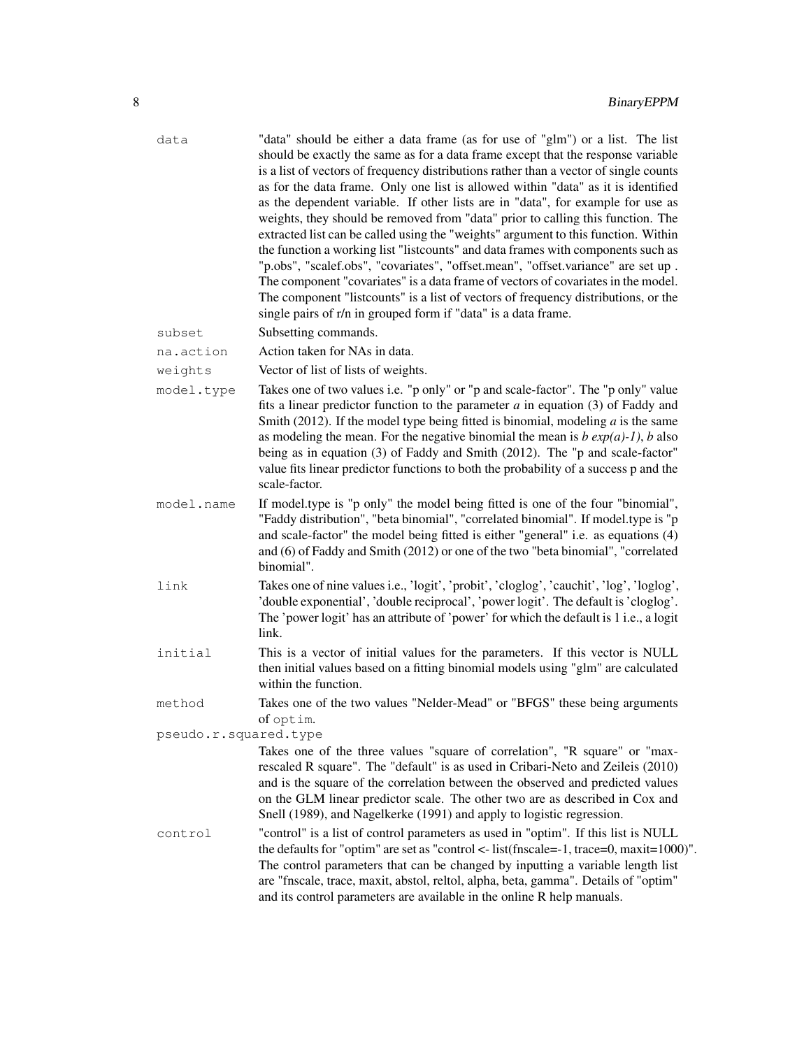| | |
|---|---|
| `data` | "data" should be either a data frame (as for use of "glm") or a list. The list should be exactly the same as for a data frame except that the response variable is a list of vectors of frequency distributions rather than a vector of single counts as for the data frame. Only one list is allowed within "data" as it is identified as the dependent variable. If other lists are in "data", for example for use as weights, they should be removed from "data" prior to calling this function. The extracted list can be called using the "weights" argument to this function. Within the function a working list "listcounts" and data frames with components such as "p.obs", "scalef.obs", "covariates", "offset.mean", "offset.variance" are set up . The component "covariates" is a data frame of vectors of covariates in the model. The component "listcounts" is a list of vectors of frequency distributions, or the single pairs of r/n in grouped form if "data" is a data frame. |
| `subset` | Subsetting commands. |
| `na.action` | Action taken for NAs in data. |
| `weights` | Vector of list of lists of weights. |
| `model.type` | Takes one of two values i.e. "p only" or "p and scale-factor". The "p only" value fits a linear predictor function to the parameter $a$ in equation (3) of Faddy and Smith (2012). If the model type being fitted is binomial, modeling $a$ is the same as modeling the mean. For the negative binomial the mean is $b \exp(a)-1)$, $b$ also being as in equation (3) of Faddy and Smith (2012). The "p and scale-factor" value fits linear predictor functions to both the probability of a success p and the scale-factor. |
| `model.name` | If model.type is "p only" the model being fitted is one of the four "binomial", "Faddy distribution", "beta binomial", "correlated binomial". If model.type is "p and scale-factor" the model being fitted is either "general" i.e. as equations (4) and (6) of Faddy and Smith (2012) or one of the two "beta binomial", "correlated binomial". |
| `link` | Takes one of nine values i.e., 'logit', 'probit', 'cloglog', 'cauchit', 'log', 'loglog', 'double exponential', 'double reciprocal', 'power logit'. The default is 'cloglog'. The 'power logit' has an attribute of 'power' for which the default is 1 i.e., a logit link. |
| `initial` | This is a vector of initial values for the parameters. If this vector is NULL then initial values based on a fitting binomial models using "glm" are calculated within the function. |
| `method` | Takes one of the two values "Nelder-Mead" or "BFGS" these being arguments of `optim`. |
| `pseudo.r.squared.type` | Takes one of the three values "square of correlation", "R square" or "max-rescaled R square". The "default" is as used in Cribari-Neto and Zeileis (2010) and is the square of the correlation between the observed and predicted values on the GLM linear predictor scale. The other two are as described in Cox and Snell (1989), and Nagelkerke (1991) and apply to logistic regression. |
| `control` | "control" is a list of control parameters as used in "optim". If this list is NULL the defaults for "optim" are set as "control <- list(fnscale=-1, trace=0, maxit=1000)". The control parameters that can be changed by inputting a variable length list are "fnscale, trace, maxit, abstol, reltol, alpha, beta, gamma". Details of "optim" and its control parameters are available in the online R help manuals. |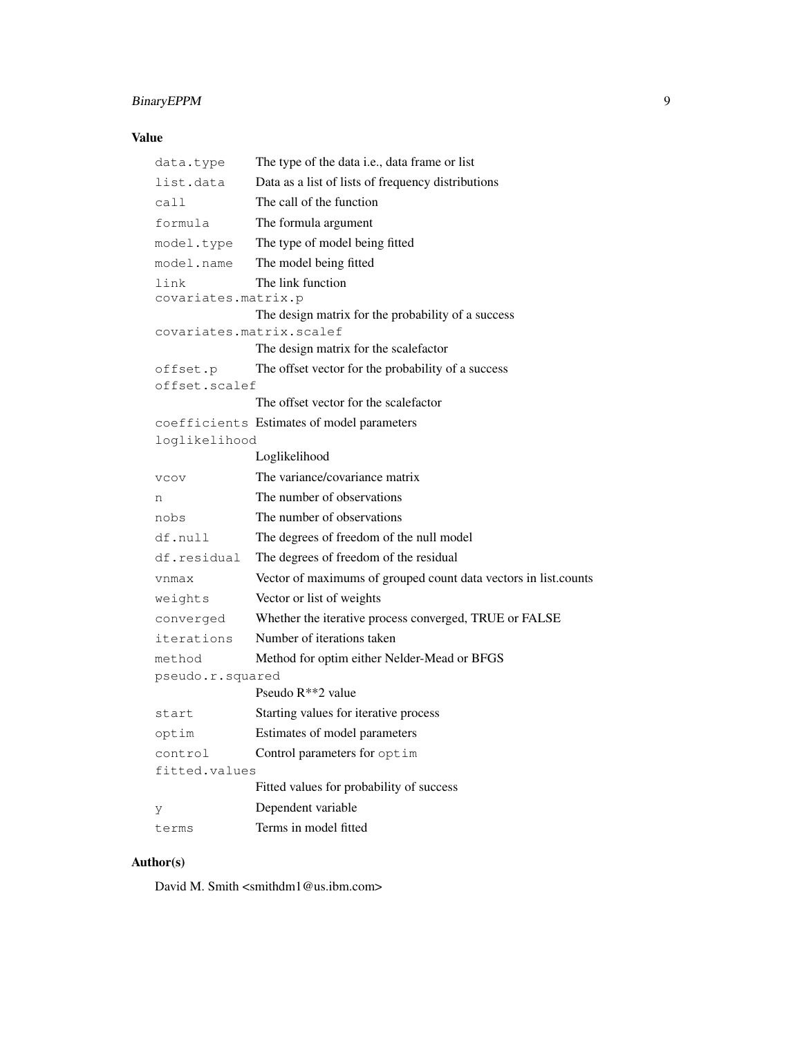### Value

| | |
|---|---|
| `data.type` | The type of the data i.e., data frame or list |
| `list.data` | Data as a list of lists of frequency distributions |
| `call` | The call of the function |
| `formula` | The formula argument |
| `model.type` | The type of model being fitted |
| `model.name` | The model being fitted |
| `link` | The link function |
| `covariates.matrix.p` | The design matrix for the probability of a success |
| `covariates.matrix.scalef` | The design matrix for the scalefactor |
| `offset.p` | The offset vector for the probability of a success |
| `offset.scalef` | The offset vector for the scalefactor |
| `coefficients` | Estimates of model parameters |
| `loglikelihood` | Loglikelihood |
| `vcov` | The variance/covariance matrix |
| `n` | The number of observations |
| `nobs` | The number of observations |
| `df.null` | The degrees of freedom of the null model |
| `df.residual` | The degrees of freedom of the residual |
| `vnmax` | Vector of maximums of grouped count data vectors in list.counts |
| `weights` | Vector or list of weights |
| `converged` | Whether the iterative process converged, TRUE or FALSE |
| `iterations` | Number of iterations taken |
| `method` | Method for optim either Nelder-Mead or BFGS |
| `pseudo.r.squared` | Pseudo R**2 value |
| `start` | Starting values for iterative process |
| `optim` | Estimates of model parameters |
| `control` | Control parameters for `optim` |
| `fitted.values` | Fitted values for probability of success |
| `y` | Dependent variable |
| `terms` | Terms in model fitted |

### Author(s)

David M. Smith <smithdm1@us.ibm.com>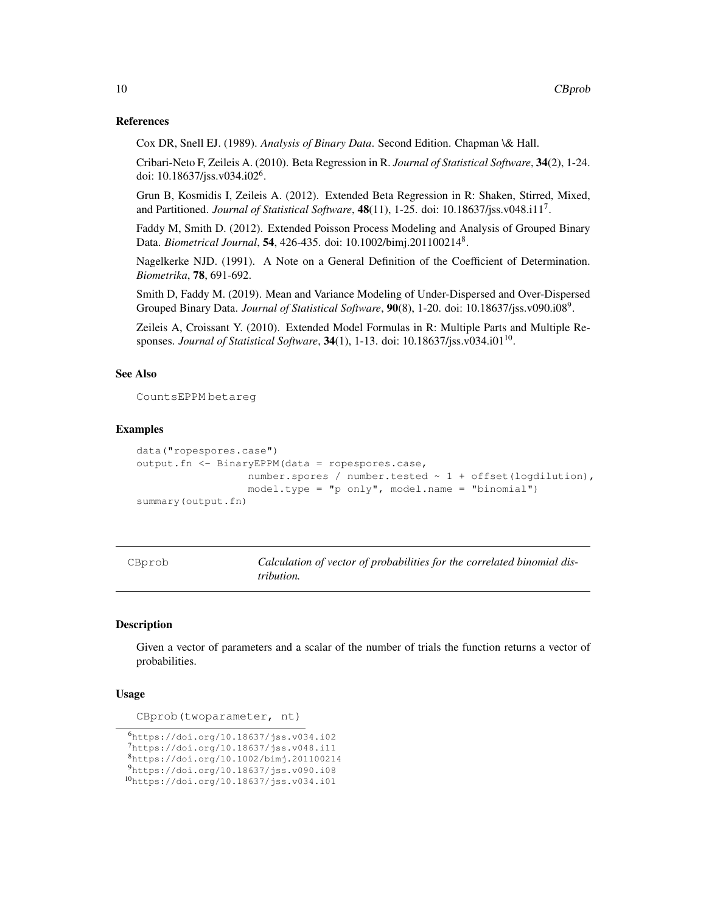### References

Cox DR, Snell EJ. (1989). *Analysis of Binary Data*. Second Edition. Chapman \& Hall.

Cribari-Neto F, Zeileis A. (2010). Beta Regression in R. *Journal of Statistical Software*, **34**(2), 1-24. doi: 10.18637/jss.v034.i02[6].

Grun B, Kosmidis I, Zeileis A. (2012). Extended Beta Regression in R: Shaken, Stirred, Mixed, and Partitioned. *Journal of Statistical Software*, **48**(11), 1-25. doi: 10.18637/jss.v048.i11[7].

Faddy M, Smith D. (2012). Extended Poisson Process Modeling and Analysis of Grouped Binary Data. *Biometrical Journal*, **54**, 426-435. doi: 10.1002/bimj.201100214[8].

Nagelkerke NJD. (1991). A Note on a General Definition of the Coefficient of Determination. *Biometrika*, **78**, 691-692.

Smith D, Faddy M. (2019). Mean and Variance Modeling of Under-Dispersed and Over-Dispersed Grouped Binary Data. *Journal of Statistical Software*, **90**(8), 1-20. doi: 10.18637/jss.v090.i08[9].

Zeileis A, Croissant Y. (2010). Extended Model Formulas in R: Multiple Parts and Multiple Responses. *Journal of Statistical Software*, **34**(1), 1-13. doi: 10.18637/jss.v034.i01[10].

### See Also

CountsEPPM betareg

### Examples

```
data("ropespores.case")
output.fn <- BinaryEPPM(data = ropespores.case,
                   number.spores / number.tested ~ 1 + offset(logdilution),
                   model.type = "p only", model.name = "binomial")
summary(output.fn)
```

---

## CBprob — *Calculation of vector of probabilities for the correlated binomial distribution.*

---

### Description

Given a vector of parameters and a scalar of the number of trials the function returns a vector of probabilities.

### Usage

```
CBprob(twoparameter, nt)
```

[6] https://doi.org/10.18637/jss.v034.i02
[7] https://doi.org/10.18637/jss.v048.i11
[8] https://doi.org/10.1002/bimj.201100214
[9] https://doi.org/10.18637/jss.v090.i08
[10] https://doi.org/10.18637/jss.v034.i01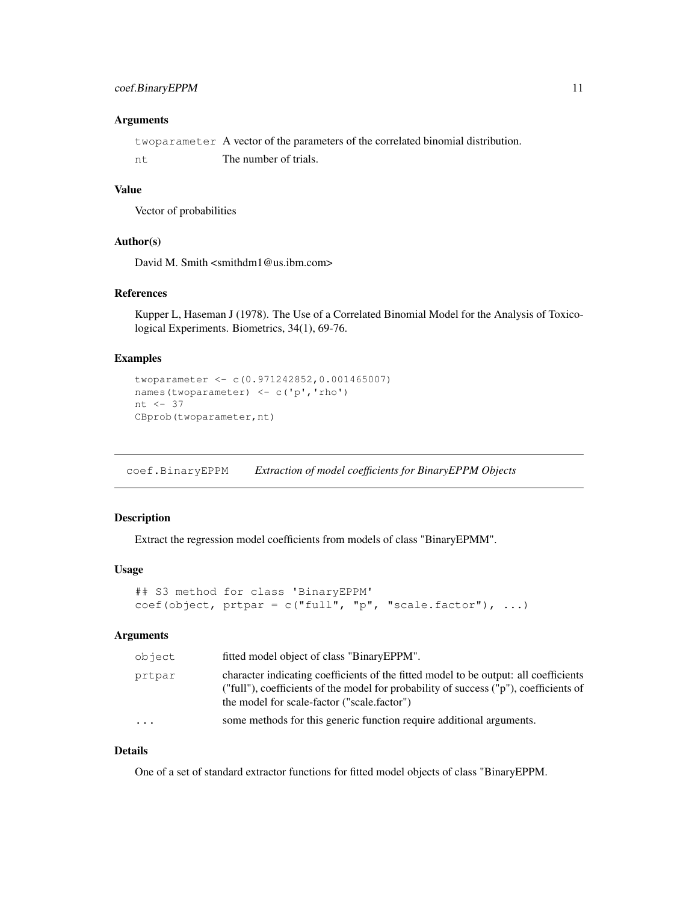### Arguments

| | |
|---|---|
| twoparameter | A vector of the parameters of the correlated binomial distribution. |
| nt | The number of trials. |

### Value

Vector of probabilities

### Author(s)

David M. Smith <smithdm1@us.ibm.com>

### References

Kupper L, Haseman J (1978). The Use of a Correlated Binomial Model for the Analysis of Toxicological Experiments. Biometrics, 34(1), 69-76.

### Examples

```
twoparameter <- c(0.971242852,0.001465007)
names(twoparameter) <- c('p','rho')
nt <- 37
CBprob(twoparameter,nt)
```

---

## coef.BinaryEPPM *Extraction of model coefficients for BinaryEPPM Objects*

---

### Description

Extract the regression model coefficients from models of class "BinaryEPMM".

### Usage

```
## S3 method for class 'BinaryEPPM'
coef(object, prtpar = c("full", "p", "scale.factor"), ...)
```

### Arguments

| | |
|---|---|
| object | fitted model object of class "BinaryEPPM". |
| prtpar | character indicating coefficients of the fitted model to be output: all coefficients ("full"), coefficients of the model for probability of success ("p"), coefficients of the model for scale-factor ("scale.factor") |
| ... | some methods for this generic function require additional arguments. |

### Details

One of a set of standard extractor functions for fitted model objects of class "BinaryEPPM.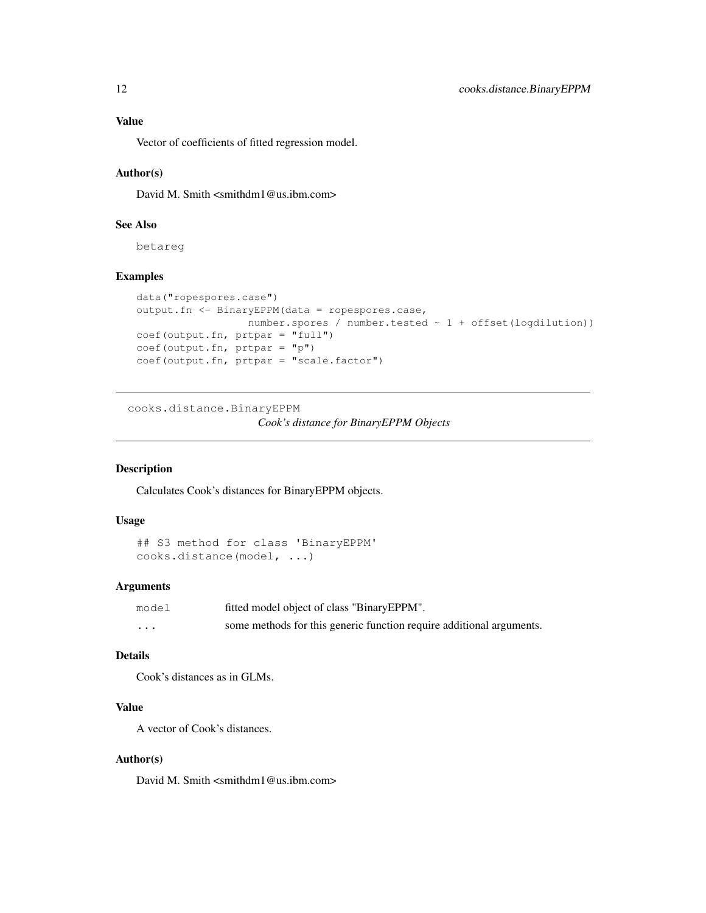### Value

Vector of coefficients of fitted regression model.

### Author(s)

David M. Smith <smithdm1@us.ibm.com>

### See Also

betareg

### Examples

```
data("ropespores.case")
output.fn <- BinaryEPPM(data = ropespores.case,
                  number.spores / number.tested ~ 1 + offset(logdilution))
coef(output.fn, prtpar = "full")
coef(output.fn, prtpar = "p")
coef(output.fn, prtpar = "scale.factor")
```

---

## cooks.distance.BinaryEPPM

*Cook's distance for BinaryEPPM Objects*

---

### Description

Calculates Cook's distances for BinaryEPPM objects.

### Usage

```
## S3 method for class 'BinaryEPPM'
cooks.distance(model, ...)
```

### Arguments

| | |
|---|---|
| model | fitted model object of class "BinaryEPPM". |
| ... | some methods for this generic function require additional arguments. |

### Details

Cook's distances as in GLMs.

### Value

A vector of Cook's distances.

### Author(s)

David M. Smith <smithdm1@us.ibm.com>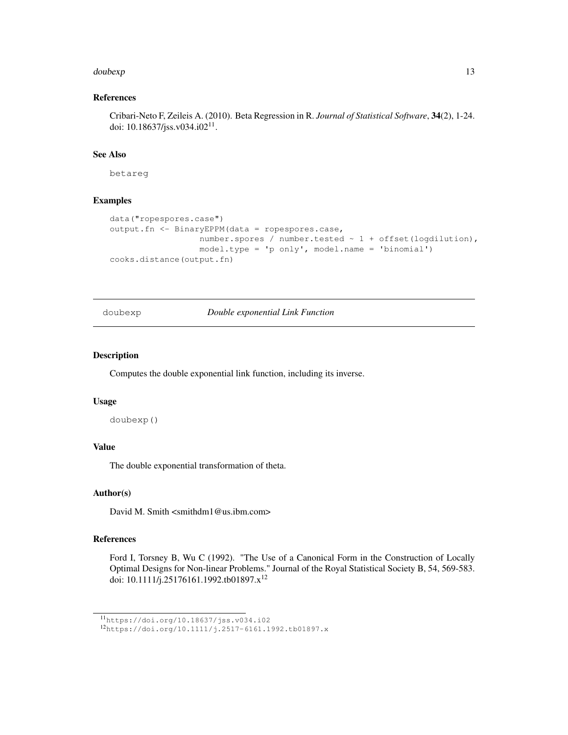### References

Cribari-Neto F, Zeileis A. (2010). Beta Regression in R. *Journal of Statistical Software*, **34**(2), 1-24. doi: 10.18637/jss.v034.i02[11].

### See Also

betareg

### Examples

```
data("ropespores.case")
output.fn <- BinaryEPPM(data = ropespores.case,
                  number.spores / number.tested ~ 1 + offset(logdilution),
                  model.type = 'p only', model.name = 'binomial')
cooks.distance(output.fn)
```

---

## doubexp — *Double exponential Link Function*

### Description

Computes the double exponential link function, including its inverse.

### Usage

```
doubexp()
```

### Value

The double exponential transformation of theta.

### Author(s)

David M. Smith <smithdm1@us.ibm.com>

### References

Ford I, Torsney B, Wu C (1992). "The Use of a Canonical Form in the Construction of Locally Optimal Designs for Non-linear Problems." Journal of the Royal Statistical Society B, 54, 569-583. doi: 10.1111/j.25176161.1992.tb01897.x[12]

---

[11] https://doi.org/10.18637/jss.v034.i02

[12] https://doi.org/10.1111/j.2517-6161.1992.tb01897.x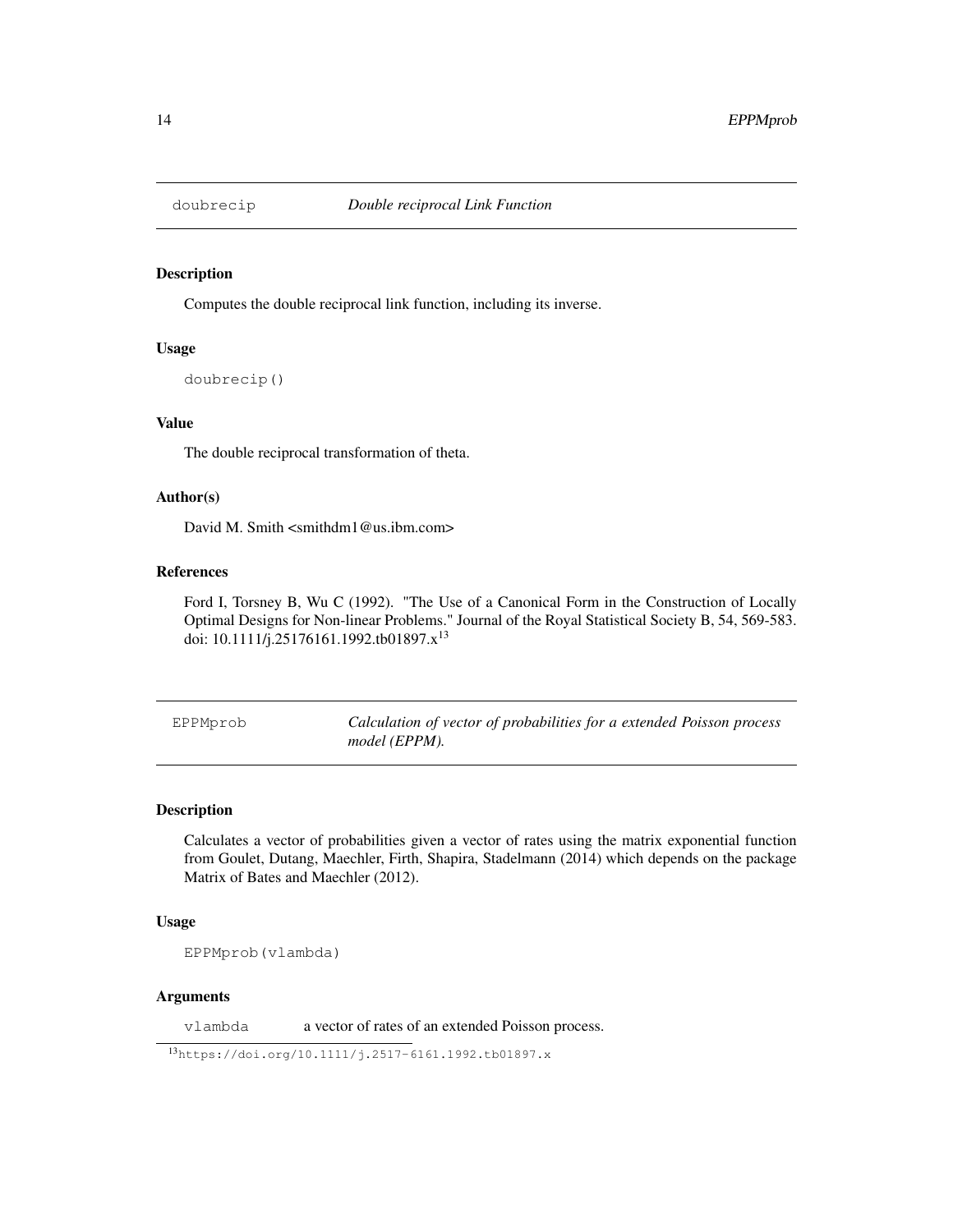## doubrecip *Double reciprocal Link Function*

### Description

Computes the double reciprocal link function, including its inverse.

### Usage

```
doubrecip()
```

### Value

The double reciprocal transformation of theta.

### Author(s)

David M. Smith <smithdm1@us.ibm.com>

### References

Ford I, Torsney B, Wu C (1992). "The Use of a Canonical Form in the Construction of Locally Optimal Designs for Non-linear Problems." Journal of the Royal Statistical Society B, 54, 569-583. doi: 10.1111/j.25176161.1992.tb01897.x[13]

## EPPMprob *Calculation of vector of probabilities for a extended Poisson process model (EPPM).*

### Description

Calculates a vector of probabilities given a vector of rates using the matrix exponential function from Goulet, Dutang, Maechler, Firth, Shapira, Stadelmann (2014) which depends on the package Matrix of Bates and Maechler (2012).

### Usage

```
EPPMprob(vlambda)
```

### Arguments

`vlambda` a vector of rates of an extended Poisson process.

[13] https://doi.org/10.1111/j.2517-6161.1992.tb01897.x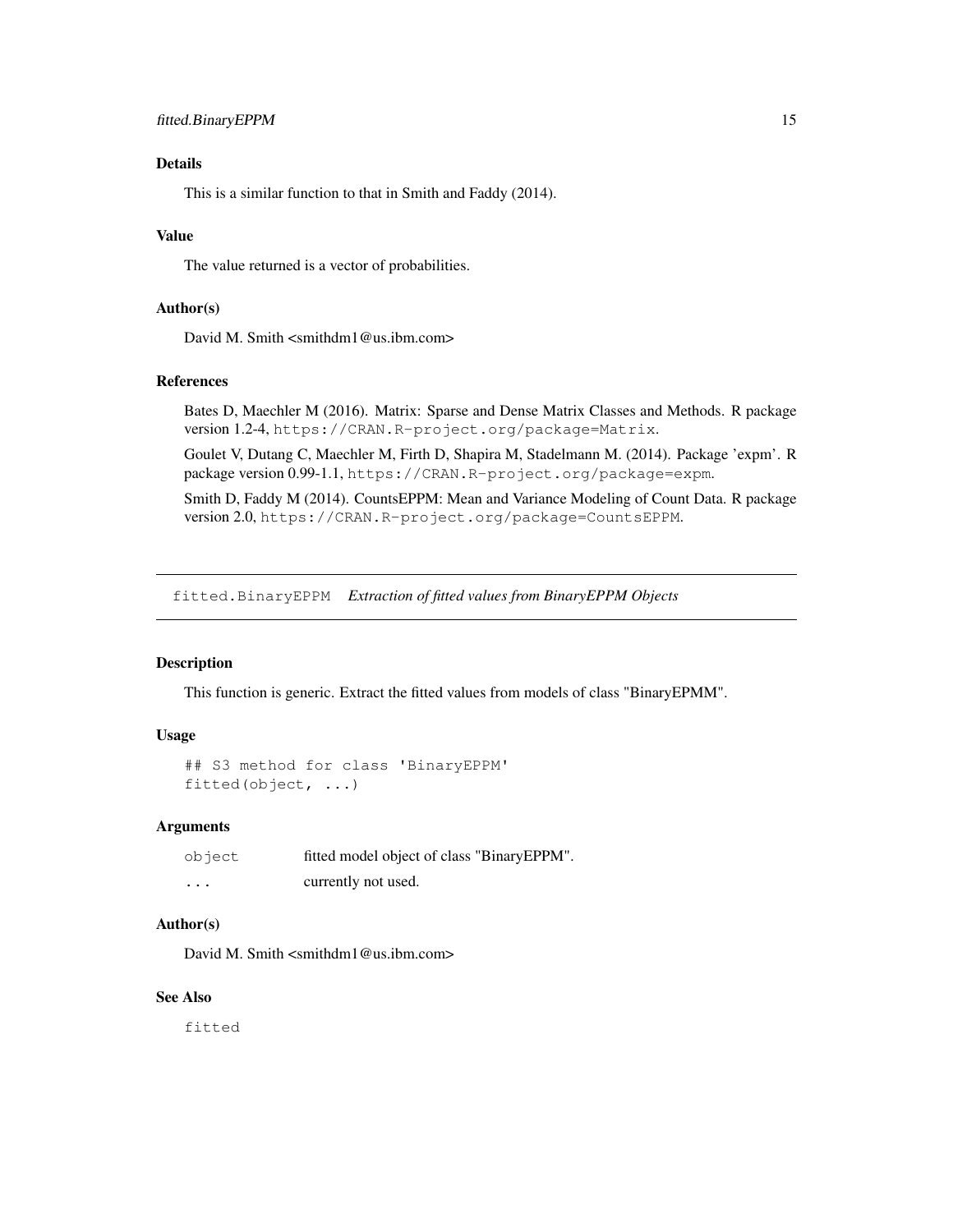### Details

This is a similar function to that in Smith and Faddy (2014).

### Value

The value returned is a vector of probabilities.

### Author(s)

David M. Smith <smithdm1@us.ibm.com>

### References

Bates D, Maechler M (2016). Matrix: Sparse and Dense Matrix Classes and Methods. R package version 1.2-4, `https://CRAN.R-project.org/package=Matrix`.

Goulet V, Dutang C, Maechler M, Firth D, Shapira M, Stadelmann M. (2014). Package 'expm'. R package version 0.99-1.1, `https://CRAN.R-project.org/package=expm`.

Smith D, Faddy M (2014). CountsEPPM: Mean and Variance Modeling of Count Data. R package version 2.0, `https://CRAN.R-project.org/package=CountsEPPM`.

---

## `fitted.BinaryEPPM` *Extraction of fitted values from BinaryEPPM Objects*

---

### Description

This function is generic. Extract the fitted values from models of class "BinaryEPMM".

### Usage

```
## S3 method for class 'BinaryEPPM'
fitted(object, ...)
```

### Arguments

| | |
|---|---|
| `object` | fitted model object of class "BinaryEPPM". |
| `...` | currently not used. |

### Author(s)

David M. Smith <smithdm1@us.ibm.com>

### See Also

`fitted`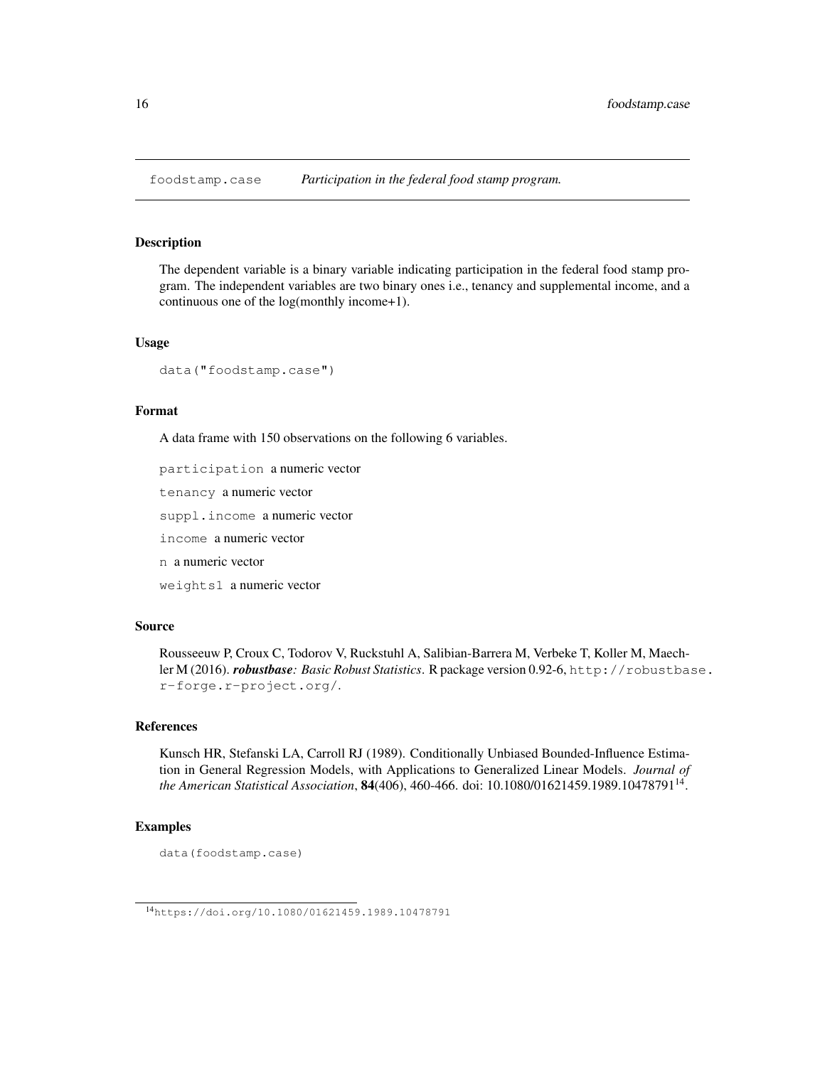foodstamp.case *Participation in the federal food stamp program.*

### Description

The dependent variable is a binary variable indicating participation in the federal food stamp program. The independent variables are two binary ones i.e., tenancy and supplemental income, and a continuous one of the log(monthly income+1).

### Usage

```
data("foodstamp.case")
```

### Format

A data frame with 150 observations on the following 6 variables.

`participation` a numeric vector

`tenancy` a numeric vector

`suppl.income` a numeric vector

`income` a numeric vector

`n` a numeric vector

`weights1` a numeric vector

### Source

Rousseeuw P, Croux C, Todorov V, Ruckstuhl A, Salibian-Barrera M, Verbeke T, Koller M, Maechler M (2016). ***robustbase**: Basic Robust Statistics*. R package version 0.92-6, `http://robustbase.r-forge.r-project.org/`.

### References

Kunsch HR, Stefanski LA, Carroll RJ (1989). Conditionally Unbiased Bounded-Influence Estimation in General Regression Models, with Applications to Generalized Linear Models. *Journal of the American Statistical Association*, **84**(406), 460-466. doi: 10.1080/01621459.1989.10478791[14].

### Examples

```
data(foodstamp.case)
```

[14] `https://doi.org/10.1080/01621459.1989.10478791`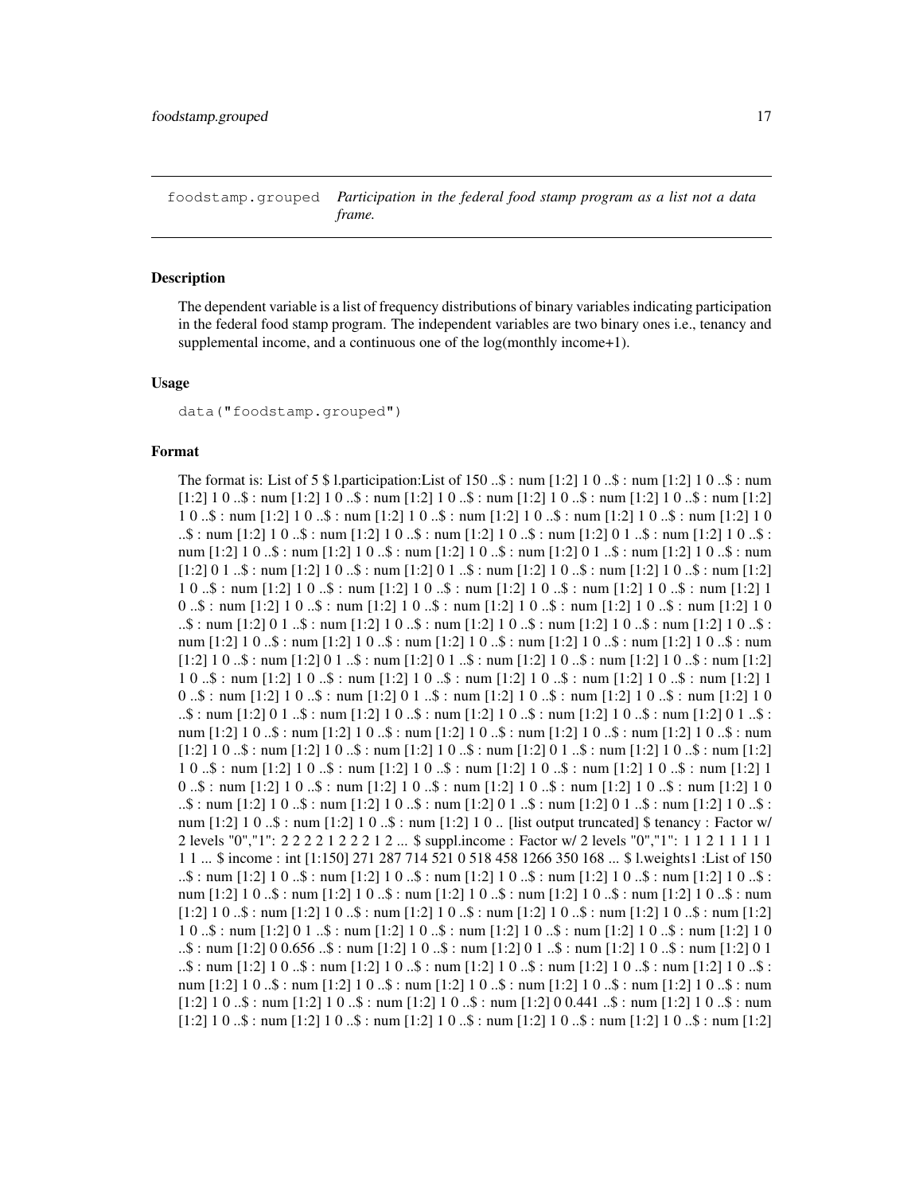foodstamp.grouped *Participation in the federal food stamp program as a list not a data frame.*

## Description

The dependent variable is a list of frequency distributions of binary variables indicating participation in the federal food stamp program. The independent variables are two binary ones i.e., tenancy and supplemental income, and a continuous one of the log(monthly income+1).

## Usage

```
data("foodstamp.grouped")
```

## Format

The format is: List of 5 $ l.participation:List of 150 ..$ : num [1:2] 1 0 ..$ : num [1:2] 1 0 ..$ : num [1:2] 1 0 ..$ : num [1:2] 1 0 ..$ : num [1:2] 1 0 ..$ : num [1:2] 1 0 ..$ : num [1:2] 1 0 ..$ : num [1:2] 1 0 ..$ : num [1:2] 1 0 ..$ : num [1:2] 1 0 ..$ : num [1:2] 1 0 ..$ : num [1:2] 1 0 ..$ : num [1:2] 1 0 ..$ : num [1:2] 1 0 ..$ : num [1:2] 1 0 ..$ : num [1:2] 1 0 ..$ : num [1:2] 0 1 ..$ : num [1:2] 1 0 ..$ : num [1:2] 1 0 ..$ : num [1:2] 1 0 ..$ : num [1:2] 1 0 ..$ : num [1:2] 0 1 ..$ : num [1:2] 1 0 ..$ : num [1:2] 0 1 ..$ : num [1:2] 1 0 ..$ : num [1:2] 0 1 ..$ : num [1:2] 1 0 ..$ : num [1:2] 1 0 ..$ : num [1:2] 1 0 ..$ : num [1:2] 1 0 ..$ : num [1:2] 1 0 ..$ : num [1:2] 1 0 ..$ : num [1:2] 1 0 ..$ : num [1:2] 1 0 ..$ : num [1:2] 1 0 ..$ : num [1:2] 1 0 ..$ : num [1:2] 1 0 ..$ : num [1:2] 1 0 ..$ : num [1:2] 1 0 ..$ : num [1:2] 0 1 ..$ : num [1:2] 1 0 ..$ : num [1:2] 1 0 ..$ : num [1:2] 1 0 ..$ : num [1:2] 1 0 ..$ : num [1:2] 1 0 ..$ : num [1:2] 1 0 ..$ : num [1:2] 1 0 ..$ : num [1:2] 1 0 ..$ : num [1:2] 1 0 ..$ : num [1:2] 1 0 ..$ : num [1:2] 1 0 ..$ : num [1:2] 0 1 ..$ : num [1:2] 0 1 ..$ : num [1:2] 1 0 ..$ : num [1:2] 1 0 ..$ : num [1:2] 1 0 ..$ : num [1:2] 1 0 ..$ : num [1:2] 1 0 ..$ : num [1:2] 1 0 ..$ : num [1:2] 1 0 ..$ : num [1:2] 1 0 ..$ : num [1:2] 1 0 ..$ : num [1:2] 1 0 ..$ : num [1:2] 0 1 ..$ : num [1:2] 1 0 ..$ : num [1:2] 1 0 ..$ : num [1:2] 1 0 ..$ : num [1:2] 0 1 ..$ : num [1:2] 1 0 ..$ : num [1:2] 1 0 ..$ : num [1:2] 1 0 ..$ : num [1:2] 0 1 ..$ : num [1:2] 1 0 ..$ : num [1:2] 1 0 ..$ : num [1:2] 1 0 ..$ : num [1:2] 1 0 ..$ : num [1:2] 1 0 ..$ : num [1:2] 1 0 ..$ : num [1:2] 1 0 ..$ : num [1:2] 1 0 ..$ : num [1:2] 0 1 ..$ : num [1:2] 1 0 ..$ : num [1:2] 1 0 ..$ : num [1:2] 1 0 ..$ : num [1:2] 1 0 ..$ : num [1:2] 1 0 ..$ : num [1:2] 1 0 ..$ : num [1:2] 1 0 ..$ : num [1:2] 1 0 ..$ : num [1:2] 1 0 ..$ : num [1:2] 1 0 ..$ : num [1:2] 1 0 ..$ : num [1:2] 1 0 ..$ : num [1:2] 1 0 ..$ : num [1:2] 1 0 ..$ : num [1:2] 1 0 ..$ : num [1:2] 0 1 ..$ : num [1:2] 0 1 ..$ : num [1:2] 1 0 ..$ : num [1:2] 1 0 ..$ : num [1:2] 1 0 ..$ : num [1:2] 1 0 .. [list output truncated] $ tenancy : Factor w/ 2 levels "0","1": 2 2 2 2 1 2 2 2 1 2 ... $ suppl.income : Factor w/ 2 levels "0","1": 1 1 2 1 1 1 1 1 1 1 ... $ income : int [1:150] 271 287 714 521 0 518 458 1266 350 168 ... $ l.weights1 :List of 150 ..$ : num [1:2] 1 0 ..$ : num [1:2] 1 0 ..$ : num [1:2] 1 0 ..$ : num [1:2] 1 0 ..$ : num [1:2] 1 0 ..$ : num [1:2] 1 0 ..$ : num [1:2] 1 0 ..$ : num [1:2] 1 0 ..$ : num [1:2] 1 0 ..$ : num [1:2] 1 0 ..$ : num [1:2] 1 0 ..$ : num [1:2] 1 0 ..$ : num [1:2] 1 0 ..$ : num [1:2] 1 0 ..$ : num [1:2] 1 0 ..$ : num [1:2] 1 0 ..$ : num [1:2] 1 0 ..$ : num [1:2] 1 0 ..$ : num [1:2] 0 1 ..$ : num [1:2] 1 0 ..$ : num [1:2] 1 0 ..$ : num [1:2] 1 0 ..$ : num [1:2] 1 0 ..$ : num [1:2] 0 0.656 ..$ : num [1:2] 1 0 ..$ : num [1:2] 0 1 ..$ : num [1:2] 1 0 ..$ : num [1:2] 0 1 ..$ : num [1:2] 1 0 ..$ : num [1:2] 1 0 ..$ : num [1:2] 1 0 ..$ : num [1:2] 1 0 ..$ : num [1:2] 1 0 ..$ : num [1:2] 1 0 ..$ : num [1:2] 1 0 ..$ : num [1:2] 1 0 ..$ : num [1:2] 1 0 ..$ : num [1:2] 1 0 ..$ : num [1:2] 1 0 ..$ : num [1:2] 1 0 ..$ : num [1:2] 1 0 ..$ : num [1:2] 1 0 ..$ : num [1:2] 1 0 ..$ : num [1:2] 0 0.441 ..$ : num [1:2] 1 0 ..$ : num [1:2] 1 0 ..$ : num [1:2] 1 0 ..$ : num [1:2] 1 0 ..$ : num [1:2] 1 0 ..$ : num [1:2] 1 0 ..$ : num [1:2] 1 0 ..$ : num [1:2]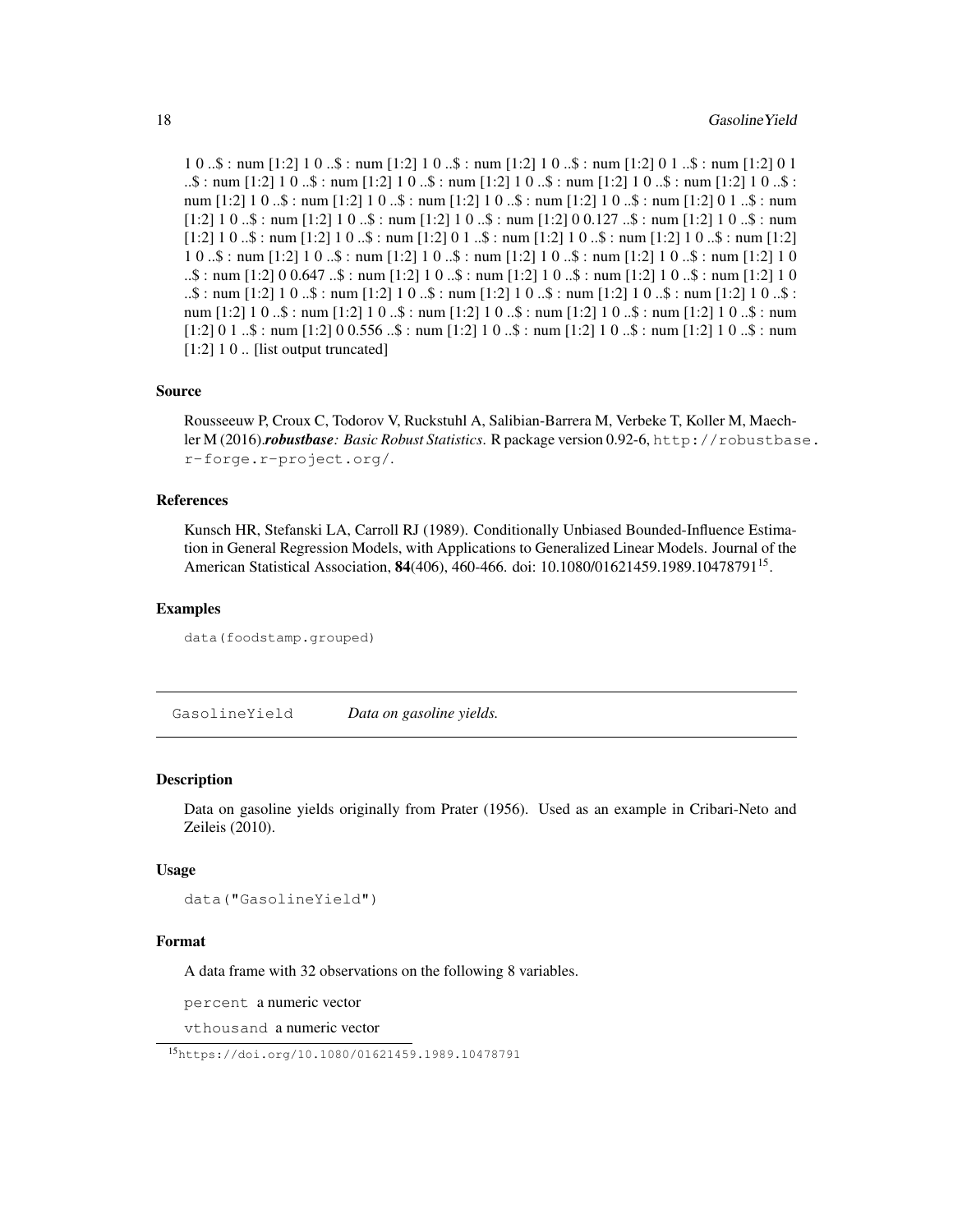1 0 ..$ : num [1:2] 1 0 ..$ : num [1:2] 1 0 ..$ : num [1:2] 1 0 ..$ : num [1:2] 0 1 ..$ : num [1:2] 0 1 ..$ : num [1:2] 1 0 ..$ : num [1:2] 1 0 ..$ : num [1:2] 1 0 ..$ : num [1:2] 1 0 ..$ : num [1:2] 1 0 ..$ : num [1:2] 1 0 ..$ : num [1:2] 1 0 ..$ : num [1:2] 1 0 ..$ : num [1:2] 1 0 ..$ : num [1:2] 0 1 ..$ : num [1:2] 1 0 ..$ : num [1:2] 1 0 ..$ : num [1:2] 1 0 ..$ : num [1:2] 0 0.127 ..$ : num [1:2] 1 0 ..$ : num [1:2] 1 0 ..$ : num [1:2] 1 0 ..$ : num [1:2] 0 1 ..$ : num [1:2] 1 0 ..$ : num [1:2] 1 0 ..$ : num [1:2] 1 0 ..$ : num [1:2] 1 0 ..$ : num [1:2] 1 0 ..$ : num [1:2] 1 0 ..$ : num [1:2] 1 0 ..$ : num [1:2] 1 0 ..$ : num [1:2] 0 0.647 ..$ : num [1:2] 1 0 ..$ : num [1:2] 1 0 ..$ : num [1:2] 1 0 ..$ : num [1:2] 1 0 ..$ : num [1:2] 1 0 ..$ : num [1:2] 1 0 ..$ : num [1:2] 1 0 ..$ : num [1:2] 1 0 ..$ : num [1:2] 1 0 ..$ : num [1:2] 1 0 ..$ : num [1:2] 1 0 ..$ : num [1:2] 1 0 ..$ : num [1:2] 1 0 ..$ : num [1:2] 1 0 ..$ : num [1:2] 1 0 ..$ : num [1:2] 0 1 ..$ : num [1:2] 0 0.556 ..$ : num [1:2] 1 0 ..$ : num [1:2] 1 0 ..$ : num [1:2] 1 0 ..$ : num [1:2] 1 0 .. [list output truncated]

### Source

Rousseeuw P, Croux C, Todorov V, Ruckstuhl A, Salibian-Barrera M, Verbeke T, Koller M, Maechler M (2016).***robustbase****: Basic Robust Statistics*. R package version 0.92-6, http://robustbase.r-forge.r-project.org/.

### References

Kunsch HR, Stefanski LA, Carroll RJ (1989). Conditionally Unbiased Bounded-Influence Estimation in General Regression Models, with Applications to Generalized Linear Models. Journal of the American Statistical Association, **84**(406), 460-466. doi: 10.1080/01621459.1989.10478791[15].

### Examples

```
data(foodstamp.grouped)
```

---

## GasolineYield *Data on gasoline yields.*

### Description

Data on gasoline yields originally from Prater (1956). Used as an example in Cribari-Neto and Zeileis (2010).

### Usage

```
data("GasolineYield")
```

### Format

A data frame with 32 observations on the following 8 variables.

`percent` a numeric vector

`vthousand` a numeric vector

[15] https://doi.org/10.1080/01621459.1989.10478791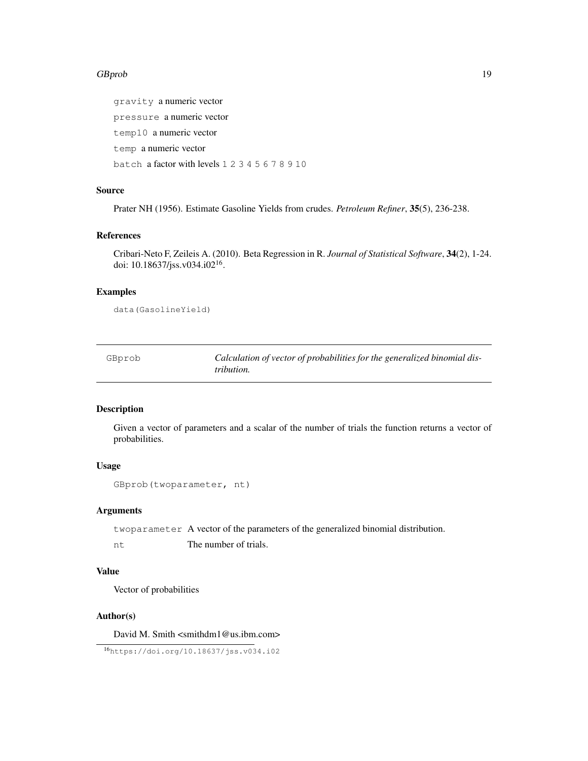gravity a numeric vector

pressure a numeric vector

temp10 a numeric vector

temp a numeric vector

batch a factor with levels 1 2 3 4 5 6 7 8 9 10

### Source

Prater NH (1956). Estimate Gasoline Yields from crudes. *Petroleum Refiner*, **35**(5), 236-238.

### References

Cribari-Neto F, Zeileis A. (2010). Beta Regression in R. *Journal of Statistical Software*, **34**(2), 1-24. doi: 10.18637/jss.v034.i02[16].

### Examples

```
data(GasolineYield)
```

---

## GBprob — *Calculation of vector of probabilities for the generalized binomial distribution.*

---

### Description

Given a vector of parameters and a scalar of the number of trials the function returns a vector of probabilities.

### Usage

```
GBprob(twoparameter, nt)
```

### Arguments

| | |
|---|---|
| twoparameter | A vector of the parameters of the generalized binomial distribution. |
| nt | The number of trials. |

### Value

Vector of probabilities

### Author(s)

David M. Smith <smithdm1@us.ibm.com>

[16] https://doi.org/10.18637/jss.v034.i02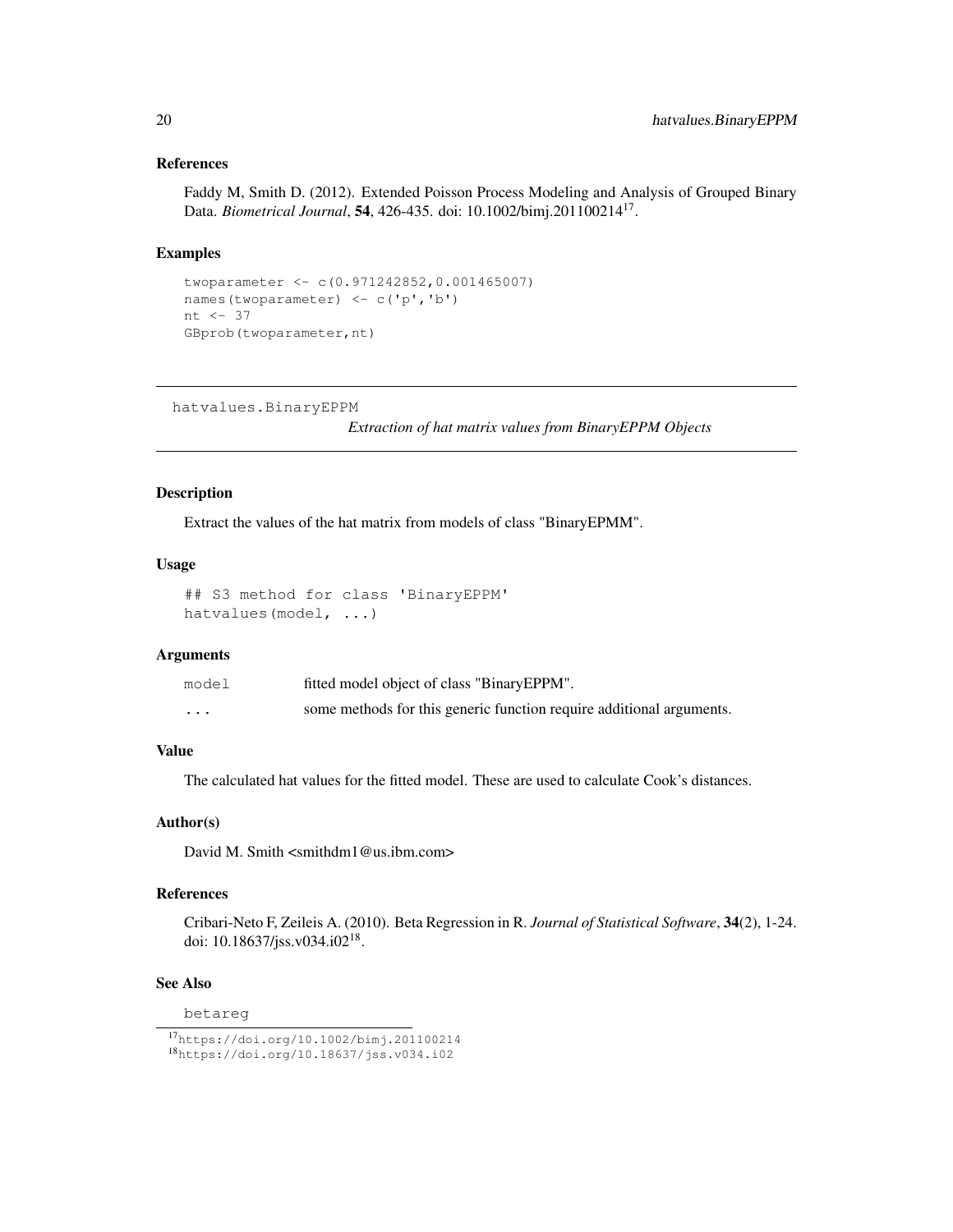### References

Faddy M, Smith D. (2012). Extended Poisson Process Modeling and Analysis of Grouped Binary Data. *Biometrical Journal*, **54**, 426-435. doi: 10.1002/bimj.201100214[17].

### Examples

```
twoparameter <- c(0.971242852,0.001465007)
names(twoparameter) <- c('p','b')
nt <- 37
GBprob(twoparameter,nt)
```

---

## hatvalues.BinaryEPPM — *Extraction of hat matrix values from BinaryEPPM Objects*

---

### Description

Extract the values of the hat matrix from models of class "BinaryEPMM".

### Usage

```
## S3 method for class 'BinaryEPPM'
hatvalues(model, ...)
```

### Arguments

| | |
|---|---|
| `model` | fitted model object of class "BinaryEPPM". |
| `...` | some methods for this generic function require additional arguments. |

### Value

The calculated hat values for the fitted model. These are used to calculate Cook's distances.

### Author(s)

David M. Smith <smithdm1@us.ibm.com>

### References

Cribari-Neto F, Zeileis A. (2010). Beta Regression in R. *Journal of Statistical Software*, **34**(2), 1-24. doi: 10.18637/jss.v034.i02[18].

### See Also

`betareg`

[17] https://doi.org/10.1002/bimj.201100214
[18] https://doi.org/10.18637/jss.v034.i02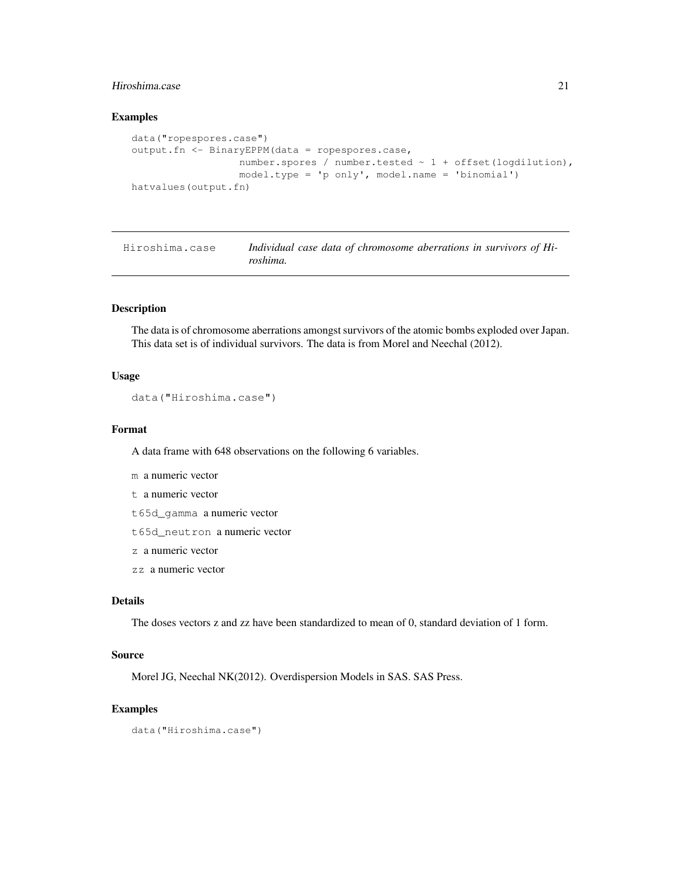### Examples

```
data("ropespores.case")
output.fn <- BinaryEPPM(data = ropespores.case,
                  number.spores / number.tested ~ 1 + offset(logdilution),
                  model.type = 'p only', model.name = 'binomial')
hatvalues(output.fn)
```

---

## Hiroshima.case — *Individual case data of chromosome aberrations in survivors of Hiroshima.*

---

### Description

The data is of chromosome aberrations amongst survivors of the atomic bombs exploded over Japan. This data set is of individual survivors. The data is from Morel and Neechal (2012).

### Usage

```
data("Hiroshima.case")
```

### Format

A data frame with 648 observations on the following 6 variables.

- `m` a numeric vector
- `t` a numeric vector
- `t65d_gamma` a numeric vector
- `t65d_neutron` a numeric vector
- `z` a numeric vector
- `zz` a numeric vector

### Details

The doses vectors z and zz have been standardized to mean of 0, standard deviation of 1 form.

### Source

Morel JG, Neechal NK(2012). Overdispersion Models in SAS. SAS Press.

### Examples

```
data("Hiroshima.case")
```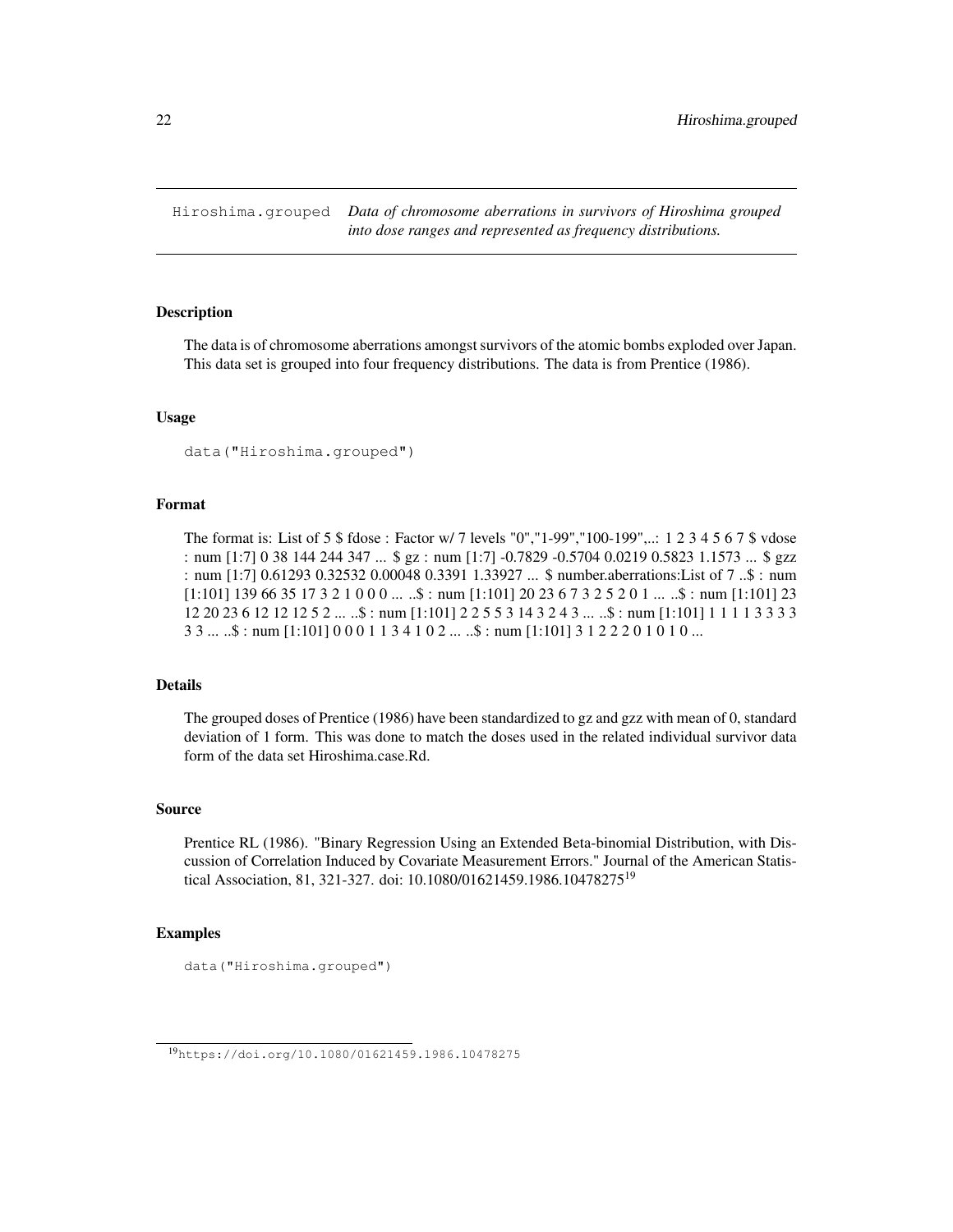Hiroshima.grouped    *Data of chromosome aberrations in survivors of Hiroshima grouped into dose ranges and represented as frequency distributions.*

## Description

The data is of chromosome aberrations amongst survivors of the atomic bombs exploded over Japan. This data set is grouped into four frequency distributions. The data is from Prentice (1986).

## Usage

```
data("Hiroshima.grouped")
```

## Format

The format is: List of 5 $ fdose : Factor w/ 7 levels "0","1-99","100-199",..: 1 2 3 4 5 6 7 $ vdose : num [1:7] 0 38 144 244 347 ... $ gz : num [1:7] -0.7829 -0.5704 0.0219 0.5823 1.1573 ... $ gzz : num [1:7] 0.61293 0.32532 0.00048 0.3391 1.33927 ... $ number.aberrations:List of 7 ..$ : num [1:101] 139 66 35 17 3 2 1 0 0 0 ... ..$ : num [1:101] 20 23 6 7 3 2 5 2 0 1 ... ..$ : num [1:101] 23 12 20 23 6 12 12 12 5 2 ... ..$ : num [1:101] 2 2 5 5 3 14 3 2 4 3 ... ..$ : num [1:101] 1 1 1 1 3 3 3 3 3 3 ... ..$ : num [1:101] 0 0 0 1 1 3 4 1 0 2 ... ..$ : num [1:101] 3 1 2 2 2 0 1 0 1 0 ...

## Details

The grouped doses of Prentice (1986) have been standardized to gz and gzz with mean of 0, standard deviation of 1 form. This was done to match the doses used in the related individual survivor data form of the data set Hiroshima.case.Rd.

## Source

Prentice RL (1986). "Binary Regression Using an Extended Beta-binomial Distribution, with Discussion of Correlation Induced by Covariate Measurement Errors." Journal of the American Statistical Association, 81, 321-327. doi: 10.1080/01621459.1986.10478275[19]

## Examples

```
data("Hiroshima.grouped")
```

[19] https://doi.org/10.1080/01621459.1986.10478275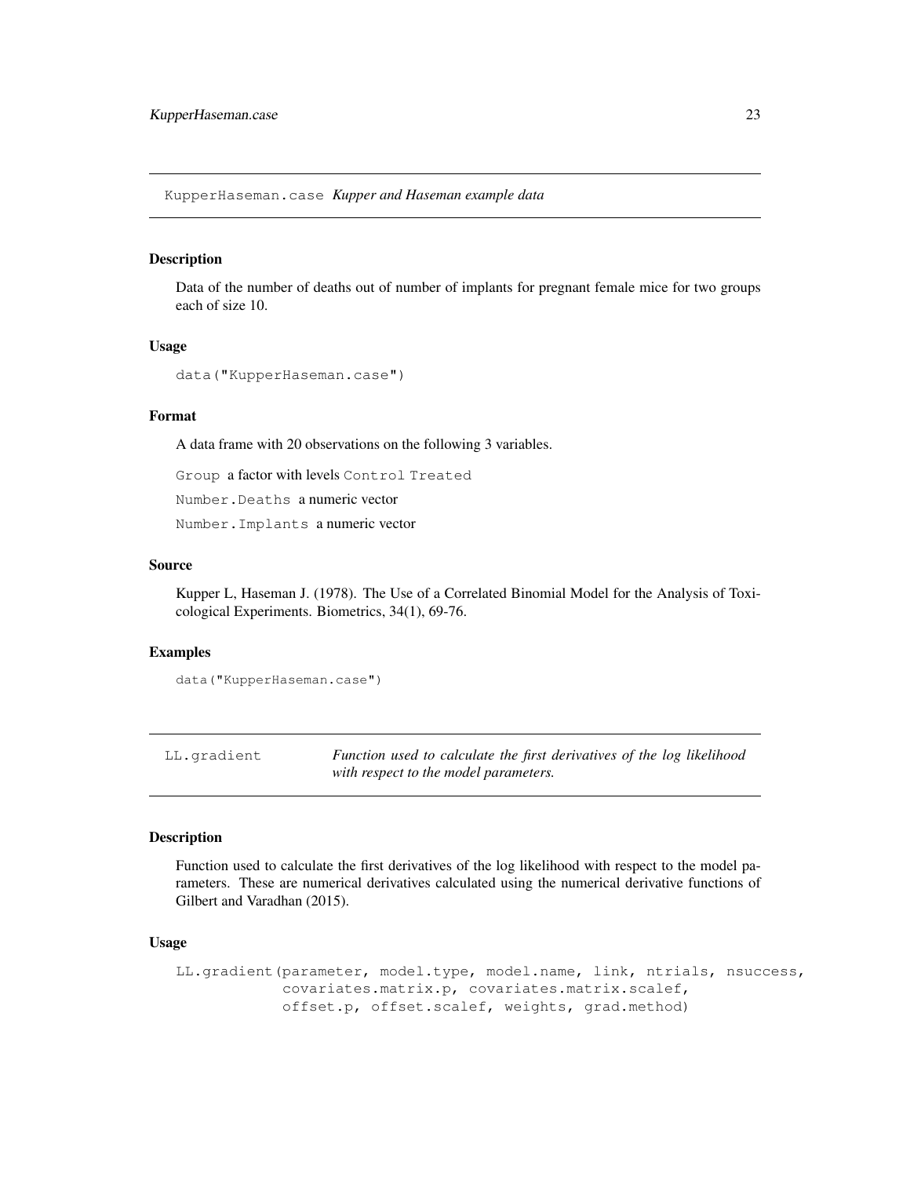## KupperHaseman.case *Kupper and Haseman example data*

### Description

Data of the number of deaths out of number of implants for pregnant female mice for two groups each of size 10.

### Usage

```
data("KupperHaseman.case")
```

### Format

A data frame with 20 observations on the following 3 variables.

`Group` a factor with levels `Control` `Treated`

`Number.Deaths` a numeric vector

`Number.Implants` a numeric vector

### Source

Kupper L, Haseman J. (1978). The Use of a Correlated Binomial Model for the Analysis of Toxicological Experiments. Biometrics, 34(1), 69-76.

### Examples

```
data("KupperHaseman.case")
```

## LL.gradient *Function used to calculate the first derivatives of the log likelihood with respect to the model parameters.*

### Description

Function used to calculate the first derivatives of the log likelihood with respect to the model parameters. These are numerical derivatives calculated using the numerical derivative functions of Gilbert and Varadhan (2015).

### Usage

```
LL.gradient(parameter, model.type, model.name, link, ntrials, nsuccess,
            covariates.matrix.p, covariates.matrix.scalef,
            offset.p, offset.scalef, weights, grad.method)
```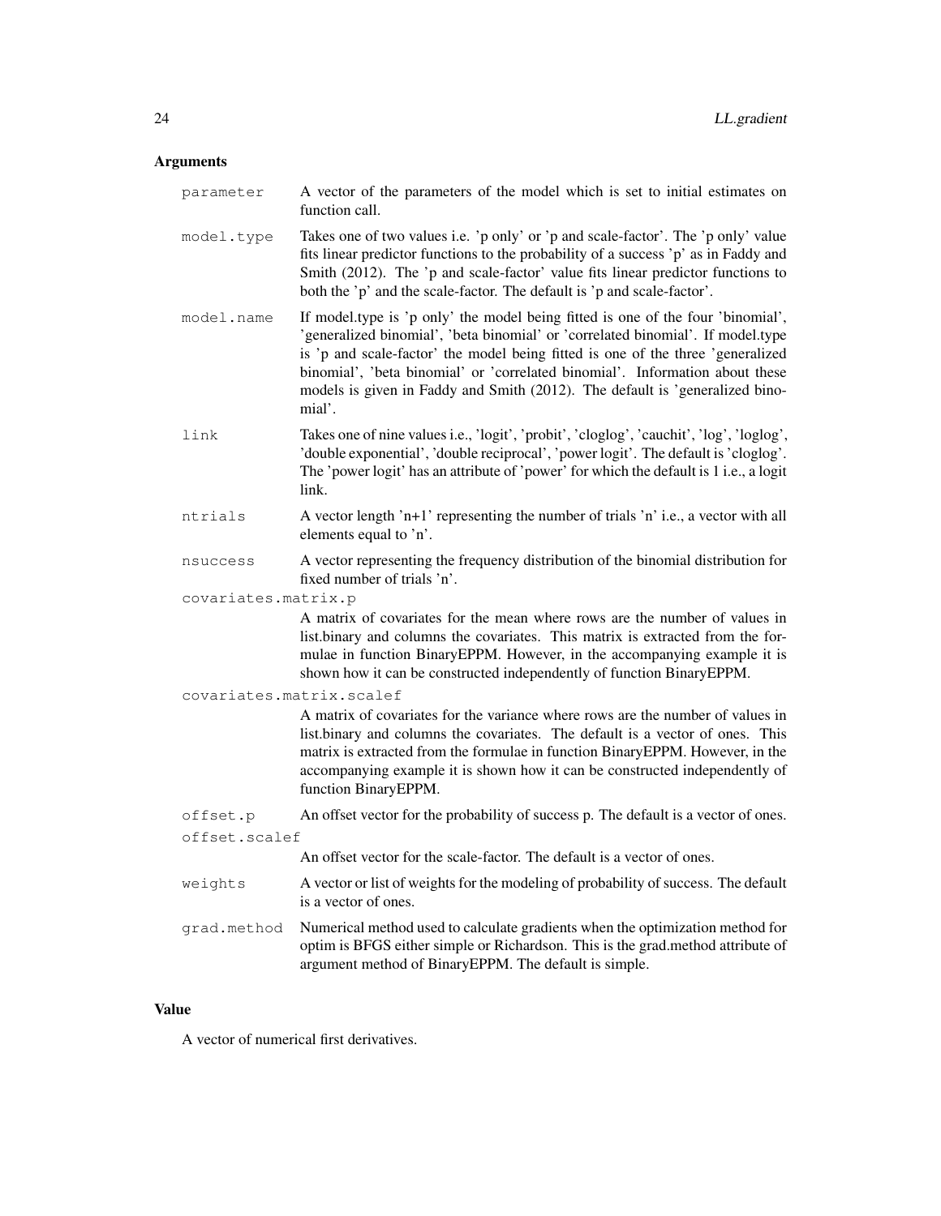## Arguments

- `parameter` A vector of the parameters of the model which is set to initial estimates on function call.
- `model.type` Takes one of two values i.e. 'p only' or 'p and scale-factor'. The 'p only' value fits linear predictor functions to the probability of a success 'p' as in Faddy and Smith (2012). The 'p and scale-factor' value fits linear predictor functions to both the 'p' and the scale-factor. The default is 'p and scale-factor'.
- `model.name` If model.type is 'p only' the model being fitted is one of the four 'binomial', 'generalized binomial', 'beta binomial' or 'correlated binomial'. If model.type is 'p and scale-factor' the model being fitted is one of the three 'generalized binomial', 'beta binomial' or 'correlated binomial'. Information about these models is given in Faddy and Smith (2012). The default is 'generalized binomial'.
- `link` Takes one of nine values i.e., 'logit', 'probit', 'cloglog', 'cauchit', 'log', 'loglog', 'double exponential', 'double reciprocal', 'power logit'. The default is 'cloglog'. The 'power logit' has an attribute of 'power' for which the default is 1 i.e., a logit link.
- `ntrials` A vector length 'n+1' representing the number of trials 'n' i.e., a vector with all elements equal to 'n'.
- `nsuccess` A vector representing the frequency distribution of the binomial distribution for fixed number of trials 'n'.
- `covariates.matrix.p` A matrix of covariates for the mean where rows are the number of values in list.binary and columns the covariates. This matrix is extracted from the formulae in function BinaryEPPM. However, in the accompanying example it is shown how it can be constructed independently of function BinaryEPPM.
- `covariates.matrix.scalef` A matrix of covariates for the variance where rows are the number of values in list.binary and columns the covariates. The default is a vector of ones. This matrix is extracted from the formulae in function BinaryEPPM. However, in the accompanying example it is shown how it can be constructed independently of function BinaryEPPM.
- `offset.p` An offset vector for the probability of success p. The default is a vector of ones.
- `offset.scalef` An offset vector for the scale-factor. The default is a vector of ones.
- `weights` A vector or list of weights for the modeling of probability of success. The default is a vector of ones.
- `grad.method` Numerical method used to calculate gradients when the optimization method for optim is BFGS either simple or Richardson. This is the grad.method attribute of argument method of BinaryEPPM. The default is simple.

## Value

A vector of numerical first derivatives.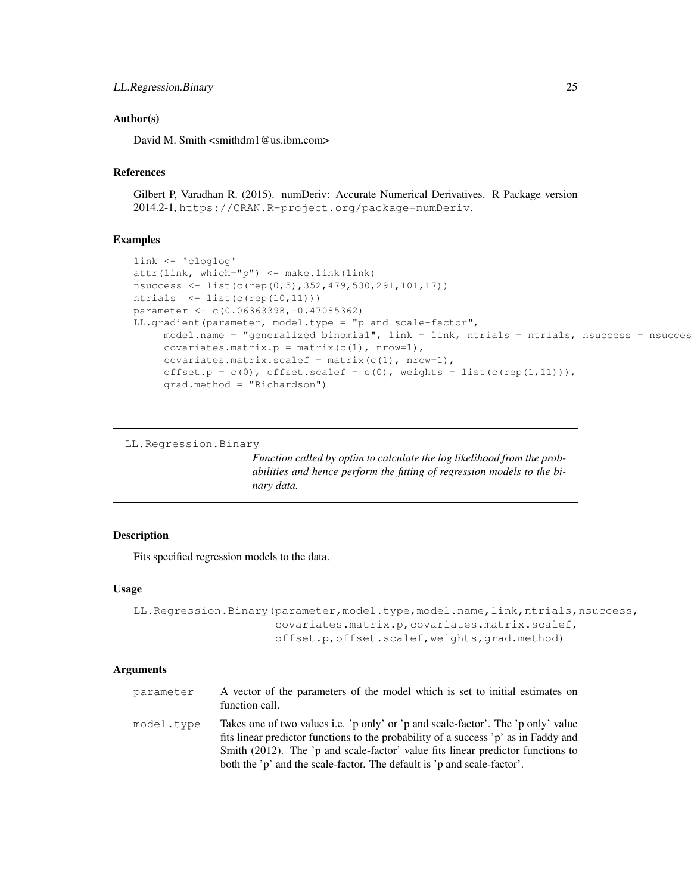## Author(s)

David M. Smith <smithdm1@us.ibm.com>

## References

Gilbert P, Varadhan R. (2015). numDeriv: Accurate Numerical Derivatives. R Package version 2014.2-1, https://CRAN.R-project.org/package=numDeriv.

## Examples

```
link <- 'cloglog'
attr(link, which="p") <- make.link(link)
nsuccess <- list(c(rep(0,5),352,479,530,291,101,17))
ntrials  <- list(c(rep(10,11)))
parameter <- c(0.06363398,-0.47085362)
LL.gradient(parameter, model.type = "p and scale-factor",
     model.name = "generalized binomial", link = link, ntrials = ntrials, nsuccess = nsucces
     covariates.matrix.p = matrix(c(1), nrow=1),
     covariates.matrix.scalef = matrix(c(1), nrow=1),
     offset.p = c(0), offset.scalef = c(0), weights = list(c(rep(1,11))),
     grad.method = "Richardson")
```

---

# LL.Regression.Binary

*Function called by optim to calculate the log likelihood from the probabilities and hence perform the fitting of regression models to the binary data.*

---

## Description

Fits specified regression models to the data.

## Usage

```
LL.Regression.Binary(parameter,model.type,model.name,link,ntrials,nsuccess,
                     covariates.matrix.p,covariates.matrix.scalef,
                     offset.p,offset.scalef,weights,grad.method)
```

## Arguments

| | |
|---|---|
| parameter | A vector of the parameters of the model which is set to initial estimates on function call. |
| model.type | Takes one of two values i.e. 'p only' or 'p and scale-factor'. The 'p only' value fits linear predictor functions to the probability of a success 'p' as in Faddy and Smith (2012). The 'p and scale-factor' value fits linear predictor functions to both the 'p' and the scale-factor. The default is 'p and scale-factor'. |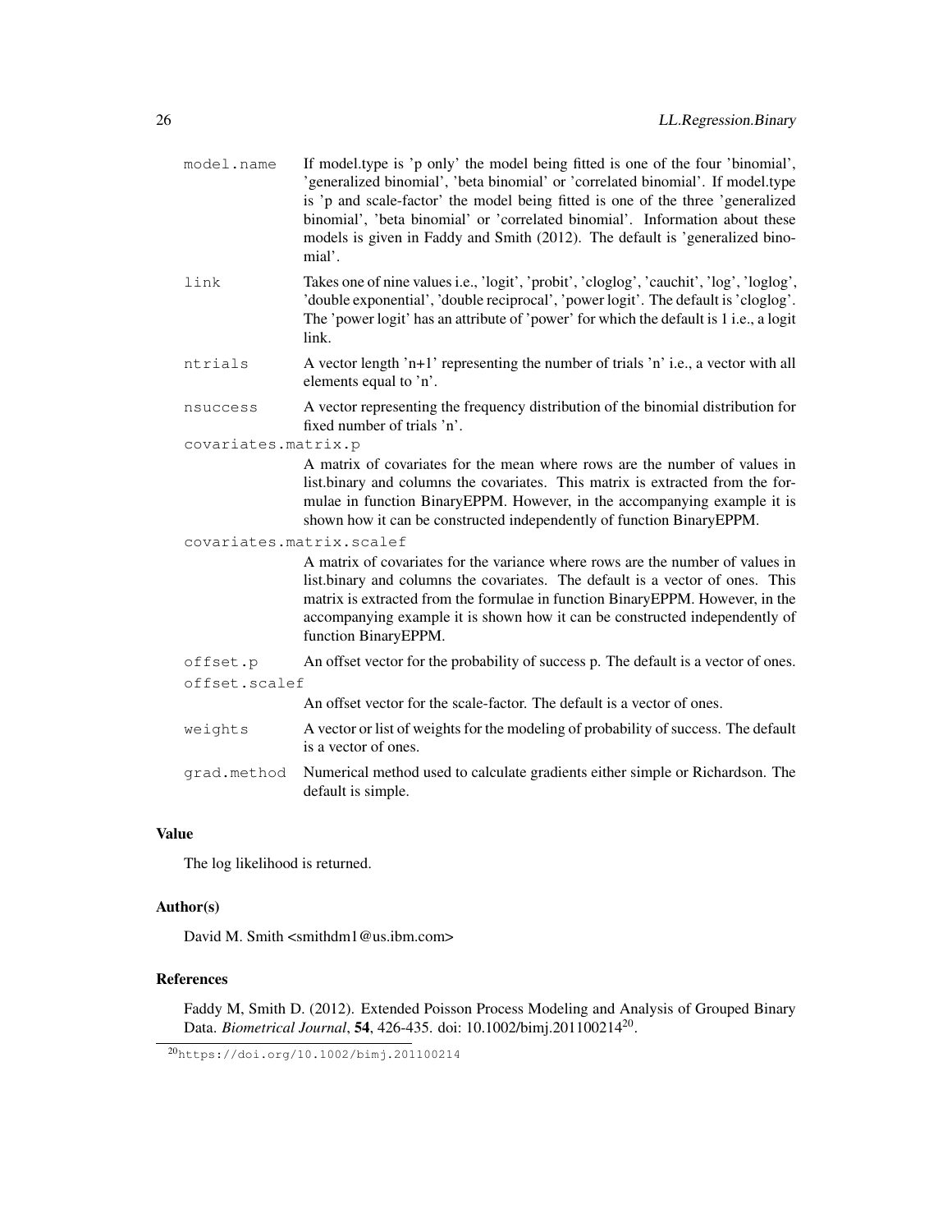| | |
|---|---|
| `model.name` | If model.type is 'p only' the model being fitted is one of the four 'binomial', 'generalized binomial', 'beta binomial' or 'correlated binomial'. If model.type is 'p and scale-factor' the model being fitted is one of the three 'generalized binomial', 'beta binomial' or 'correlated binomial'. Information about these models is given in Faddy and Smith (2012). The default is 'generalized binomial'. |
| `link` | Takes one of nine values i.e., 'logit', 'probit', 'cloglog', 'cauchit', 'log', 'loglog', 'double exponential', 'double reciprocal', 'power logit'. The default is 'cloglog'. The 'power logit' has an attribute of 'power' for which the default is 1 i.e., a logit link. |
| `ntrials` | A vector length 'n+1' representing the number of trials 'n' i.e., a vector with all elements equal to 'n'. |
| `nsuccess` | A vector representing the frequency distribution of the binomial distribution for fixed number of trials 'n'. |
| `covariates.matrix.p` | A matrix of covariates for the mean where rows are the number of values in list.binary and columns the covariates. This matrix is extracted from the formulae in function BinaryEPPM. However, in the accompanying example it is shown how it can be constructed independently of function BinaryEPPM. |
| `covariates.matrix.scalef` | A matrix of covariates for the variance where rows are the number of values in list.binary and columns the covariates. The default is a vector of ones. This matrix is extracted from the formulae in function BinaryEPPM. However, in the accompanying example it is shown how it can be constructed independently of function BinaryEPPM. |
| `offset.p` | An offset vector for the probability of success p. The default is a vector of ones. |
| `offset.scalef` | An offset vector for the scale-factor. The default is a vector of ones. |
| `weights` | A vector or list of weights for the modeling of probability of success. The default is a vector of ones. |
| `grad.method` | Numerical method used to calculate gradients either simple or Richardson. The default is simple. |

## Value

The log likelihood is returned.

## Author(s)

David M. Smith <smithdm1@us.ibm.com>

## References

Faddy M, Smith D. (2012). Extended Poisson Process Modeling and Analysis of Grouped Binary Data. *Biometrical Journal*, **54**, 426-435. doi: 10.1002/bimj.201100214[20].

[20] https://doi.org/10.1002/bimj.201100214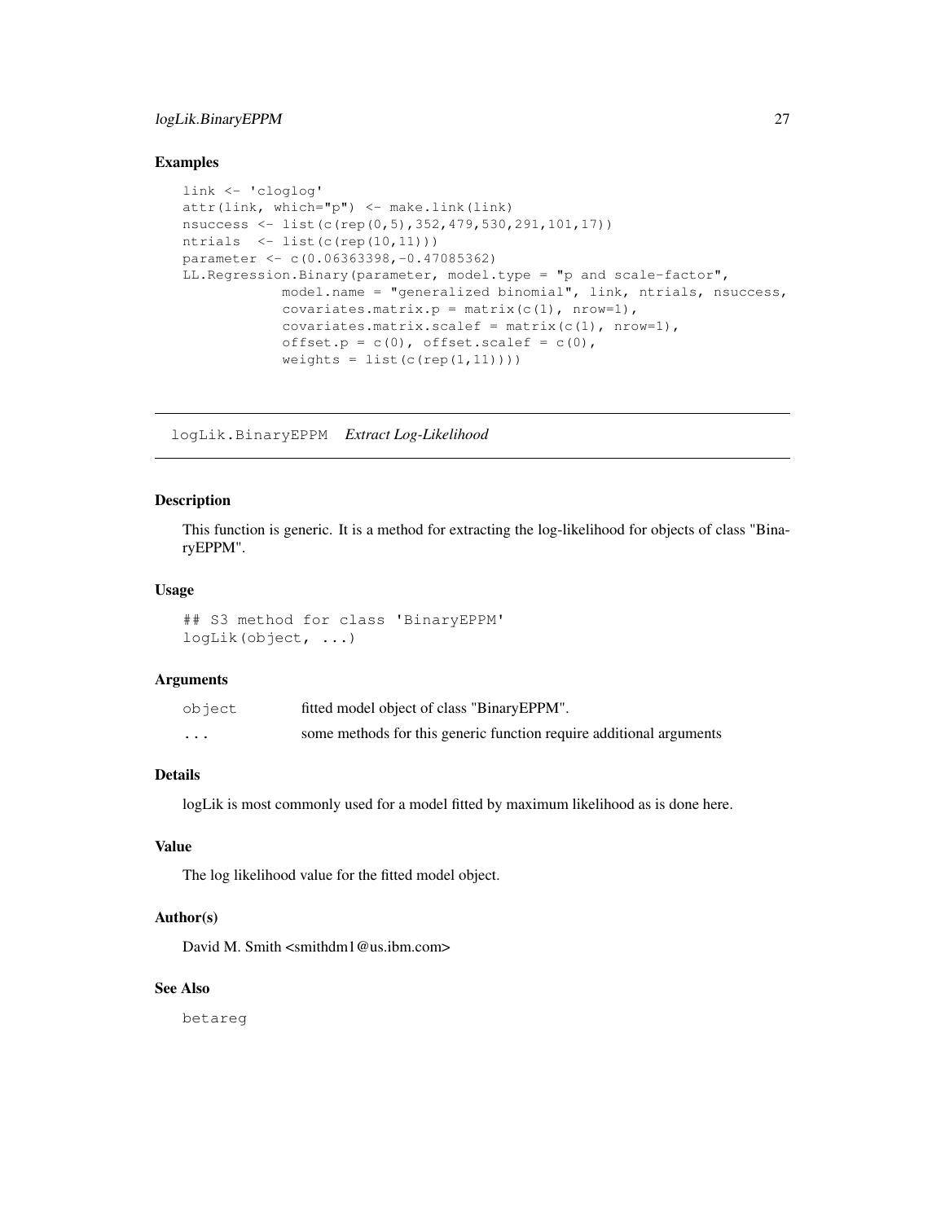### Examples

```
link <- 'cloglog'
attr(link, which="p") <- make.link(link)
nsuccess <- list(c(rep(0,5),352,479,530,291,101,17))
ntrials  <- list(c(rep(10,11)))
parameter <- c(0.06363398,-0.47085362)
LL.Regression.Binary(parameter, model.type = "p and scale-factor",
            model.name = "generalized binomial", link, ntrials, nsuccess,
            covariates.matrix.p = matrix(c(1), nrow=1),
            covariates.matrix.scalef = matrix(c(1), nrow=1),
            offset.p = c(0), offset.scalef = c(0),
            weights = list(c(rep(1,11))))
```

---

## logLik.BinaryEPPM *Extract Log-Likelihood*

---

### Description

This function is generic. It is a method for extracting the log-likelihood for objects of class "BinaryEPPM".

### Usage

```
## S3 method for class 'BinaryEPPM'
logLik(object, ...)
```

### Arguments

| | |
|---|---|
| `object` | fitted model object of class "BinaryEPPM". |
| `...` | some methods for this generic function require additional arguments |

### Details

logLik is most commonly used for a model fitted by maximum likelihood as is done here.

### Value

The log likelihood value for the fitted model object.

### Author(s)

David M. Smith <smithdm1@us.ibm.com>

### See Also

`betareg`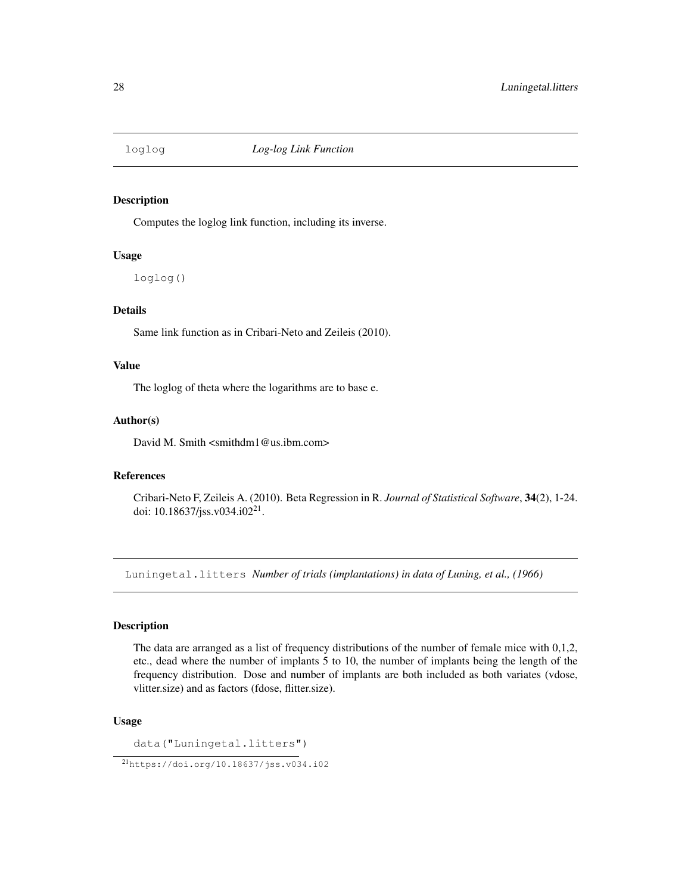## loglog *Log-log Link Function*

### Description

Computes the loglog link function, including its inverse.

### Usage

```
loglog()
```

### Details

Same link function as in Cribari-Neto and Zeileis (2010).

### Value

The loglog of theta where the logarithms are to base e.

### Author(s)

David M. Smith <smithdm1@us.ibm.com>

### References

Cribari-Neto F, Zeileis A. (2010). Beta Regression in R. *Journal of Statistical Software*, **34**(2), 1-24. doi: 10.18637/jss.v034.i02[21].

## Luningetal.litters *Number of trials (implantations) in data of Luning, et al., (1966)*

### Description

The data are arranged as a list of frequency distributions of the number of female mice with 0,1,2, etc., dead where the number of implants 5 to 10, the number of implants being the length of the frequency distribution. Dose and number of implants are both included as both variates (vdose, vlitter.size) and as factors (fdose, flitter.size).

### Usage

```
data("Luningetal.litters")
```

[21] https://doi.org/10.18637/jss.v034.i02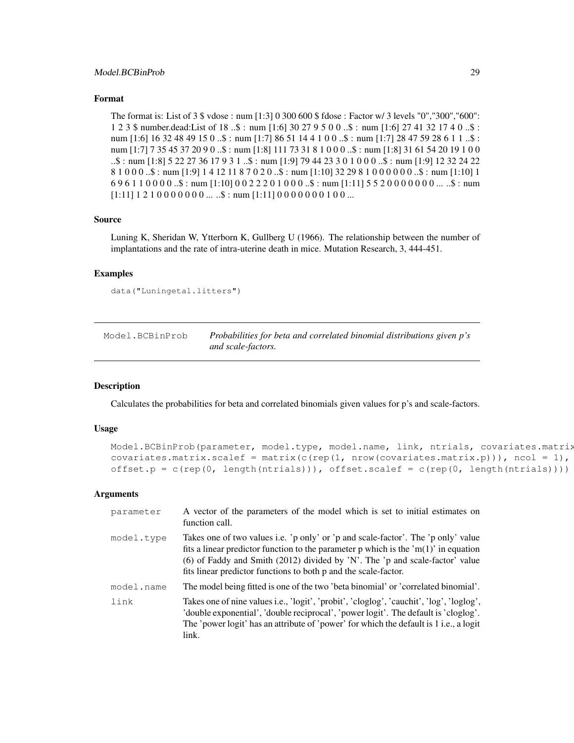### Format

The format is: List of 3 $ vdose : num [1:3] 0 300 600 $ fdose : Factor w/ 3 levels "0","300","600": 1 2 3 $ number.dead:List of 18 ..$ : num [1:6] 30 27 9 5 0 0 ..$ : num [1:6] 27 41 32 17 4 0 ..$ : num [1:6] 16 32 48 49 15 0 ..$ : num [1:7] 86 51 14 4 1 0 0 ..$ : num [1:7] 28 47 59 28 6 1 1 ..$ : num [1:7] 7 35 45 37 20 9 0 ..$ : num [1:8] 111 73 31 8 1 0 0 0 ..$ : num [1:8] 31 61 54 20 19 1 0 0 ..$ : num [1:8] 5 22 27 36 17 9 3 1 ..$ : num [1:9] 79 44 23 3 0 1 0 0 0 ..$ : num [1:9] 12 32 24 22 8 1 0 0 0 ..$ : num [1:9] 1 4 12 11 8 7 0 2 0 ..$ : num [1:10] 32 29 8 1 0 0 0 0 0 0 ..$ : num [1:10] 1 6 9 6 1 1 0 0 0 0 ..$ : num [1:10] 0 0 2 2 2 0 1 0 0 0 ..$ : num [1:11] 5 5 2 0 0 0 0 0 0 0 ... ..$ : num [1:11] 1 2 1 0 0 0 0 0 0 0 ... ..$ : num [1:11] 0 0 0 0 0 0 0 1 0 0 ...

### Source

Luning K, Sheridan W, Ytterborn K, Gullberg U (1966). The relationship between the number of implantations and the rate of intra-uterine death in mice. Mutation Research, 3, 444-451.

### Examples

```
data("Luningetal.litters")
```

---

## Model.BCBinProb — *Probabilities for beta and correlated binomial distributions given p's and scale-factors.*

### Description

Calculates the probabilities for beta and correlated binomials given values for p's and scale-factors.

### Usage

```
Model.BCBinProb(parameter, model.type, model.name, link, ntrials, covariates.matrix
covariates.matrix.scalef = matrix(c(rep(1, nrow(covariates.matrix.p))), ncol = 1),
offset.p = c(rep(0, length(ntrials))), offset.scalef = c(rep(0, length(ntrials))))
```

### Arguments

| | |
|---|---|
| `parameter` | A vector of the parameters of the model which is set to initial estimates on function call. |
| `model.type` | Takes one of two values i.e. 'p only' or 'p and scale-factor'. The 'p only' value fits a linear predictor function to the parameter p which is the 'm(1)' in equation (6) of Faddy and Smith (2012) divided by 'N'. The 'p and scale-factor' value fits linear predictor functions to both p and the scale-factor. |
| `model.name` | The model being fitted is one of the two 'beta binomial' or 'correlated binomial'. |
| `link` | Takes one of nine values i.e., 'logit', 'probit', 'cloglog', 'cauchit', 'log', 'loglog', 'double exponential', 'double reciprocal', 'power logit'. The default is 'cloglog'. The 'power logit' has an attribute of 'power' for which the default is 1 i.e., a logit link. |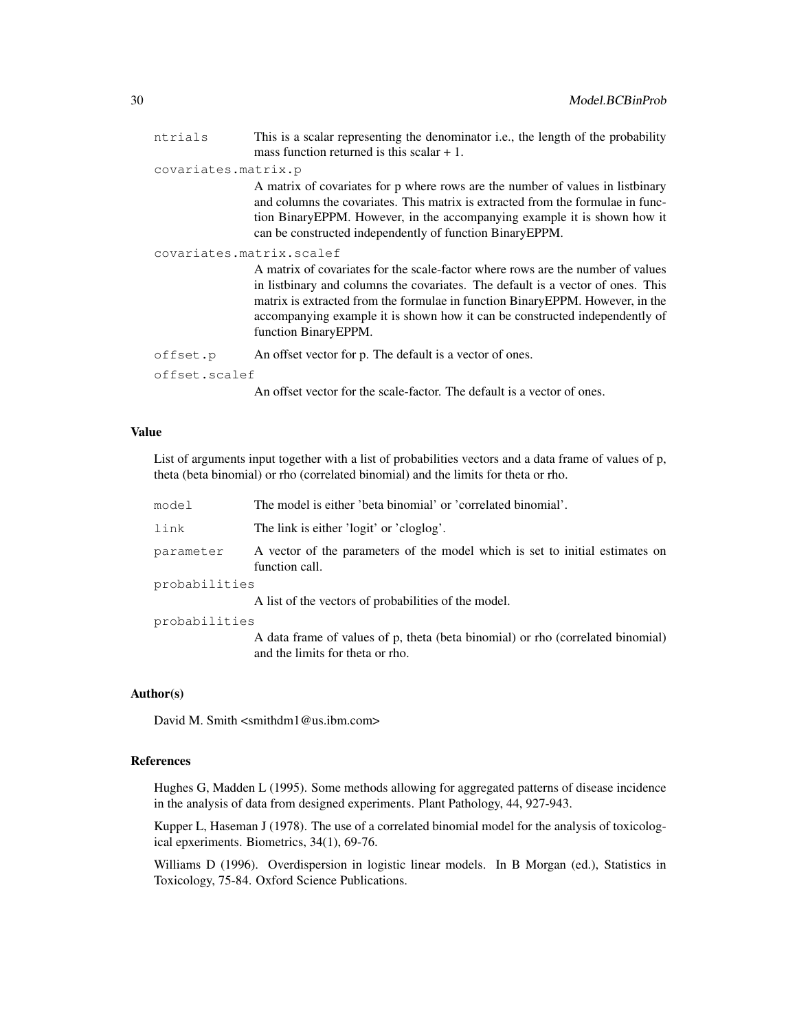`ntrials` This is a scalar representing the denominator i.e., the length of the probability mass function returned is this scalar + 1.

`covariates.matrix.p`
A matrix of covariates for p where rows are the number of values in listbinary and columns the covariates. This matrix is extracted from the formulae in function BinaryEPPM. However, in the accompanying example it is shown how it can be constructed independently of function BinaryEPPM.

`covariates.matrix.scalef`
A matrix of covariates for the scale-factor where rows are the number of values in listbinary and columns the covariates. The default is a vector of ones. This matrix is extracted from the formulae in function BinaryEPPM. However, in the accompanying example it is shown how it can be constructed independently of function BinaryEPPM.

`offset.p` An offset vector for p. The default is a vector of ones.

`offset.scalef`
An offset vector for the scale-factor. The default is a vector of ones.

## Value

List of arguments input together with a list of probabilities vectors and a data frame of values of p, theta (beta binomial) or rho (correlated binomial) and the limits for theta or rho.

`model` The model is either 'beta binomial' or 'correlated binomial'.

`link` The link is either 'logit' or 'cloglog'.

`parameter` A vector of the parameters of the model which is set to initial estimates on function call.

`probabilities`
A list of the vectors of probabilities of the model.

`probabilities`
A data frame of values of p, theta (beta binomial) or rho (correlated binomial) and the limits for theta or rho.

## Author(s)

David M. Smith <smithdm1@us.ibm.com>

## References

Hughes G, Madden L (1995). Some methods allowing for aggregated patterns of disease incidence in the analysis of data from designed experiments. Plant Pathology, 44, 927-943.

Kupper L, Haseman J (1978). The use of a correlated binomial model for the analysis of toxicological epxeriments. Biometrics, 34(1), 69-76.

Williams D (1996). Overdispersion in logistic linear models. In B Morgan (ed.), Statistics in Toxicology, 75-84. Oxford Science Publications.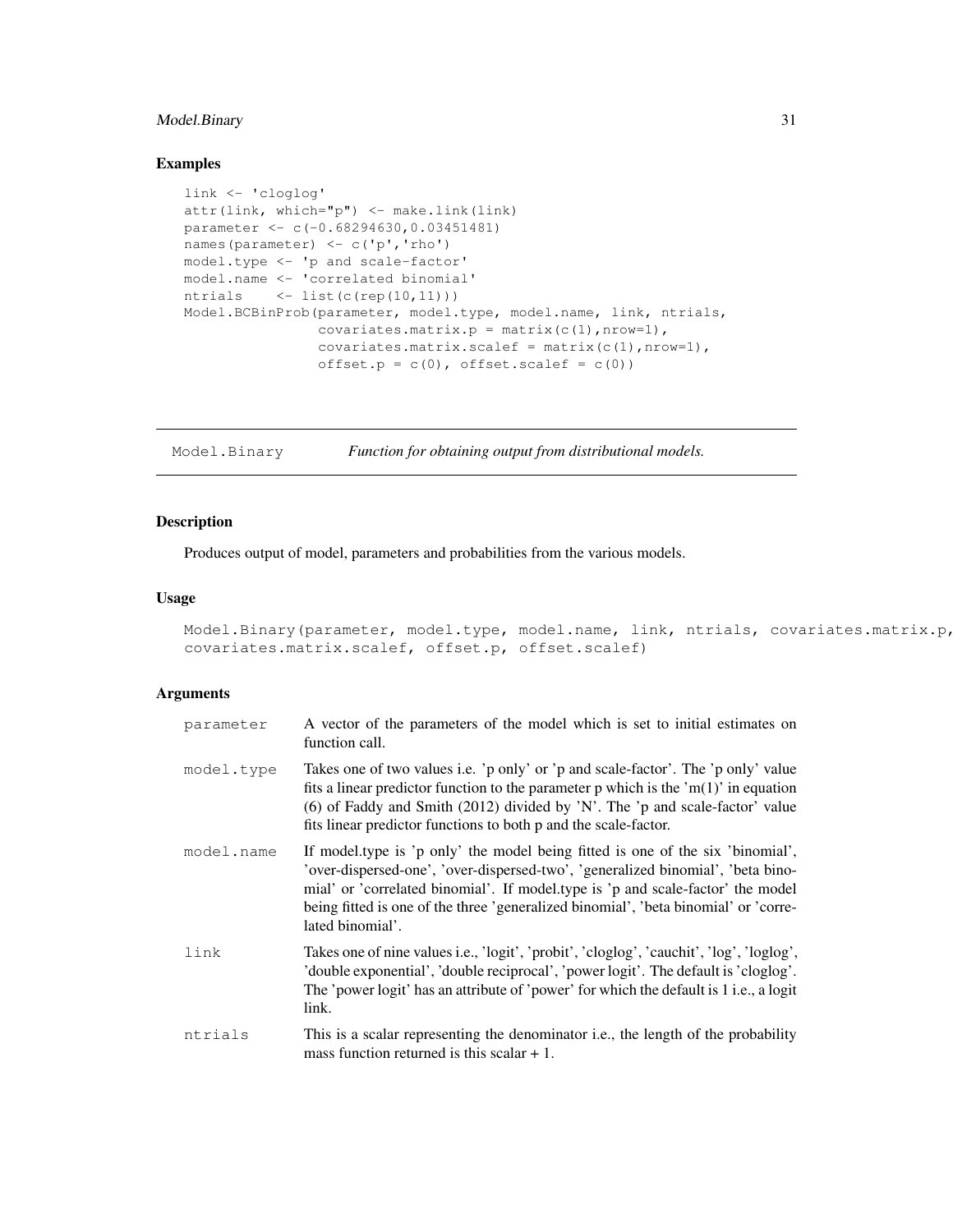## Examples

```
link <- 'cloglog'
attr(link, which="p") <- make.link(link)
parameter <- c(-0.68294630,0.03451481)
names(parameter) <- c('p','rho')
model.type <- 'p and scale-factor'
model.name <- 'correlated binomial'
ntrials    <- list(c(rep(10,11)))
Model.BCBinProb(parameter, model.type, model.name, link, ntrials,
                covariates.matrix.p = matrix(c(1),nrow=1),
                covariates.matrix.scalef = matrix(c(1),nrow=1),
                offset.p = c(0), offset.scalef = c(0))
```

---

# Model.Binary — *Function for obtaining output from distributional models.*

---

## Description

Produces output of model, parameters and probabilities from the various models.

## Usage

```
Model.Binary(parameter, model.type, model.name, link, ntrials, covariates.matrix.p,
covariates.matrix.scalef, offset.p, offset.scalef)
```

## Arguments

| | |
|---|---|
| `parameter` | A vector of the parameters of the model which is set to initial estimates on function call. |
| `model.type` | Takes one of two values i.e. 'p only' or 'p and scale-factor'. The 'p only' value fits a linear predictor function to the parameter p which is the 'm(1)' in equation (6) of Faddy and Smith (2012) divided by 'N'. The 'p and scale-factor' value fits linear predictor functions to both p and the scale-factor. |
| `model.name` | If model.type is 'p only' the model being fitted is one of the six 'binomial', 'over-dispersed-one', 'over-dispersed-two', 'generalized binomial', 'beta binomial' or 'correlated binomial'. If model.type is 'p and scale-factor' the model being fitted is one of the three 'generalized binomial', 'beta binomial' or 'correlated binomial'. |
| `link` | Takes one of nine values i.e., 'logit', 'probit', 'cloglog', 'cauchit', 'log', 'loglog', 'double exponential', 'double reciprocal', 'power logit'. The default is 'cloglog'. The 'power logit' has an attribute of 'power' for which the default is 1 i.e., a logit link. |
| `ntrials` | This is a scalar representing the denominator i.e., the length of the probability mass function returned is this scalar + 1. |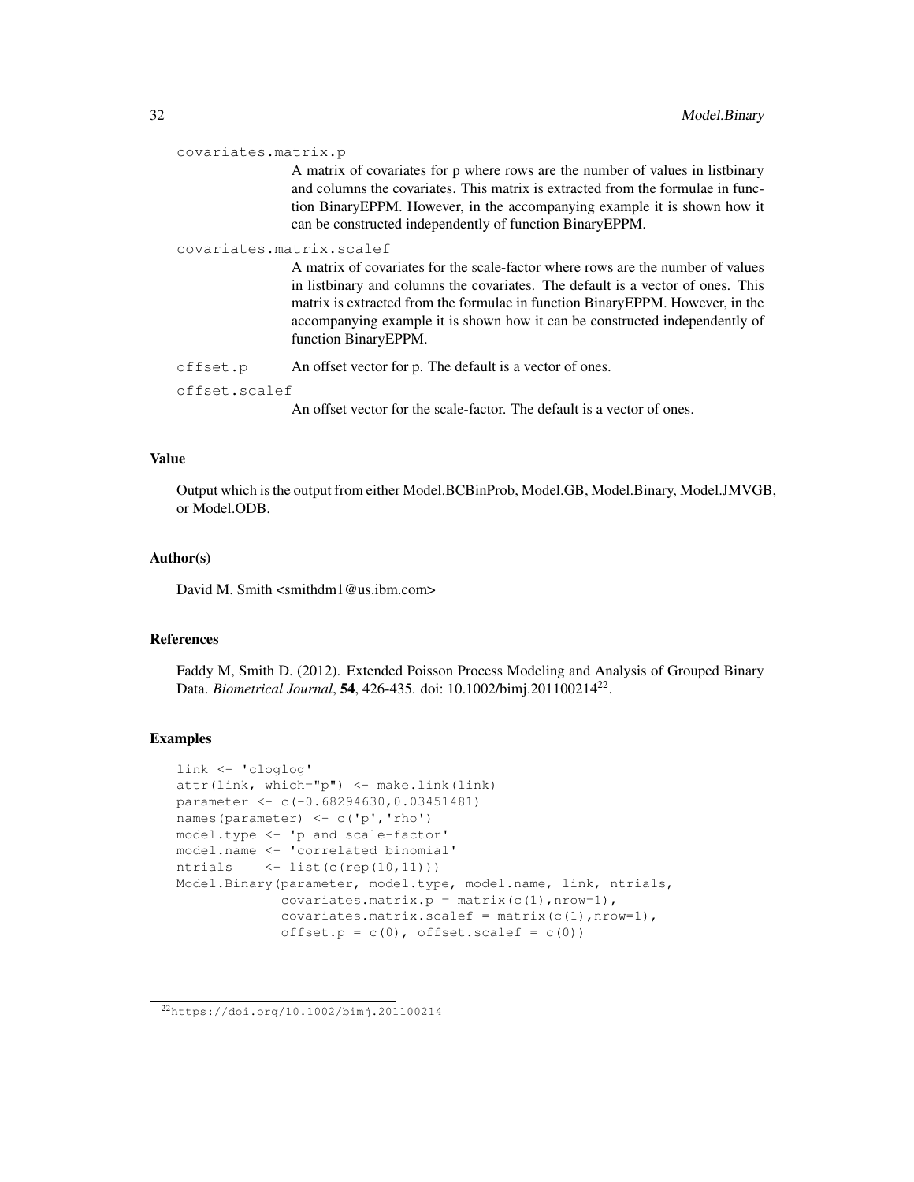covariates.matrix.p
: A matrix of covariates for p where rows are the number of values in listbinary and columns the covariates. This matrix is extracted from the formulae in function BinaryEPPM. However, in the accompanying example it is shown how it can be constructed independently of function BinaryEPPM.

covariates.matrix.scalef
: A matrix of covariates for the scale-factor where rows are the number of values in listbinary and columns the covariates. The default is a vector of ones. This matrix is extracted from the formulae in function BinaryEPPM. However, in the accompanying example it is shown how it can be constructed independently of function BinaryEPPM.

offset.p
: An offset vector for p. The default is a vector of ones.

offset.scalef
: An offset vector for the scale-factor. The default is a vector of ones.

### Value

Output which is the output from either Model.BCBinProb, Model.GB, Model.Binary, Model.JMVGB, or Model.ODB.

### Author(s)

David M. Smith <smithdm1@us.ibm.com>

### References

Faddy M, Smith D. (2012). Extended Poisson Process Modeling and Analysis of Grouped Binary Data. *Biometrical Journal*, **54**, 426-435. doi: 10.1002/bimj.201100214[22].

### Examples

```
link <- 'cloglog'
attr(link, which="p") <- make.link(link)
parameter <- c(-0.68294630,0.03451481)
names(parameter) <- c('p','rho')
model.type <- 'p and scale-factor'
model.name <- 'correlated binomial'
ntrials    <- list(c(rep(10,11)))
Model.Binary(parameter, model.type, model.name, link, ntrials,
             covariates.matrix.p = matrix(c(1),nrow=1),
             covariates.matrix.scalef = matrix(c(1),nrow=1),
             offset.p = c(0), offset.scalef = c(0))
```

[22] https://doi.org/10.1002/bimj.201100214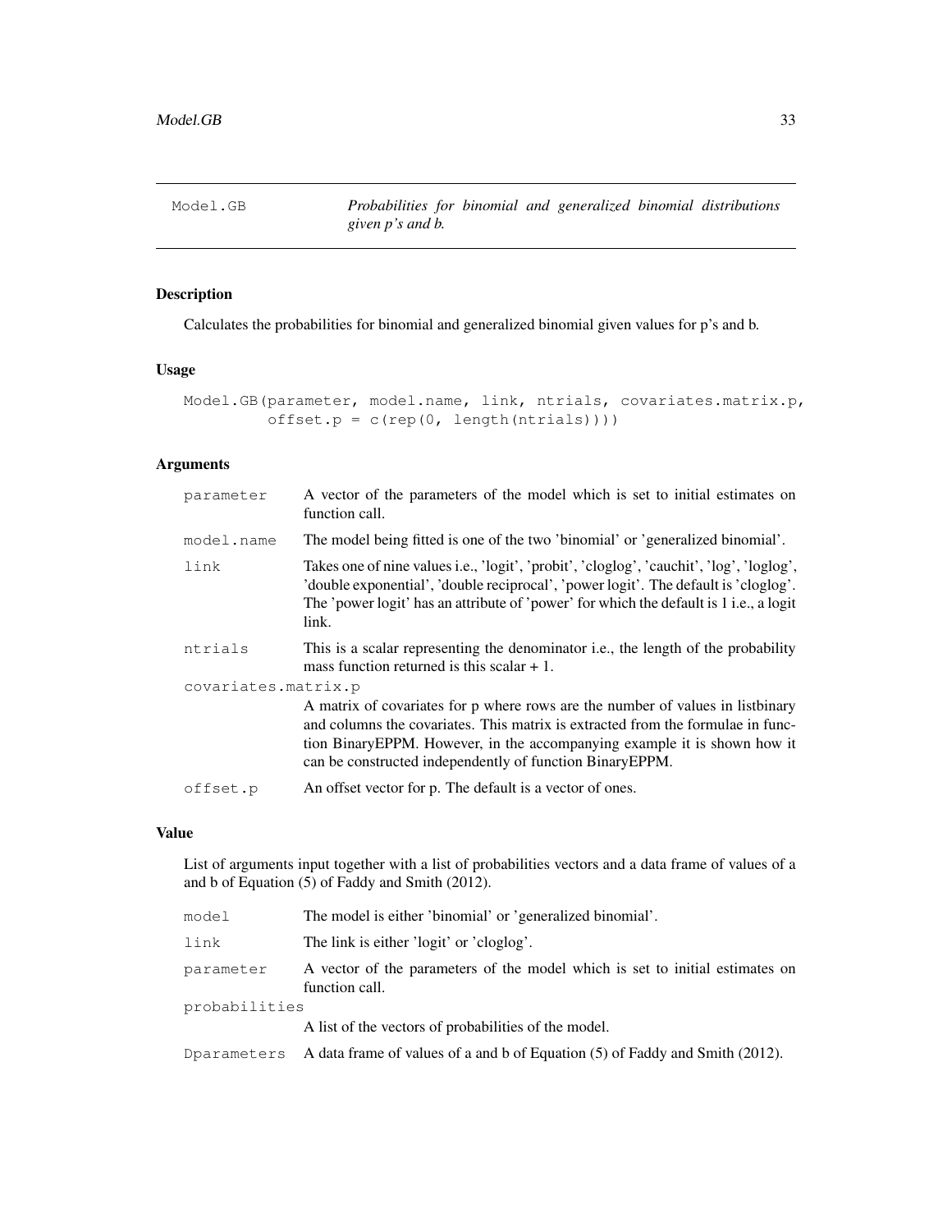# Model.GB

*Probabilities for binomial and generalized binomial distributions given p's and b.*

## Description

Calculates the probabilities for binomial and generalized binomial given values for p's and b.

## Usage

```
Model.GB(parameter, model.name, link, ntrials, covariates.matrix.p,
         offset.p = c(rep(0, length(ntrials))))
```

## Arguments

`parameter` A vector of the parameters of the model which is set to initial estimates on function call.

`model.name` The model being fitted is one of the two 'binomial' or 'generalized binomial'.

`link` Takes one of nine values i.e., 'logit', 'probit', 'cloglog', 'cauchit', 'log', 'loglog', 'double exponential', 'double reciprocal', 'power logit'. The default is 'cloglog'. The 'power logit' has an attribute of 'power' for which the default is 1 i.e., a logit link.

`ntrials` This is a scalar representing the denominator i.e., the length of the probability mass function returned is this scalar + 1.

`covariates.matrix.p` A matrix of covariates for p where rows are the number of values in listbinary and columns the covariates. This matrix is extracted from the formulae in function BinaryEPPM. However, in the accompanying example it is shown how it can be constructed independently of function BinaryEPPM.

`offset.p` An offset vector for p. The default is a vector of ones.

## Value

List of arguments input together with a list of probabilities vectors and a data frame of values of a and b of Equation (5) of Faddy and Smith (2012).

`model` The model is either 'binomial' or 'generalized binomial'.

`link` The link is either 'logit' or 'cloglog'.

`parameter` A vector of the parameters of the model which is set to initial estimates on function call.

`probabilities` A list of the vectors of probabilities of the model.

`Dparameters` A data frame of values of a and b of Equation (5) of Faddy and Smith (2012).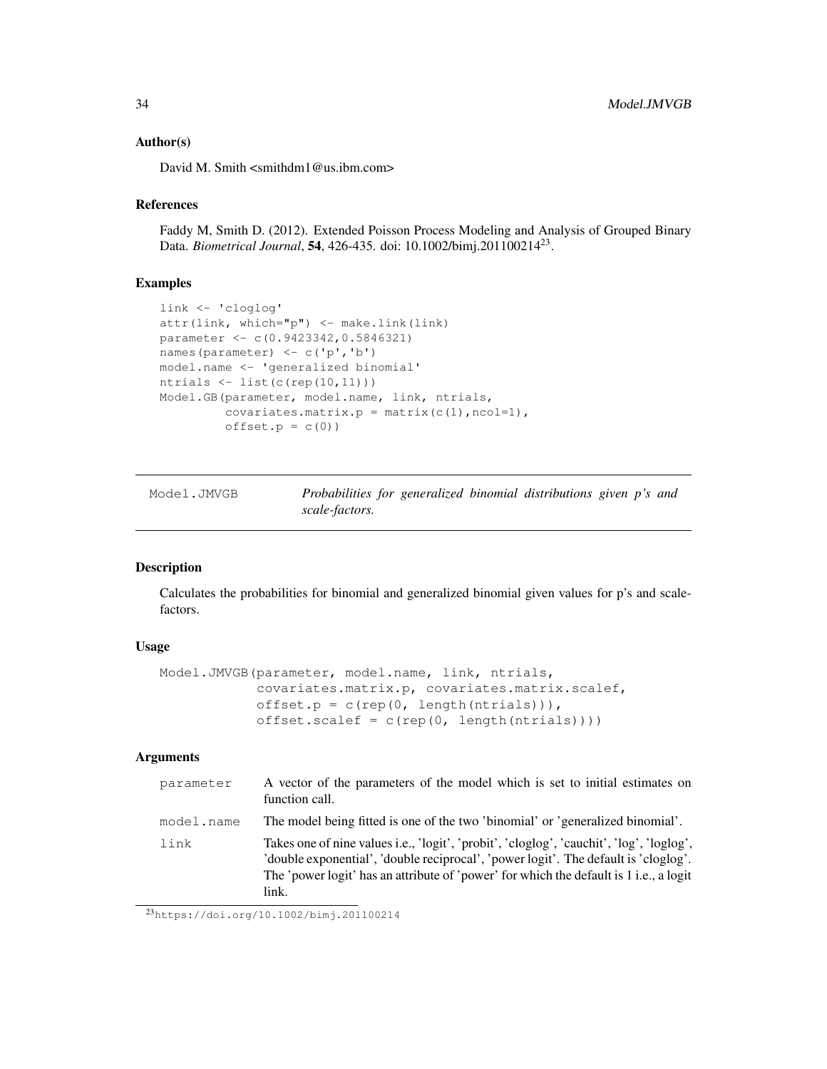### Author(s)

David M. Smith <smithdm1@us.ibm.com>

### References

Faddy M, Smith D. (2012). Extended Poisson Process Modeling and Analysis of Grouped Binary Data. *Biometrical Journal*, **54**, 426-435. doi: 10.1002/bimj.201100214[23].

### Examples

```
link <- 'cloglog'
attr(link, which="p") <- make.link(link)
parameter <- c(0.9423342,0.5846321)
names(parameter) <- c('p','b')
model.name <- 'generalized binomial'
ntrials <- list(c(rep(10,11)))
Model.GB(parameter, model.name, link, ntrials,
         covariates.matrix.p = matrix(c(1),ncol=1),
         offset.p = c(0))
```

---

## Model.JMVGB — *Probabilities for generalized binomial distributions given p's and scale-factors.*

---

### Description

Calculates the probabilities for binomial and generalized binomial given values for p's and scale-factors.

### Usage

```
Model.JMVGB(parameter, model.name, link, ntrials,
            covariates.matrix.p, covariates.matrix.scalef,
            offset.p = c(rep(0, length(ntrials))),
            offset.scalef = c(rep(0, length(ntrials))))
```

### Arguments

| | |
|---|---|
| `parameter` | A vector of the parameters of the model which is set to initial estimates on function call. |
| `model.name` | The model being fitted is one of the two 'binomial' or 'generalized binomial'. |
| `link` | Takes one of nine values i.e., 'logit', 'probit', 'cloglog', 'cauchit', 'log', 'loglog', 'double exponential', 'double reciprocal', 'power logit'. The default is 'cloglog'. The 'power logit' has an attribute of 'power' for which the default is 1 i.e., a logit link. |

[23] https://doi.org/10.1002/bimj.201100214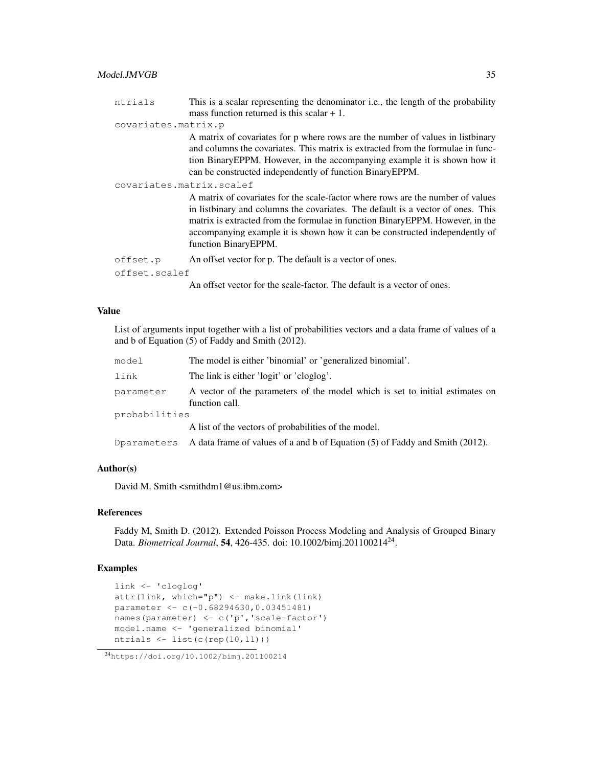ntrials
This is a scalar representing the denominator i.e., the length of the probability mass function returned is this scalar + 1.

covariates.matrix.p
A matrix of covariates for p where rows are the number of values in listbinary and columns the covariates. This matrix is extracted from the formulae in function BinaryEPPM. However, in the accompanying example it is shown how it can be constructed independently of function BinaryEPPM.

covariates.matrix.scalef
A matrix of covariates for the scale-factor where rows are the number of values in listbinary and columns the covariates. The default is a vector of ones. This matrix is extracted from the formulae in function BinaryEPPM. However, in the accompanying example it is shown how it can be constructed independently of function BinaryEPPM.

offset.p
An offset vector for p. The default is a vector of ones.

offset.scalef
An offset vector for the scale-factor. The default is a vector of ones.

### Value

List of arguments input together with a list of probabilities vectors and a data frame of values of a and b of Equation (5) of Faddy and Smith (2012).

model
The model is either 'binomial' or 'generalized binomial'.

link
The link is either 'logit' or 'cloglog'.

parameter
A vector of the parameters of the model which is set to initial estimates on function call.

probabilities
A list of the vectors of probabilities of the model.

Dparameters
A data frame of values of a and b of Equation (5) of Faddy and Smith (2012).

### Author(s)

David M. Smith <smithdm1@us.ibm.com>

### References

Faddy M, Smith D. (2012). Extended Poisson Process Modeling and Analysis of Grouped Binary Data. *Biometrical Journal*, **54**, 426-435. doi: 10.1002/bimj.201100214[24].

### Examples

```
link <- 'cloglog'
attr(link, which="p") <- make.link(link)
parameter <- c(-0.68294630,0.03451481)
names(parameter) <- c('p','scale-factor')
model.name <- 'generalized binomial'
ntrials <- list(c(rep(10,11)))
```

[24] https://doi.org/10.1002/bimj.201100214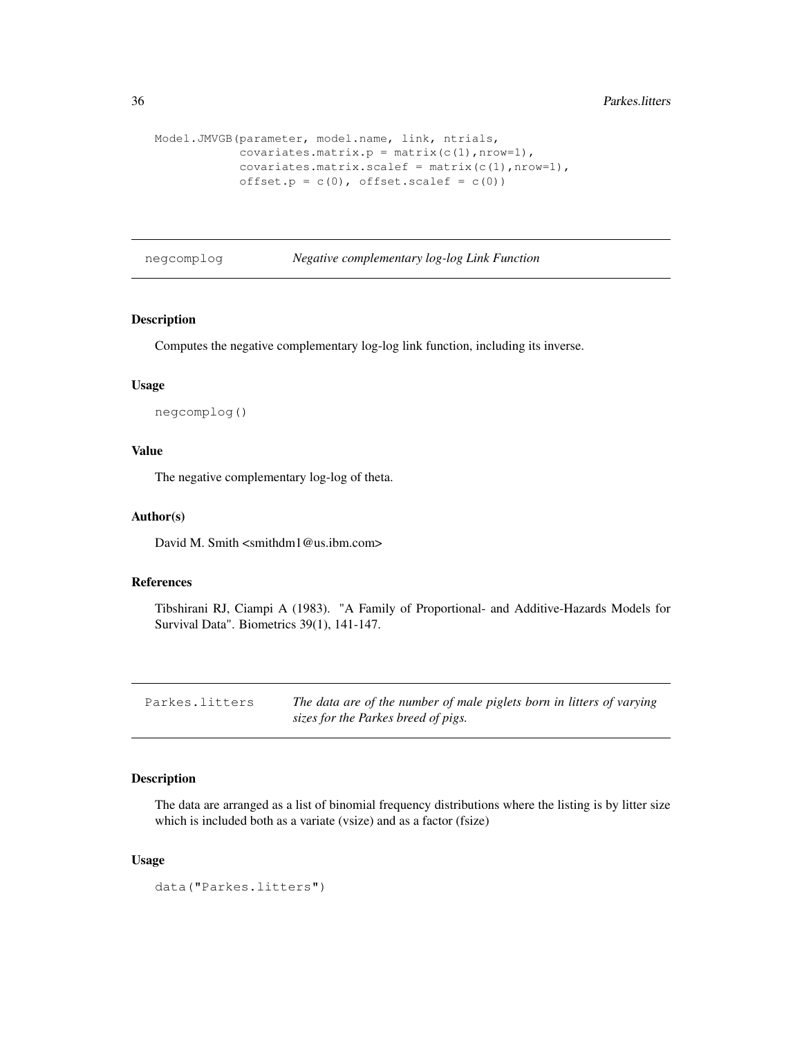```
Model.JMVGB(parameter, model.name, link, ntrials,
            covariates.matrix.p = matrix(c(1),nrow=1),
            covariates.matrix.scalef = matrix(c(1),nrow=1),
            offset.p = c(0), offset.scalef = c(0))
```

## negcomplog — *Negative complementary log-log Link Function*

### Description

Computes the negative complementary log-log link function, including its inverse.

### Usage

```
negcomplog()
```

### Value

The negative complementary log-log of theta.

### Author(s)

David M. Smith <smithdm1@us.ibm.com>

### References

Tibshirani RJ, Ciampi A (1983). "A Family of Proportional- and Additive-Hazards Models for Survival Data". Biometrics 39(1), 141-147.

## Parkes.litters — *The data are of the number of male piglets born in litters of varying sizes for the Parkes breed of pigs.*

### Description

The data are arranged as a list of binomial frequency distributions where the listing is by litter size which is included both as a variate (vsize) and as a factor (fsize)

### Usage

```
data("Parkes.litters")
```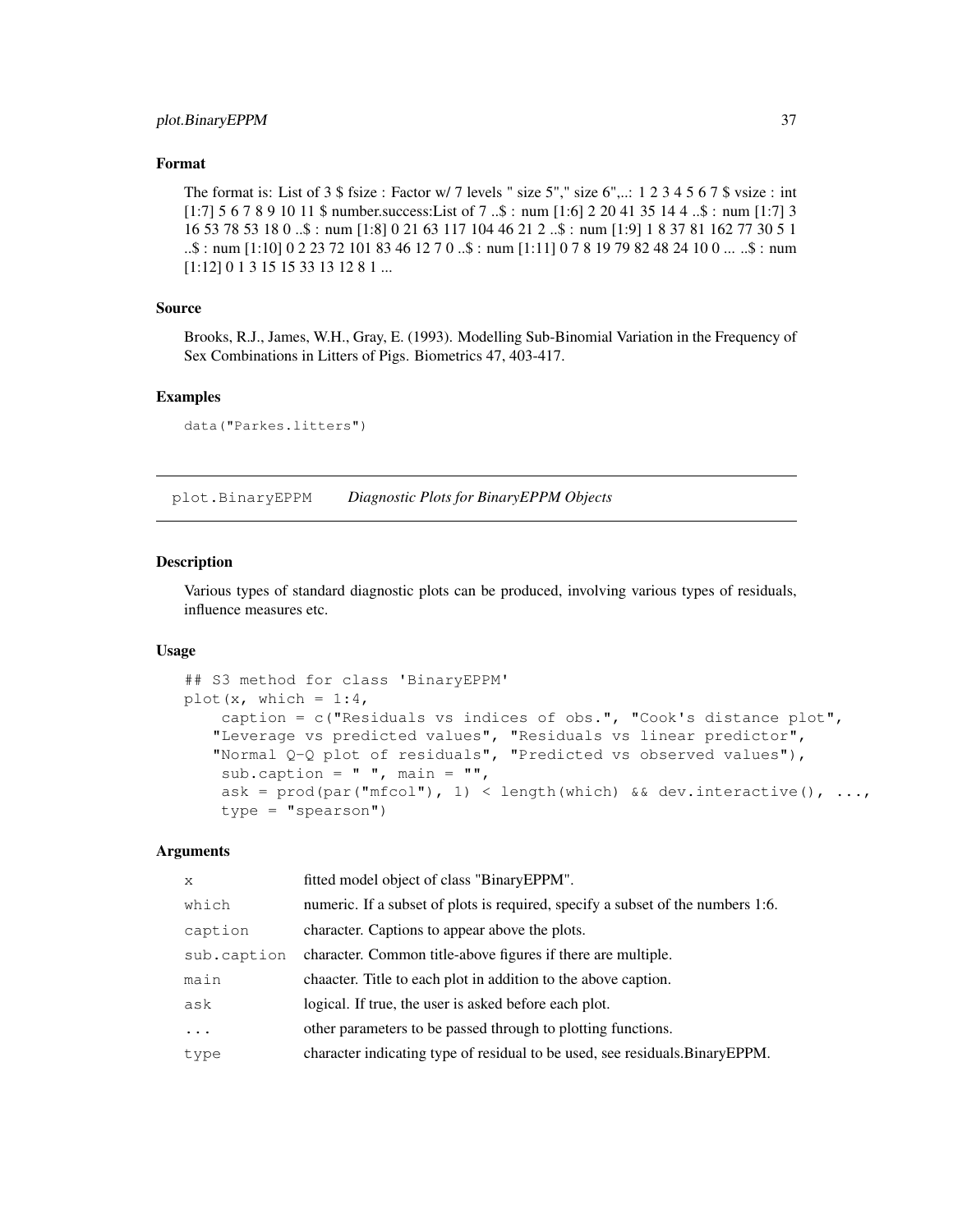### Format

The format is: List of 3 $ fsize : Factor w/ 7 levels " size 5"," size 6",..: 1 2 3 4 5 6 7 $ vsize : int [1:7] 5 6 7 8 9 10 11 $ number.success:List of 7 ..$ : num [1:6] 2 20 41 35 14 4 ..$ : num [1:7] 3 16 53 78 53 18 0 ..$ : num [1:8] 0 21 63 117 104 46 21 2 ..$ : num [1:9] 1 8 37 81 162 77 30 5 1 ..$ : num [1:10] 0 2 23 72 101 83 46 12 7 0 ..$ : num [1:11] 0 7 8 19 79 82 48 24 10 0 ... ..$ : num [1:12] 0 1 3 15 15 33 13 12 8 1 ...

### Source

Brooks, R.J., James, W.H., Gray, E. (1993). Modelling Sub-Binomial Variation in the Frequency of Sex Combinations in Litters of Pigs. Biometrics 47, 403-417.

### Examples

```
data("Parkes.litters")
```

---

## plot.BinaryEPPM    *Diagnostic Plots for BinaryEPPM Objects*

---

### Description

Various types of standard diagnostic plots can be produced, involving various types of residuals, influence measures etc.

### Usage

```
## S3 method for class 'BinaryEPPM'
plot(x, which = 1:4,
    caption = c("Residuals vs indices of obs.", "Cook's distance plot",
   "Leverage vs predicted values", "Residuals vs linear predictor",
   "Normal Q-Q plot of residuals", "Predicted vs observed values"),
    sub.caption = " ", main = "",
    ask = prod(par("mfcol"), 1) < length(which) && dev.interactive(), ...,
    type = "spearson")
```

### Arguments

| | |
|---|---|
| x | fitted model object of class "BinaryEPPM". |
| which | numeric. If a subset of plots is required, specify a subset of the numbers 1:6. |
| caption | character. Captions to appear above the plots. |
| sub.caption | character. Common title-above figures if there are multiple. |
| main | chaacter. Title to each plot in addition to the above caption. |
| ask | logical. If true, the user is asked before each plot. |
| ... | other parameters to be passed through to plotting functions. |
| type | character indicating type of residual to be used, see residuals.BinaryEPPM. |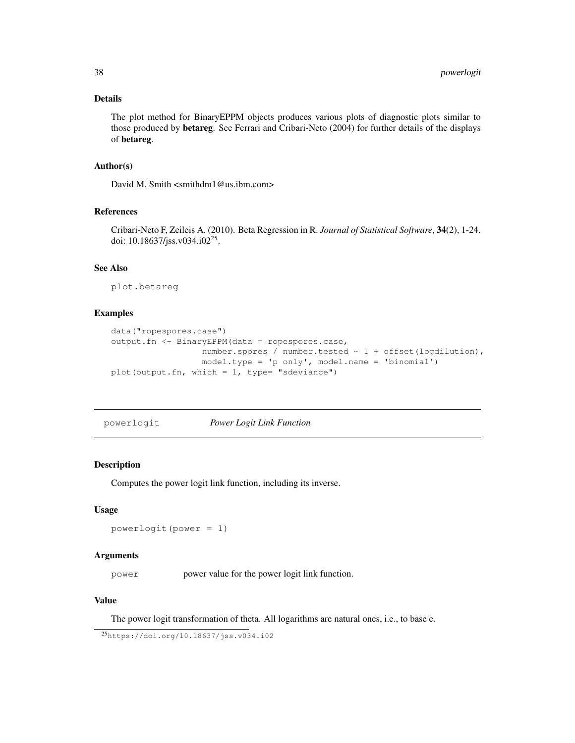### Details

The plot method for BinaryEPPM objects produces various plots of diagnostic plots similar to those produced by **betareg**. See Ferrari and Cribari-Neto (2004) for further details of the displays of **betareg**.

### Author(s)

David M. Smith <smithdm1@us.ibm.com>

### References

Cribari-Neto F, Zeileis A. (2010). Beta Regression in R. *Journal of Statistical Software*, **34**(2), 1-24. doi: 10.18637/jss.v034.i02[25].

### See Also

plot.betareg

### Examples

```
data("ropespores.case")
output.fn <- BinaryEPPM(data = ropespores.case,
                  number.spores / number.tested ~ 1 + offset(logdilution),
                  model.type = 'p only', model.name = 'binomial')
plot(output.fn, which = 1, type= "sdeviance")
```

---

## powerlogit *Power Logit Link Function*

---

### Description

Computes the power logit link function, including its inverse.

### Usage

```
powerlogit(power = 1)
```

### Arguments

| | |
|---|---|
| power | power value for the power logit link function. |

### Value

The power logit transformation of theta. All logarithms are natural ones, i.e., to base e.

[25] https://doi.org/10.18637/jss.v034.i02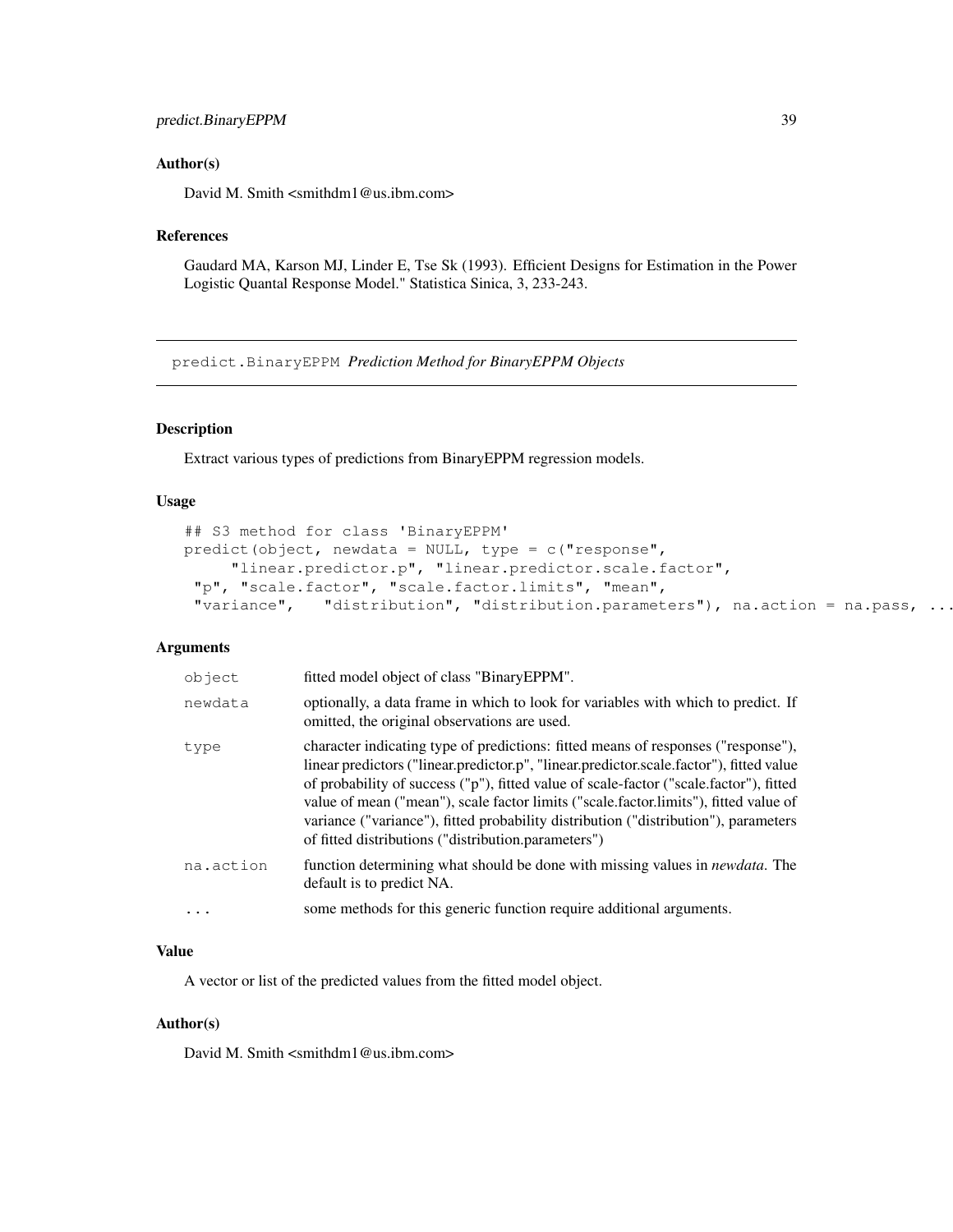### Author(s)

David M. Smith <smithdm1@us.ibm.com>

### References

Gaudard MA, Karson MJ, Linder E, Tse Sk (1993). Efficient Designs for Estimation in the Power Logistic Quantal Response Model." Statistica Sinica, 3, 233-243.

---

## predict.BinaryEPPM *Prediction Method for BinaryEPPM Objects*

---

### Description

Extract various types of predictions from BinaryEPPM regression models.

### Usage

```
## S3 method for class 'BinaryEPPM'
predict(object, newdata = NULL, type = c("response",
     "linear.predictor.p", "linear.predictor.scale.factor",
 "p", "scale.factor", "scale.factor.limits", "mean",
 "variance",   "distribution", "distribution.parameters"), na.action = na.pass, ...
```

### Arguments

| | |
|---|---|
| `object` | fitted model object of class "BinaryEPPM". |
| `newdata` | optionally, a data frame in which to look for variables with which to predict. If omitted, the original observations are used. |
| `type` | character indicating type of predictions: fitted means of responses ("response"), linear predictors ("linear.predictor.p", "linear.predictor.scale.factor"), fitted value of probability of success ("p"), fitted value of scale-factor ("scale.factor"), fitted value of mean ("mean"), scale factor limits ("scale.factor.limits"), fitted value of variance ("variance"), fitted probability distribution ("distribution"), parameters of fitted distributions ("distribution.parameters") |
| `na.action` | function determining what should be done with missing values in *newdata*. The default is to predict NA. |
| `...` | some methods for this generic function require additional arguments. |

### Value

A vector or list of the predicted values from the fitted model object.

### Author(s)

David M. Smith <smithdm1@us.ibm.com>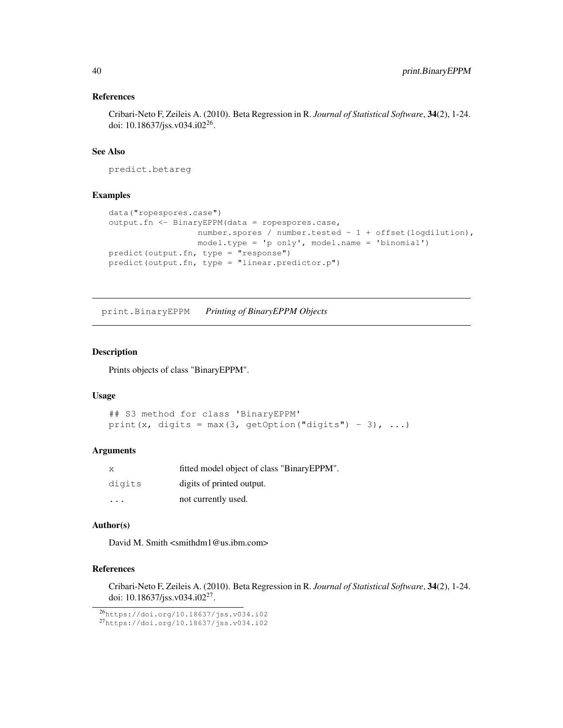### References

Cribari-Neto F, Zeileis A. (2010). Beta Regression in R. *Journal of Statistical Software*, **34**(2), 1-24. doi: 10.18637/jss.v034.i02[26].

### See Also

predict.betareg

### Examples

```
data("ropespores.case")
output.fn <- BinaryEPPM(data = ropespores.case,
                  number.spores / number.tested ~ 1 + offset(logdilution),
                  model.type = 'p only', model.name = 'binomial')
predict(output.fn, type = "response")
predict(output.fn, type = "linear.predictor.p")
```

---

## print.BinaryEPPM *Printing of BinaryEPPM Objects*

---

### Description

Prints objects of class "BinaryEPPM".

### Usage

```
## S3 method for class 'BinaryEPPM'
print(x, digits = max(3, getOption("digits") - 3), ...)
```

### Arguments

| | |
|---|---|
| x | fitted model object of class "BinaryEPPM". |
| digits | digits of printed output. |
| ... | not currently used. |

### Author(s)

David M. Smith <smithdm1@us.ibm.com>

### References

Cribari-Neto F, Zeileis A. (2010). Beta Regression in R. *Journal of Statistical Software*, **34**(2), 1-24. doi: 10.18637/jss.v034.i02[27].

[26] https://doi.org/10.18637/jss.v034.i02
[27] https://doi.org/10.18637/jss.v034.i02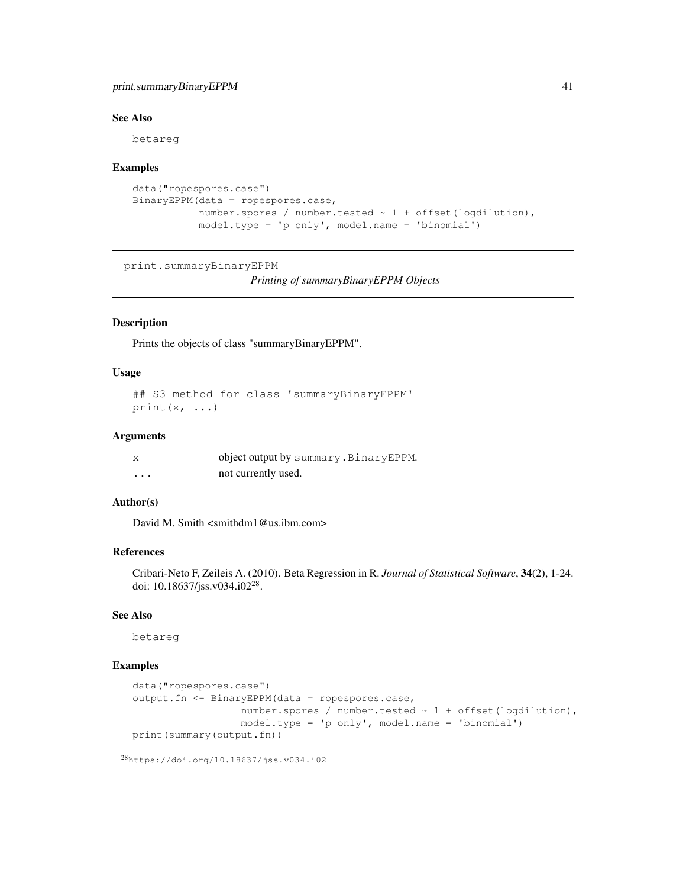### See Also

betareg

### Examples

```
data("ropespores.case")
BinaryEPPM(data = ropespores.case,
           number.spores / number.tested ~ 1 + offset(logdilution),
           model.type = 'p only', model.name = 'binomial')
```

---

## print.summaryBinaryEPPM    *Printing of summaryBinaryEPPM Objects*

---

### Description

Prints the objects of class "summaryBinaryEPPM".

### Usage

```
## S3 method for class 'summaryBinaryEPPM'
print(x, ...)
```

### Arguments

| | |
|---|---|
| x | object output by summary.BinaryEPPM. |
| ... | not currently used. |

### Author(s)

David M. Smith <smithdm1@us.ibm.com>

### References

Cribari-Neto F, Zeileis A. (2010). Beta Regression in R. *Journal of Statistical Software*, **34**(2), 1-24. doi: 10.18637/jss.v034.i02[28].

### See Also

betareg

### Examples

```
data("ropespores.case")
output.fn <- BinaryEPPM(data = ropespores.case,
                  number.spores / number.tested ~ 1 + offset(logdilution),
                  model.type = 'p only', model.name = 'binomial')
print(summary(output.fn))
```

[28] https://doi.org/10.18637/jss.v034.i02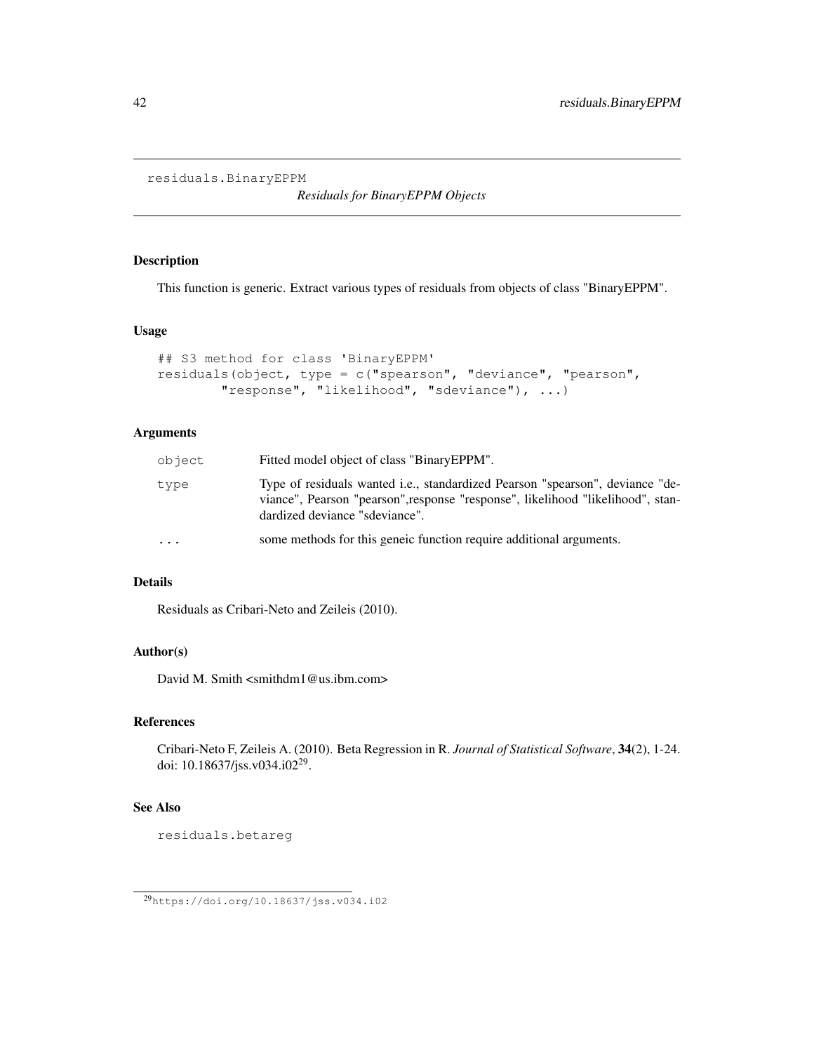```
residuals.BinaryEPPM
```

*Residuals for BinaryEPPM Objects*

## Description

This function is generic. Extract various types of residuals from objects of class "BinaryEPPM".

## Usage

```
## S3 method for class 'BinaryEPPM'
residuals(object, type = c("spearson", "deviance", "pearson",
        "response", "likelihood", "sdeviance"), ...)
```

## Arguments

| | |
|---|---|
| `object` | Fitted model object of class "BinaryEPPM". |
| `type` | Type of residuals wanted i.e., standardized Pearson "spearson", deviance "deviance", Pearson "pearson",response "response", likelihood "likelihood", standardized deviance "sdeviance". |
| `...` | some methods for this geneic function require additional arguments. |

## Details

Residuals as Cribari-Neto and Zeileis (2010).

## Author(s)

David M. Smith <smithdm1@us.ibm.com>

## References

Cribari-Neto F, Zeileis A. (2010). Beta Regression in R. *Journal of Statistical Software*, **34**(2), 1-24. doi: 10.18637/jss.v034.i02[29].

## See Also

`residuals.betareg`

---

[29] `https://doi.org/10.18637/jss.v034.i02`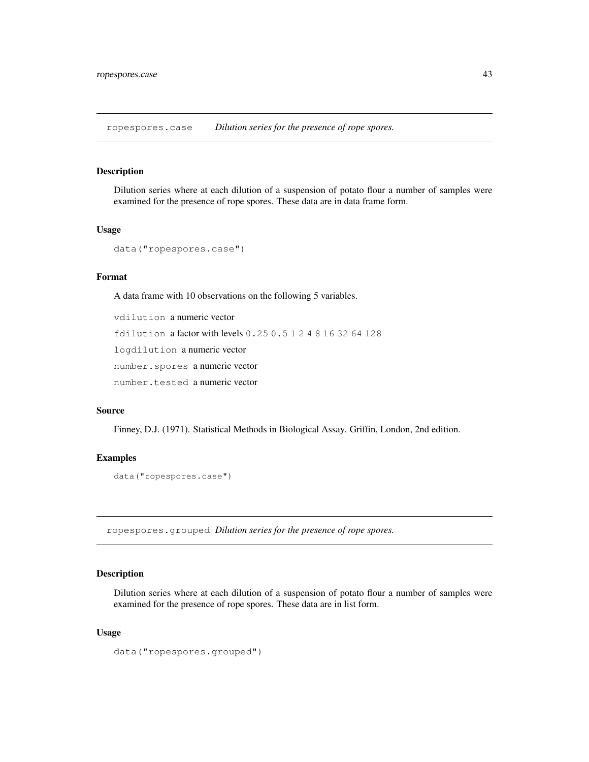## ropespores.case    *Dilution series for the presence of rope spores.*

### Description

Dilution series where at each dilution of a suspension of potato flour a number of samples were examined for the presence of rope spores. These data are in data frame form.

### Usage

```
data("ropespores.case")
```

### Format

A data frame with 10 observations on the following 5 variables.

`vdilution` a numeric vector

`fdilution` a factor with levels `0.25 0.5 1 2 4 8 16 32 64 128`

`logdilution` a numeric vector

`number.spores` a numeric vector

`number.tested` a numeric vector

### Source

Finney, D.J. (1971). Statistical Methods in Biological Assay. Griffin, London, 2nd edition.

### Examples

```
data("ropespores.case")
```

## ropespores.grouped    *Dilution series for the presence of rope spores.*

### Description

Dilution series where at each dilution of a suspension of potato flour a number of samples were examined for the presence of rope spores. These data are in list form.

### Usage

```
data("ropespores.grouped")
```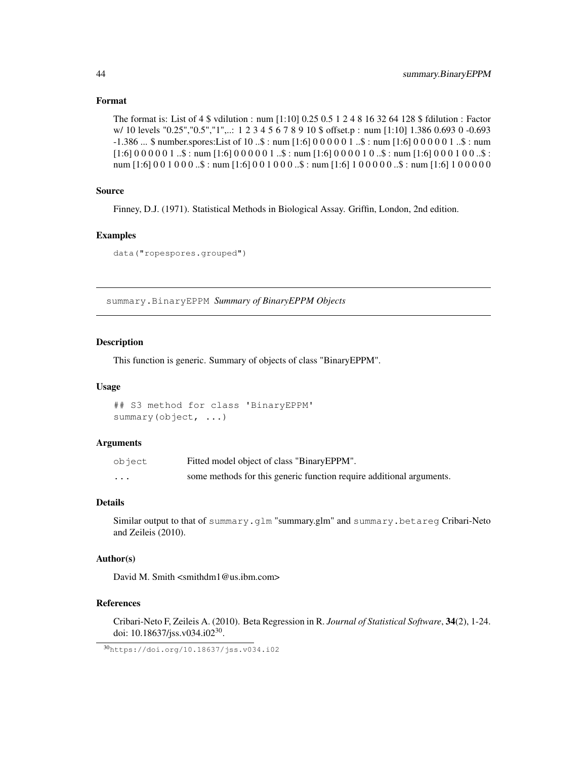### Format

The format is: List of 4 $ vdilution : num [1:10] 0.25 0.5 1 2 4 8 16 32 64 128 $ fdilution : Factor w/ 10 levels "0.25","0.5","1",..: 1 2 3 4 5 6 7 8 9 10 $ offset.p : num [1:10] 1.386 0.693 0 -0.693 -1.386 ... $ number.spores:List of 10 ..$ : num [1:6] 0 0 0 0 0 1 ..$ : num [1:6] 0 0 0 0 0 1 ..$ : num [1:6] 0 0 0 0 0 1 ..$ : num [1:6] 0 0 0 0 0 1 ..$ : num [1:6] 0 0 0 0 1 0 ..$ : num [1:6] 0 0 0 1 0 0 ..$ : num [1:6] 0 0 1 0 0 0 ..$ : num [1:6] 0 0 1 0 0 0 ..$ : num [1:6] 1 0 0 0 0 0 ..$ : num [1:6] 1 0 0 0 0 0

### Source

Finney, D.J. (1971). Statistical Methods in Biological Assay. Griffin, London, 2nd edition.

### Examples

```
data("ropespores.grouped")
```

---

## summary.BinaryEPPM *Summary of BinaryEPPM Objects*

---

### Description

This function is generic. Summary of objects of class "BinaryEPPM".

### Usage

```
## S3 method for class 'BinaryEPPM'
summary(object, ...)
```

### Arguments

| | |
|---|---|
| `object` | Fitted model object of class "BinaryEPPM". |
| `...` | some methods for this generic function require additional arguments. |

### Details

Similar output to that of `summary.glm` "summary.glm" and `summary.betareg` Cribari-Neto and Zeileis (2010).

### Author(s)

David M. Smith <smithdm1@us.ibm.com>

### References

Cribari-Neto F, Zeileis A. (2010). Beta Regression in R. *Journal of Statistical Software*, **34**(2), 1-24. doi: 10.18637/jss.v034.i02[30].

[30] https://doi.org/10.18637/jss.v034.i02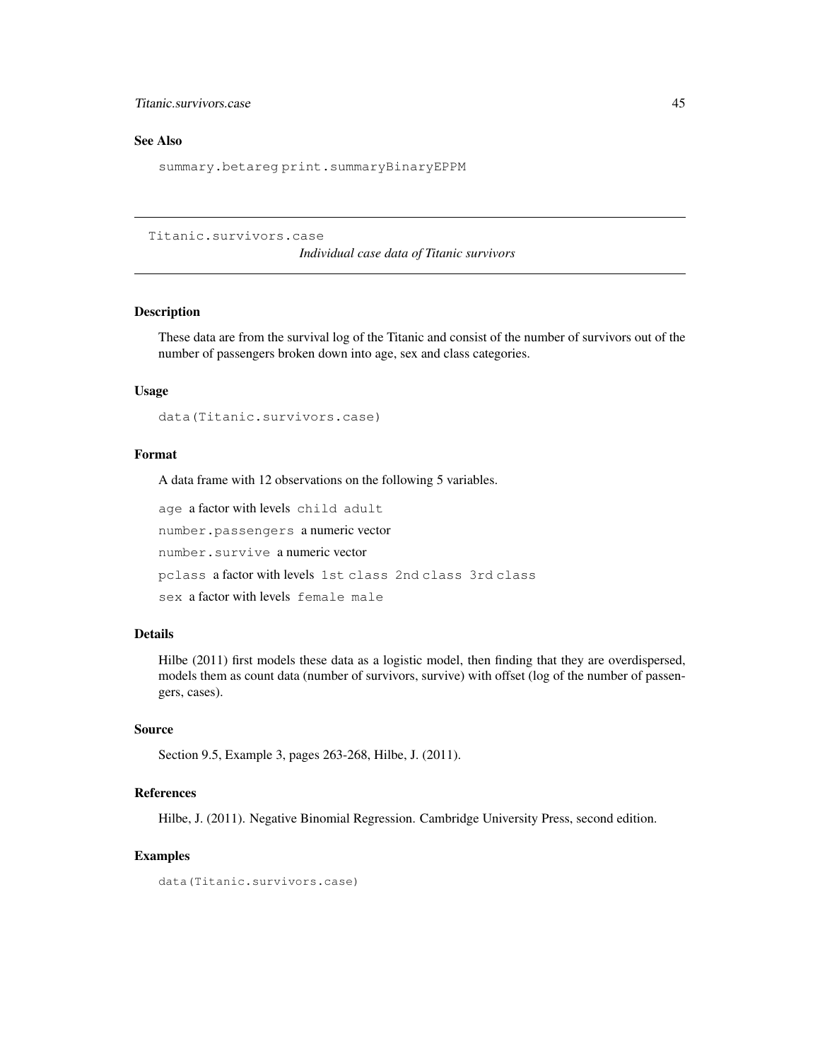## See Also

`summary.betareg` `print.summaryBinaryEPPM`

---

# Titanic.survivors.case *Individual case data of Titanic survivors*

---

## Description

These data are from the survival log of the Titanic and consist of the number of survivors out of the number of passengers broken down into age, sex and class categories.

## Usage

```
data(Titanic.survivors.case)
```

## Format

A data frame with 12 observations on the following 5 variables.

`age` a factor with levels `child` `adult`

`number.passengers` a numeric vector

`number.survive` a numeric vector

`pclass` a factor with levels `1st class` `2nd class` `3rd class`

`sex` a factor with levels `female` `male`

## Details

Hilbe (2011) first models these data as a logistic model, then finding that they are overdispersed, models them as count data (number of survivors, survive) with offset (log of the number of passengers, cases).

## Source

Section 9.5, Example 3, pages 263-268, Hilbe, J. (2011).

## References

Hilbe, J. (2011). Negative Binomial Regression. Cambridge University Press, second edition.

## Examples

```
data(Titanic.survivors.case)
```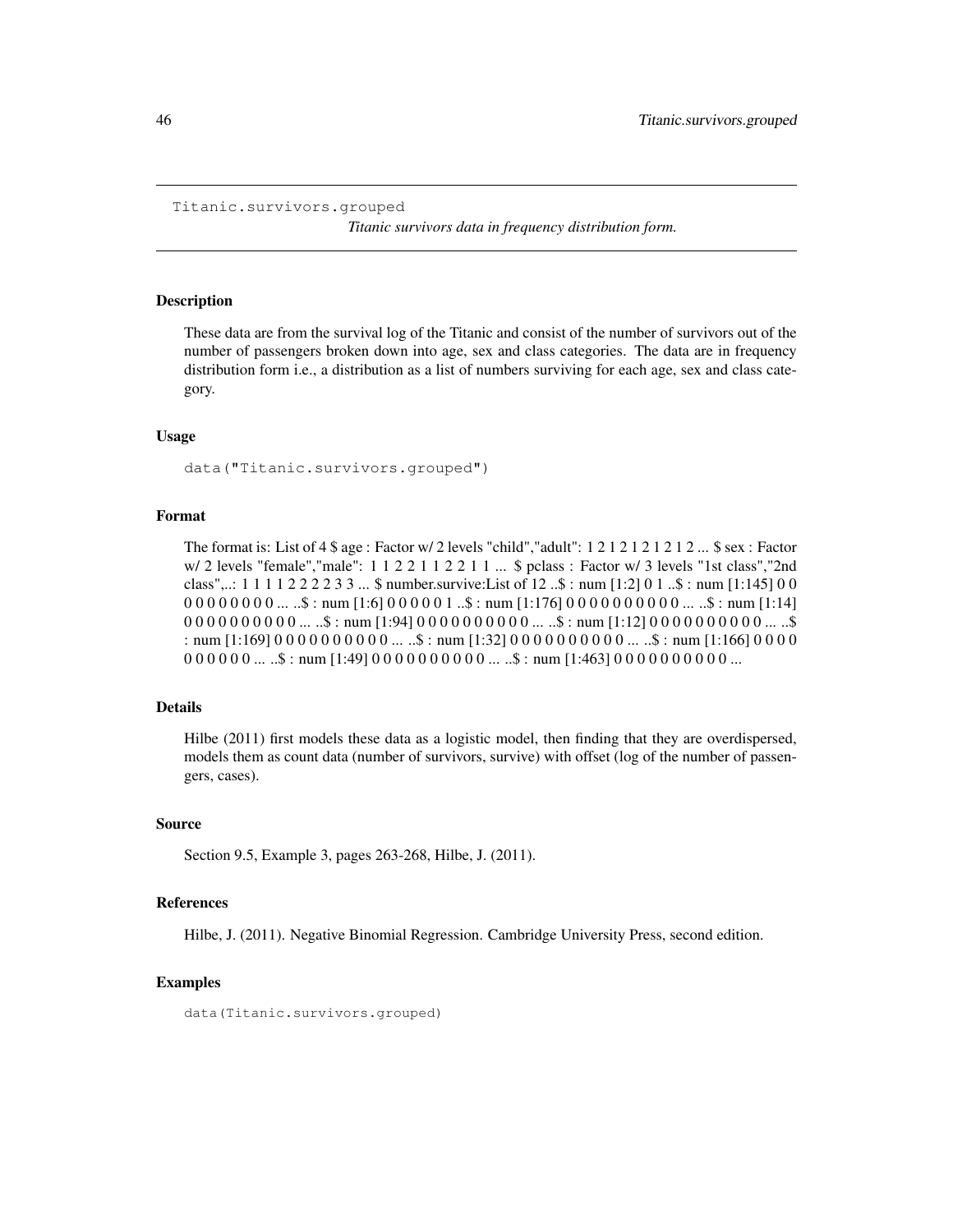Titanic.survivors.grouped *Titanic survivors data in frequency distribution form.*

## Description

These data are from the survival log of the Titanic and consist of the number of survivors out of the number of passengers broken down into age, sex and class categories. The data are in frequency distribution form i.e., a distribution as a list of numbers surviving for each age, sex and class category.

## Usage

```
data("Titanic.survivors.grouped")
```

## Format

The format is: List of 4 $ age : Factor w/ 2 levels "child","adult": 1 2 1 2 1 2 1 2 1 2 ... $ sex : Factor w/ 2 levels "female","male": 1 1 2 2 1 1 2 2 1 1 ... $ pclass : Factor w/ 3 levels "1st class","2nd class",..: 1 1 1 1 2 2 2 2 3 3 ... $ number.survive:List of 12 ..$ : num [1:2] 0 1 ..$ : num [1:145] 0 0 0 0 0 0 0 0 0 0 ... ..$ : num [1:6] 0 0 0 0 0 1 ..$ : num [1:176] 0 0 0 0 0 0 0 0 0 0 ... ..$ : num [1:14] 0 0 0 0 0 0 0 0 0 0 ... ..$ : num [1:94] 0 0 0 0 0 0 0 0 0 0 ... ..$ : num [1:12] 0 0 0 0 0 0 0 0 0 0 ... ..$ : num [1:169] 0 0 0 0 0 0 0 0 0 0 ... ..$ : num [1:32] 0 0 0 0 0 0 0 0 0 0 ... ..$ : num [1:166] 0 0 0 0 0 0 0 0 0 0 ... ..$ : num [1:49] 0 0 0 0 0 0 0 0 0 0 ... ..$ : num [1:463] 0 0 0 0 0 0 0 0 0 0 ...

## Details

Hilbe (2011) first models these data as a logistic model, then finding that they are overdispersed, models them as count data (number of survivors, survive) with offset (log of the number of passengers, cases).

## Source

Section 9.5, Example 3, pages 263-268, Hilbe, J. (2011).

## References

Hilbe, J. (2011). Negative Binomial Regression. Cambridge University Press, second edition.

## Examples

```
data(Titanic.survivors.grouped)
```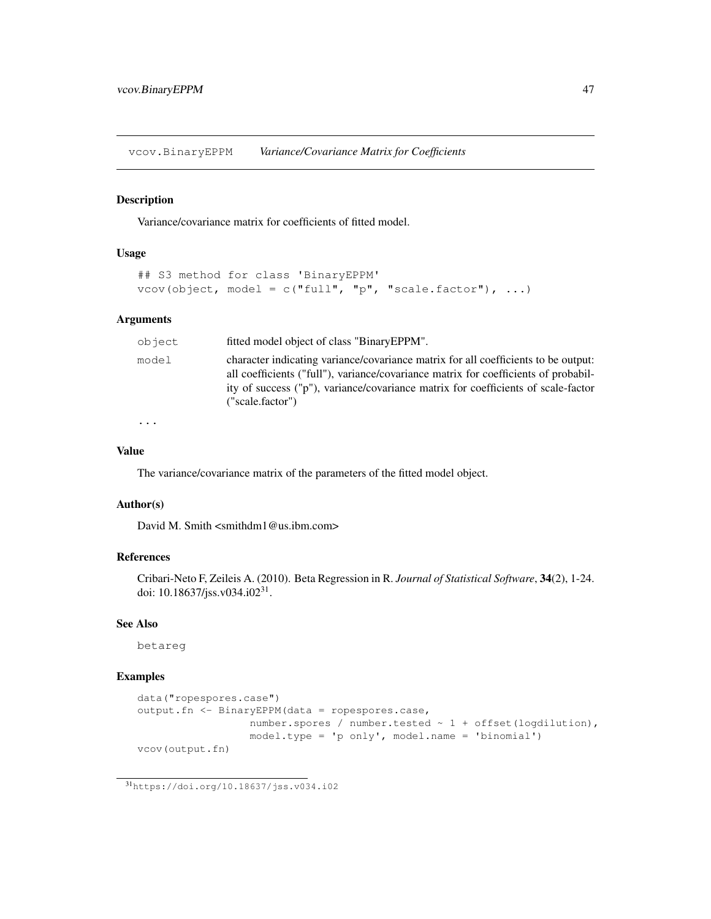vcov.BinaryEPPM *Variance/Covariance Matrix for Coefficients*

## Description

Variance/covariance matrix for coefficients of fitted model.

## Usage

```
## S3 method for class 'BinaryEPPM'
vcov(object, model = c("full", "p", "scale.factor"), ...)
```

## Arguments

| | |
|---|---|
| object | fitted model object of class "BinaryEPPM". |
| model | character indicating variance/covariance matrix for all coefficients to be output: all coefficients ("full"), variance/covariance matrix for coefficients of probability of success ("p"), variance/covariance matrix for coefficients of scale-factor ("scale.factor") |
| ... | |

## Value

The variance/covariance matrix of the parameters of the fitted model object.

## Author(s)

David M. Smith <smithdm1@us.ibm.com>

## References

Cribari-Neto F, Zeileis A. (2010). Beta Regression in R. *Journal of Statistical Software*, **34**(2), 1-24. doi: 10.18637/jss.v034.i02[31].

## See Also

betareg

## Examples

```
data("ropespores.case")
output.fn <- BinaryEPPM(data = ropespores.case,
                   number.spores / number.tested ~ 1 + offset(logdilution),
                   model.type = 'p only', model.name = 'binomial')
vcov(output.fn)
```

[31] https://doi.org/10.18637/jss.v034.i02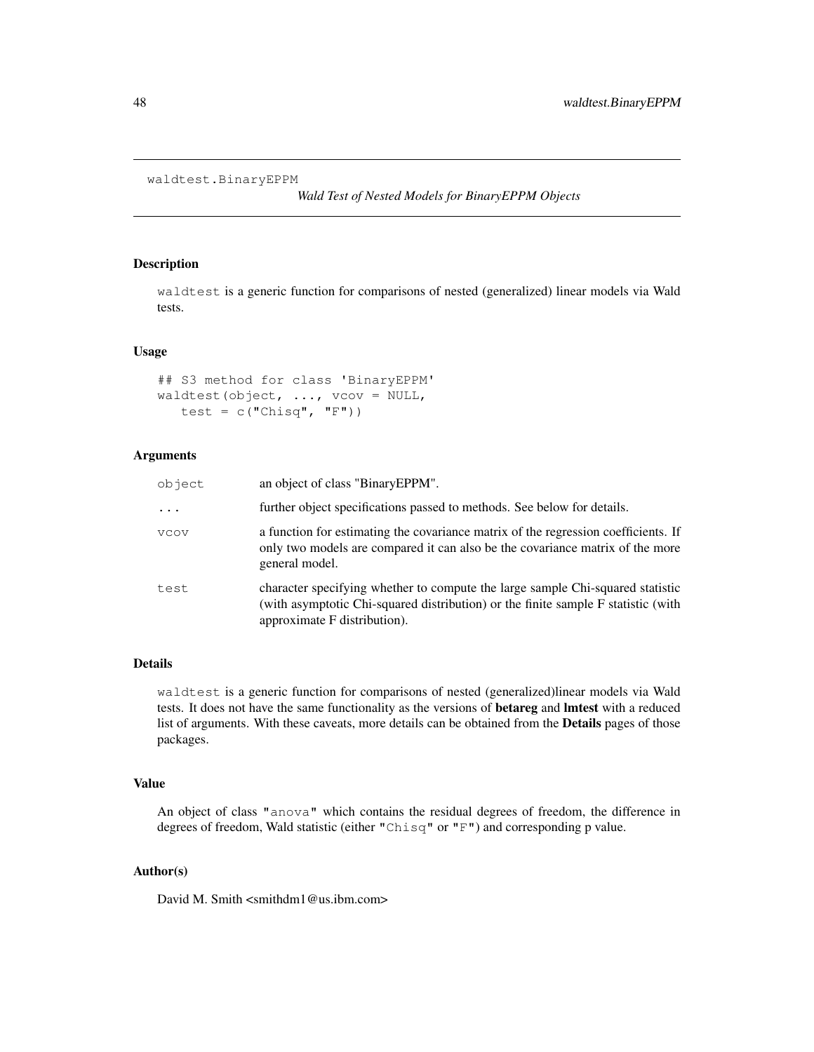```
waldtest.BinaryEPPM
```

*Wald Test of Nested Models for BinaryEPPM Objects*

### Description

`waldtest` is a generic function for comparisons of nested (generalized) linear models via Wald tests.

### Usage

```
## S3 method for class 'BinaryEPPM'
waldtest(object, ..., vcov = NULL,
   test = c("Chisq", "F"))
```

### Arguments

| | |
|---|---|
| `object` | an object of class "BinaryEPPM". |
| `...` | further object specifications passed to methods. See below for details. |
| `vcov` | a function for estimating the covariance matrix of the regression coefficients. If only two models are compared it can also be the covariance matrix of the more general model. |
| `test` | character specifying whether to compute the large sample Chi-squared statistic (with asymptotic Chi-squared distribution) or the finite sample F statistic (with approximate F distribution). |

### Details

`waldtest` is a generic function for comparisons of nested (generalized)linear models via Wald tests. It does not have the same functionality as the versions of **betareg** and **lmtest** with a reduced list of arguments. With these caveats, more details can be obtained from the **Details** pages of those packages.

### Value

An object of class `"anova"` which contains the residual degrees of freedom, the difference in degrees of freedom, Wald statistic (either `"Chisq"` or `"F"`) and corresponding p value.

### Author(s)

David M. Smith <smithdm1@us.ibm.com>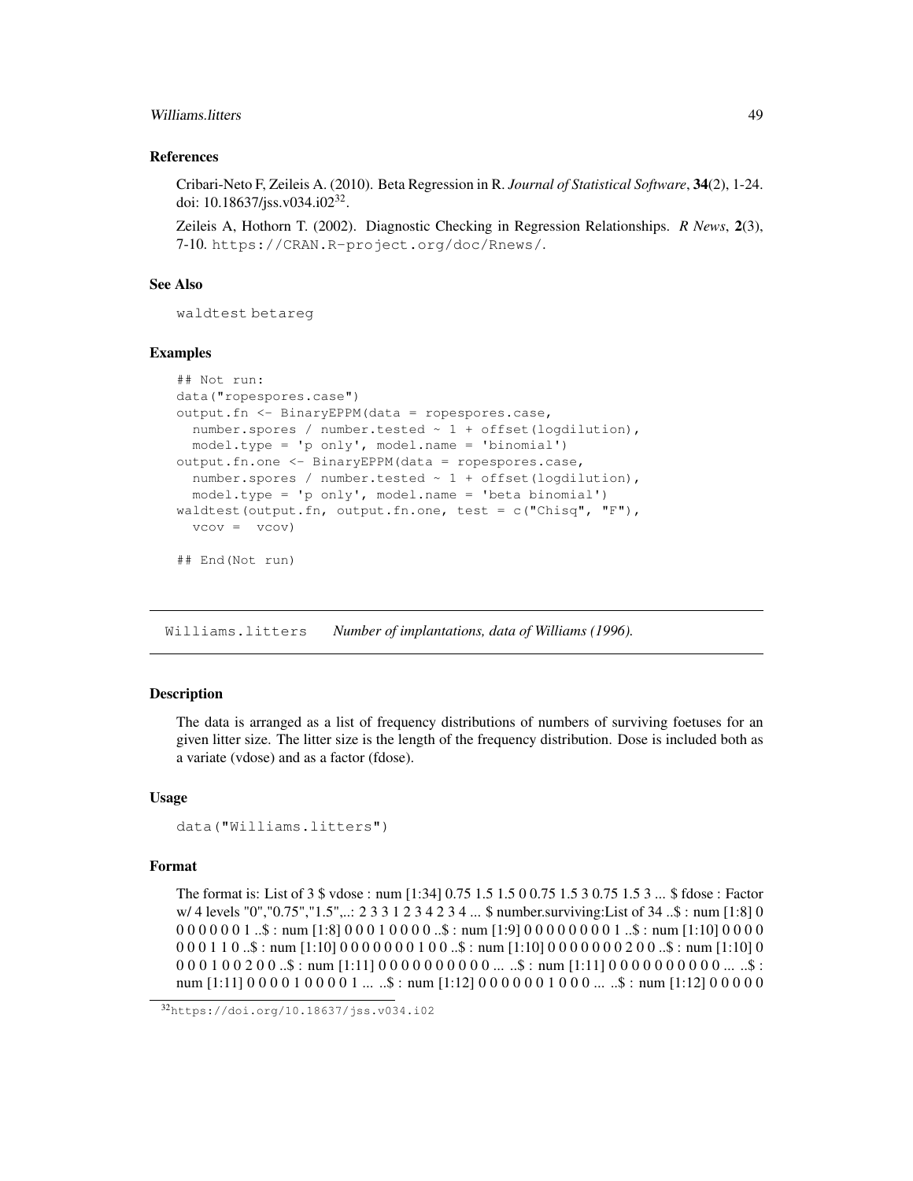### References

Cribari-Neto F, Zeileis A. (2010). Beta Regression in R. *Journal of Statistical Software*, **34**(2), 1-24. doi: 10.18637/jss.v034.i02[32].

Zeileis A, Hothorn T. (2002). Diagnostic Checking in Regression Relationships. *R News*, **2**(3), 7-10. https://CRAN.R-project.org/doc/Rnews/.

### See Also

waldtest betareg

### Examples

```
## Not run:
data("ropespores.case")
output.fn <- BinaryEPPM(data = ropespores.case,
  number.spores / number.tested ~ 1 + offset(logdilution),
  model.type = 'p only', model.name = 'binomial')
output.fn.one <- BinaryEPPM(data = ropespores.case,
  number.spores / number.tested ~ 1 + offset(logdilution),
  model.type = 'p only', model.name = 'beta binomial')
waldtest(output.fn, output.fn.one, test = c("Chisq", "F"),
  vcov =  vcov)

## End(Not run)
```

---

## Williams.litters — *Number of implantations, data of Williams (1996).*

### Description

The data is arranged as a list of frequency distributions of numbers of surviving foetuses for an given litter size. The litter size is the length of the frequency distribution. Dose is included both as a variate (vdose) and as a factor (fdose).

### Usage

```
data("Williams.litters")
```

### Format

The format is: List of 3 $ vdose : num [1:34] 0.75 1.5 1.5 0 0.75 1.5 3 0.75 1.5 3 ... $ fdose : Factor w/ 4 levels "0","0.75","1.5",..: 2 3 3 1 2 3 4 2 3 4 ... $ number.surviving:List of 34 ..$ : num [1:8] 0 0 0 0 0 0 0 1 ..$ : num [1:8] 0 0 0 1 0 0 0 0 ..$ : num [1:9] 0 0 0 0 0 0 0 0 1 ..$ : num [1:10] 0 0 0 0 0 0 0 1 1 0 ..$ : num [1:10] 0 0 0 0 0 0 0 1 0 0 ..$ : num [1:10] 0 0 0 0 0 0 0 2 0 0 ..$ : num [1:10] 0 0 0 0 1 0 0 2 0 0 ..$ : num [1:11] 0 0 0 0 0 0 0 0 0 0 ... ..$ : num [1:11] 0 0 0 0 0 0 0 0 0 0 ... ..$ : num [1:11] 0 0 0 0 1 0 0 0 0 1 ... ..$ : num [1:12] 0 0 0 0 0 0 1 0 0 0 ... ..$ : num [1:12] 0 0 0 0 0

[32] https://doi.org/10.18637/jss.v034.i02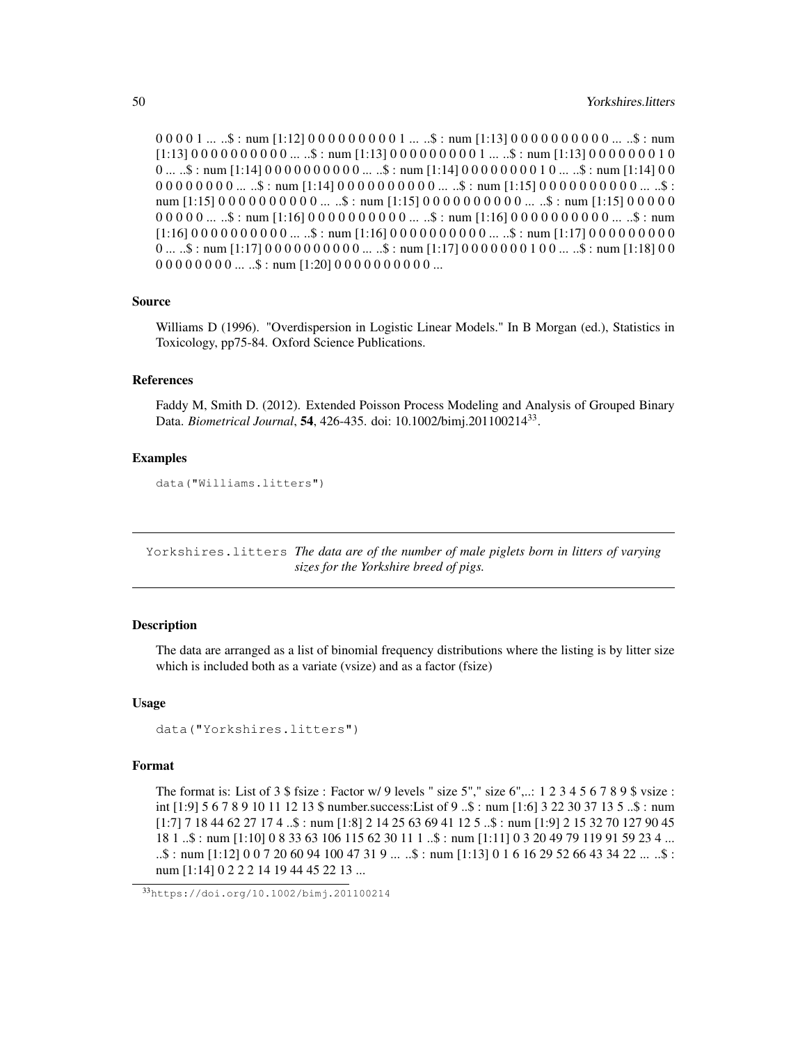0 0 0 0 1 ... ..$ : num [1:12] 0 0 0 0 0 0 0 0 0 0 1 ... ..$ : num [1:13] 0 0 0 0 0 0 0 0 0 0 0 ... ..$ : num [1:13] 0 0 0 0 0 0 0 0 0 0 0 ... ..$ : num [1:13] 0 0 0 0 0 0 0 0 0 0 1 ... ..$ : num [1:13] 0 0 0 0 0 0 0 0 1 0 0 ... ..$ : num [1:14] 0 0 0 0 0 0 0 0 0 0 0 ... ..$ : num [1:14] 0 0 0 0 0 0 0 0 0 1 0 ... ..$ : num [1:14] 0 0 0 0 0 0 0 0 0 0 0 ... ..$ : num [1:14] 0 0 0 0 0 0 0 0 0 0 0 ... ..$ : num [1:15] 0 0 0 0 0 0 0 0 0 0 0 ... ..$ : num [1:15] 0 0 0 0 0 0 0 0 0 0 0 ... ..$ : num [1:15] 0 0 0 0 0 0 0 0 0 0 0 ... ..$ : num [1:15] 0 0 0 0 0 0 0 0 0 0 0 ... ..$ : num [1:16] 0 0 0 0 0 0 0 0 0 0 0 ... ..$ : num [1:16] 0 0 0 0 0 0 0 0 0 0 0 ... ..$ : num [1:16] 0 0 0 0 0 0 0 0 0 0 0 ... ..$ : num [1:16] 0 0 0 0 0 0 0 0 0 0 0 ... ..$ : num [1:17] 0 0 0 0 0 0 0 0 0 0 ... ..$ : num [1:17] 0 0 0 0 0 0 0 0 0 0 0 ... ..$ : num [1:17] 0 0 0 0 0 0 0 0 1 0 0 ... ..$ : num [1:18] 0 0 0 0 0 0 0 0 0 0 0 ... ..$ : num [1:20] 0 0 0 0 0 0 0 0 0 0 0 ...

### Source

Williams D (1996). "Overdispersion in Logistic Linear Models." In B Morgan (ed.), Statistics in Toxicology, pp75-84. Oxford Science Publications.

### References

Faddy M, Smith D. (2012). Extended Poisson Process Modeling and Analysis of Grouped Binary Data. *Biometrical Journal*, **54**, 426-435. doi: 10.1002/bimj.201100214[33].

### Examples

```
data("Williams.litters")
```

---

## Yorkshires.litters *The data are of the number of male piglets born in litters of varying sizes for the Yorkshire breed of pigs.*

---

### Description

The data are arranged as a list of binomial frequency distributions where the listing is by litter size which is included both as a variate (vsize) and as a factor (fsize)

### Usage

```
data("Yorkshires.litters")
```

### Format

The format is: List of 3 $ fsize : Factor w/ 9 levels " size 5"," size 6",..: 1 2 3 4 5 6 7 8 9 $ vsize : int [1:9] 5 6 7 8 9 10 11 12 13 $ number.success:List of 9 ..$ : num [1:6] 3 22 30 37 13 5 ..$ : num [1:7] 7 18 44 62 27 17 4 ..$ : num [1:8] 2 14 25 63 69 41 12 5 ..$ : num [1:9] 2 15 32 70 127 90 45 18 1 ..$ : num [1:10] 0 8 33 63 106 115 62 30 11 1 ..$ : num [1:11] 0 3 20 49 79 119 91 59 23 4 ... ..$ : num [1:12] 0 0 7 20 60 94 100 47 31 9 ... ..$ : num [1:13] 0 1 6 16 29 52 66 43 34 22 ... ..$ : num [1:14] 0 2 2 2 14 19 44 45 22 13 ...

[33] https://doi.org/10.1002/bimj.201100214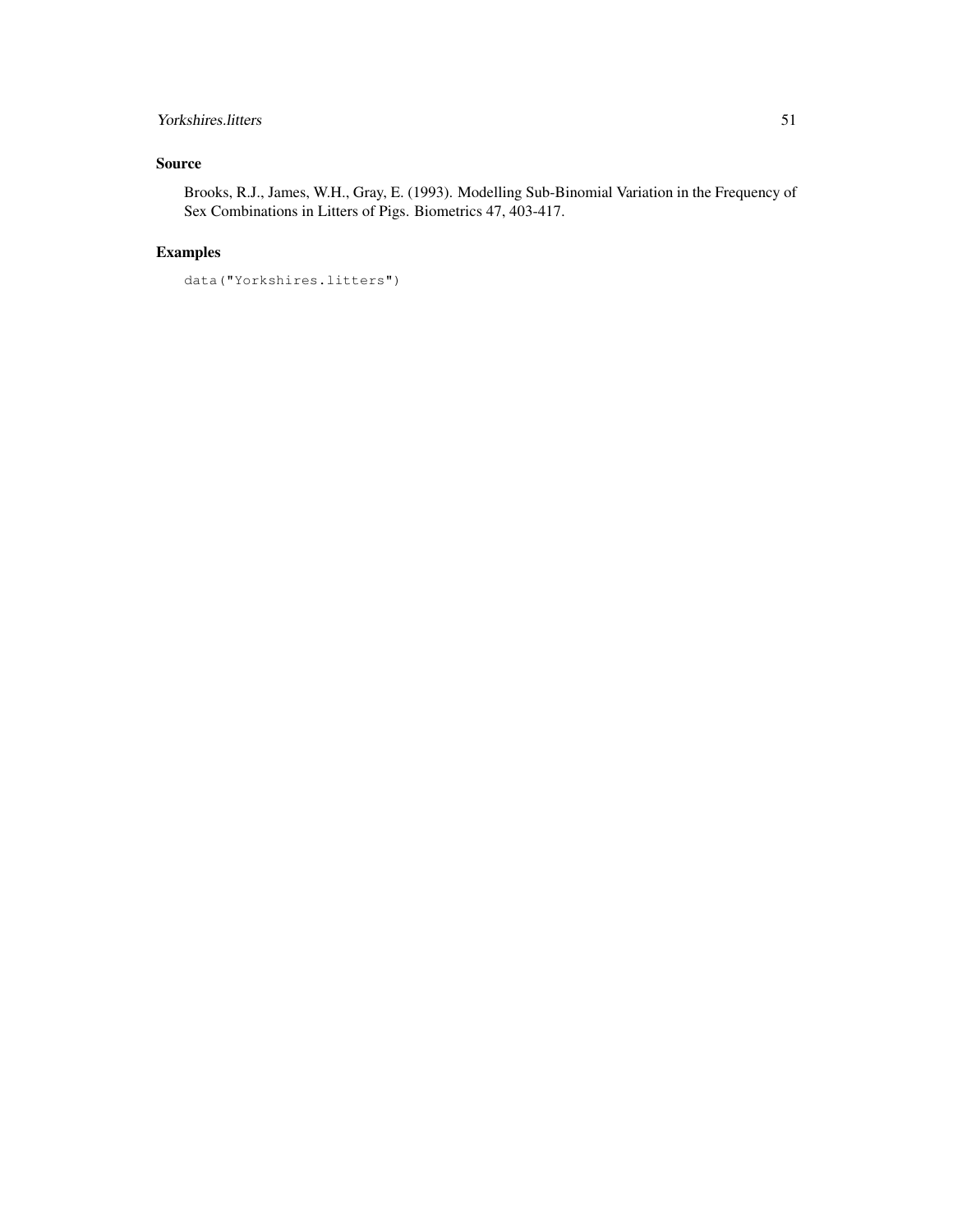## Source

Brooks, R.J., James, W.H., Gray, E. (1993). Modelling Sub-Binomial Variation in the Frequency of Sex Combinations in Litters of Pigs. Biometrics 47, 403-417.

## Examples

```
data("Yorkshires.litters")
```